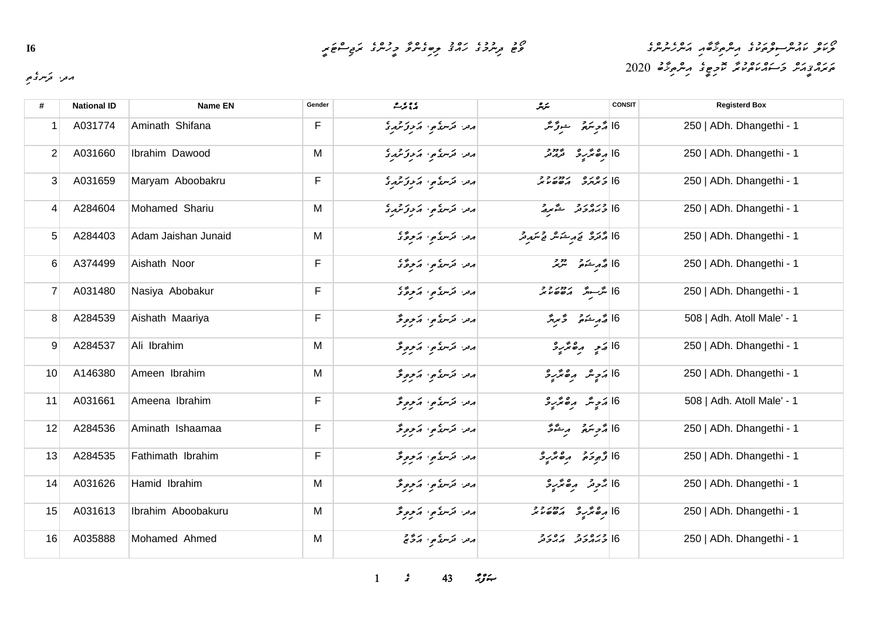# ވޯޓަރުންގެ ނަން ތަކާއި ގޮތް ތަކާއިބެހޭ ވޯޓަރުންގެ ލިސްޓު

ރާއްޖޭގައި ރަށުތަކާއި ސިޓީތަކުގެ ކައުންސިލްތަކަށް ހޮވުމުގެ އިންތިޚާބު 2020

I6

އދ. ދަނގެތި

| # | National ID | Name EN | Gender | ޑެކޯޑް | ނަން | CONSIT | Registerd Box |
|---|---|---|---|---|---|---|---|
| 1 | A031774 | Aminath Shifana | F | އދ. ދަނގެތި، އަލިވަށްދޮށުގެ | އާމިނަތު ޝިފާނާ | I6 | 250 \| ADh. Dhangethi - 1 |
| 2 | A031660 | Ibrahim Dawood | M | އދ. ދަނގެތި، އަލިވަށްދޮށުގެ | އިބްރާހީމް ދާއޫދު | I6 | 250 \| ADh. Dhangethi - 1 |
| 3 | A031659 | Maryam Aboobakru | F | އދ. ދަނގެތި، އަލިވަށްދޮށުގެ | މަރްޔަމް އަބޫބަކުރު | I6 | 250 \| ADh. Dhangethi - 1 |
| 4 | A284604 | Mohamed Shariu | M | އދ. ދަނގެތި، އަލިވަށްދޮށުގެ | މުޙައްމަދު ޝާރިޢު | I6 | 250 \| ADh. Dhangethi - 1 |
| 5 | A284403 | Adam Jaishan Junaid | M | އދ. ދަނގެތި، އަލިވާގޭ | އާދަމް ޖައިޝަން ޖުނައިދު | I6 | 250 \| ADh. Dhangethi - 1 |
| 6 | A374499 | Aishath Noor | F | އދ. ދަނގެތި، އަލިވާގޭ | އާއިޝަތު ނޫރު | I6 | 250 \| ADh. Dhangethi - 1 |
| 7 | A031480 | Nasiya Abobakur | F | އދ. ދަނގެތި، އަލިވާގޭ | ނާސިޔާ އަބޫބަކުރު | I6 | 250 \| ADh. Dhangethi - 1 |
| 8 | A284539 | Aishath Maariya | F | އދ. ދަނގެތި، އަލިވިލާ | އާއިޝަތު މާރިޔާ | I6 | 508 \| Adh. Atoll Male' - 1 |
| 9 | A284537 | Ali Ibrahim | M | އދ. ދަނގެތި، އަލިވިލާ | އަލި އިބްރާހީމް | I6 | 250 \| ADh. Dhangethi - 1 |
| 10 | A146380 | Ameen Ibrahim | M | އދ. ދަނގެތި، އަލިވިލާ | އަމީން އިބްރާހީމް | I6 | 250 \| ADh. Dhangethi - 1 |
| 11 | A031661 | Ameena Ibrahim | F | އދ. ދަނގެތި، އަލިވިލާ | އަމީނާ އިބްރާހީމް | I6 | 508 \| Adh. Atoll Male' - 1 |
| 12 | A284536 | Aminath Ishaamaa | F | އދ. ދަނގެތި، އަލިވިލާ | އާމިނަތު އިޝާމާ | I6 | 250 \| ADh. Dhangethi - 1 |
| 13 | A284535 | Fathimath Ibrahim | F | އދ. ދަނގެތި، އަލިވިލާ | ފާތިމަތު އިބްރާހީމް | I6 | 250 \| ADh. Dhangethi - 1 |
| 14 | A031626 | Hamid Ibrahim | M | އދ. ދަނގެތި، އަލިވިލާ | ހާމިދު އިބްރާހީމް | I6 | 250 \| ADh. Dhangethi - 1 |
| 15 | A031613 | Ibrahim Aboobakuru | M | އދ. ދަނގެތި، އަލިވިލާ | އިބްރާހީމް އަބޫބަކުރު | I6 | 250 \| ADh. Dhangethi - 1 |
| 16 | A035888 | Mohamed Ahmed | M | އދ. ދަނގެތި، އަމާޒު | މުޙައްމަދު އަޙްމަދު | I6 | 250 \| ADh. Dhangethi - 1 |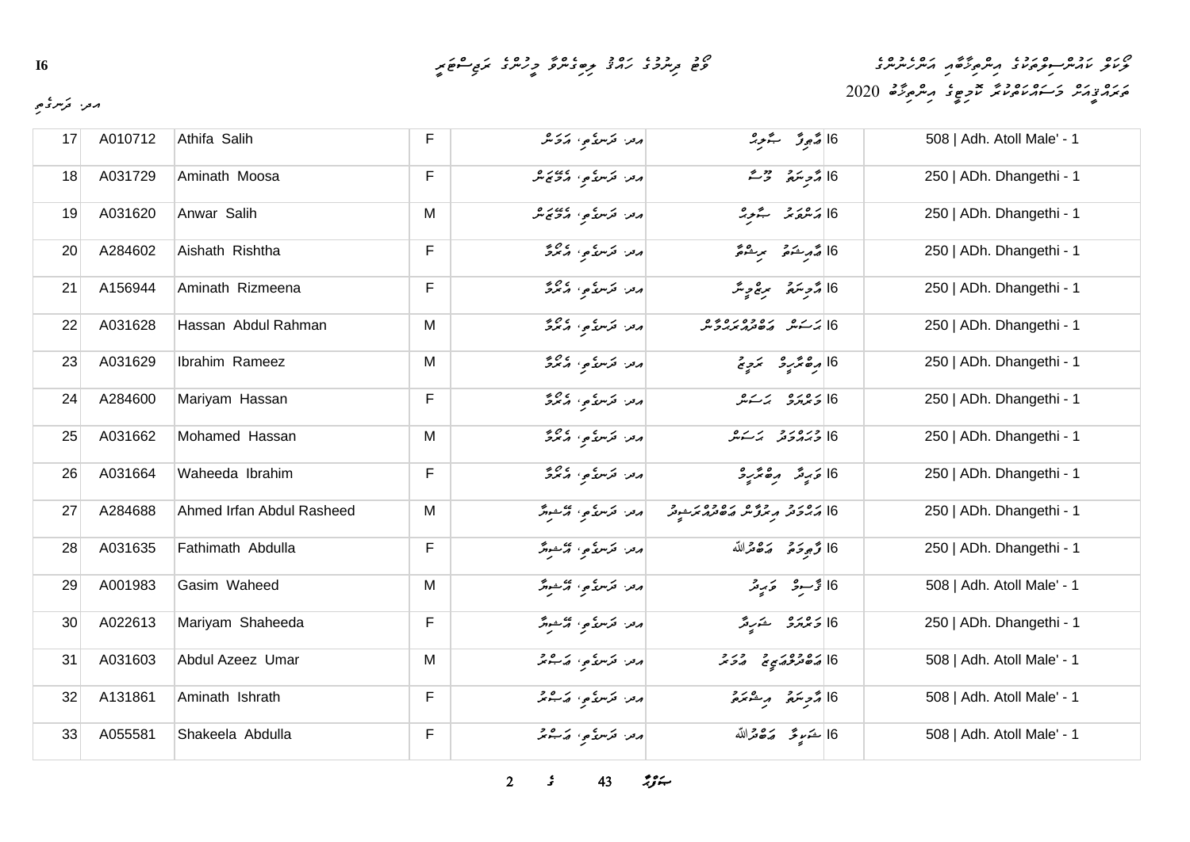| 17 | A010712 | Athifa Salih | F | ގދ. ދަނގެތި، އަމަން | I6 އާތިފާ ސާލިހު | 508 \| Adh. Atoll Male' - 1 |
|---|---|---|---|---|---|---|
| 18 | A031729 | Aminath Moosa | F | ގދ. ދަނގެތި، އޯގަނޫން | I6 އާމިނަތު މޫސާ | 250 \| ADh. Dhangethi - 1 |
| 19 | A031620 | Anwar Salih | M | ގދ. ދަނގެތި، އޯގަނޫން | I6 އަންވަރު ސާލިހު | 250 \| ADh. Dhangethi - 1 |
| 20 | A284602 | Aishath Rishtha | F | ގދ. ދަނގެތި، އަރުމާ | I6 އާއިޝަތު ރިޝްތާ | 250 \| ADh. Dhangethi - 1 |
| 21 | A156944 | Aminath Rizmeena | F | ގދ. ދަނގެތި، އަރުމާ | I6 އާމިނަތު ރިޒްމީނާ | 250 \| ADh. Dhangethi - 1 |
| 22 | A031628 | Hassan Abdul Rahman | M | ގދ. ދަނގެތި، އަރުމާ | I6 ހަސަން އަބްދުއްރަޙްމާން | 250 \| ADh. Dhangethi - 1 |
| 23 | A031629 | Ibrahim Rameez | M | ގދ. ދަނގެތި، އަރުމާ | I6 އިބްރާހީމް ރަމީޒް | 250 \| ADh. Dhangethi - 1 |
| 24 | A284600 | Mariyam Hassan | F | ގދ. ދަނގެތި، އަރުމާ | I6 މަރިޔަމް ހަސަން | 250 \| ADh. Dhangethi - 1 |
| 25 | A031662 | Mohamed Hassan | M | ގދ. ދަނގެތި، އަރުމާ | I6 މުޙައްމަދު ހަސަން | 250 \| ADh. Dhangethi - 1 |
| 26 | A031664 | Waheeda Ibrahim | F | ގދ. ދަނގެތި، އަރުމާ | I6 ވަޙީދާ އިބްރާހީމް | 250 \| ADh. Dhangethi - 1 |
| 27 | A284688 | Ahmed Irfan Abdul Rasheed | M | ގދ. ދަނގެތި، އާޝިޔާ | I6 އަޙްމަދު އިރުފާން އަބްދުއްރަޝީދު | 250 \| ADh. Dhangethi - 1 |
| 28 | A031635 | Fathimath Abdulla | F | ގދ. ދަނގެތި، އާޝިޔާ | I6 ފާތިމަތު އަބްދުﷲ | 250 \| ADh. Dhangethi - 1 |
| 29 | A001983 | Gasim Waheed | M | ގދ. ދަނގެތި، އާޝިޔާ | I6 ޤާސިމް ވަޙީދު | 508 \| Adh. Atoll Male' - 1 |
| 30 | A022613 | Mariyam Shaheeda | F | ގދ. ދަނގެތި، އާޝިޔާ | I6 މަރިޔަމް ޝަހީދާ | 250 \| ADh. Dhangethi - 1 |
| 31 | A031603 | Abdul Azeez Umar | M | ގދ. ދަނގެތި، އަސްރު | I6 އަބްދުލްޢަޒީޒު ޢުމަރު | 508 \| Adh. Atoll Male' - 1 |
| 32 | A131861 | Aminath Ishrath | F | ގދ. ދަނގެތި، އަސްރު | I6 އާމިނަތު އިޝްރަތު | 508 \| Adh. Atoll Male' - 1 |
| 33 | A055581 | Shakeela Abdulla | F | ގދ. ދަނގެތި، އަސްރު | I6 ޝަކީލާ އަބްދުﷲ | 508 \| Adh. Atoll Male' - 1 |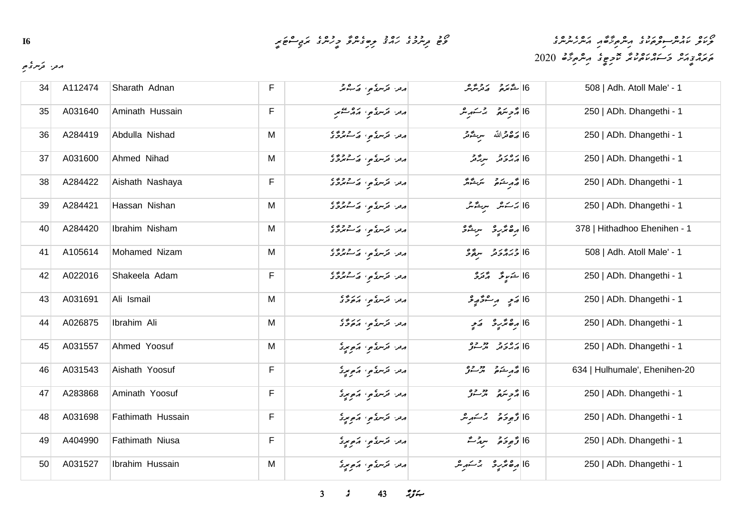ޢދ. ދަނގެތި

| 34 | A112474 | Sharath Adnan | F | އދ. ދަނގެތި، ޗަސްބޮރު | ޝަރަތު އަދުނާން I6 | 508 \| Adh. Atoll Male' - 1 |
|---|---|---|---|---|---|---|
| 35 | A031640 | Aminath Hussain | F | އދ. ދަނގެތި، އައުޓްކަރ | އާމިނަތު ހުސައިން I6 | 250 \| ADh. Dhangethi - 1 |
| 36 | A284419 | Abdulla Nishad | M | އދ. ދަނގެތި، ޑަސްޓަރޑޭލް | އަބްދުﷲ ނިޝާދު I6 | 250 \| ADh. Dhangethi - 1 |
| 37 | A031600 | Ahmed Nihad | M | އދ. ދަނގެތި، ޑަސްޓަރޑޭލް | އަޙްމަދު ނިހާދު I6 | 250 \| ADh. Dhangethi - 1 |
| 38 | A284422 | Aishath Nashaya | F | އދ. ދަނގެތި، ޑަސްޓަރޑޭލް | އާއިޝަތު ނަޝާޔާ I6 | 250 \| ADh. Dhangethi - 1 |
| 39 | A284421 | Hassan Nishan | M | އދ. ދަނގެތި، ޑަސްޓަރޑޭލް | ހަސަން ނިޝާން I6 | 250 \| ADh. Dhangethi - 1 |
| 40 | A284420 | Ibrahim Nisham | M | އދ. ދަނގެތި، ޑަސްޓަރޑޭލް | އިބްރާހީމް ނިޝާމް I6 | 378 \| Hithadhoo Ehenihen - 1 |
| 41 | A105614 | Mohamed Nizam | M | އދ. ދަނގެތި، ޑަސްޓަރޑޭލް | މުޙައްމަދު ނިޒާމް I6 | 508 \| Adh. Atoll Male' - 1 |
| 42 | A022016 | Shakeela Adam | F | އދ. ދަނގެތި، ޑަސްޓަރޑޭލް | ޝަކީލާ އާދަމް I6 | 250 \| ADh. Dhangethi - 1 |
| 43 | A031691 | Ali Ismail | M | އދ. ދަނގެތި، އަރަވާގެ | ޢަލީ އިސްމާޢީލް I6 | 250 \| ADh. Dhangethi - 1 |
| 44 | A026875 | Ibrahim Ali | M | އދ. ދަނގެތި، އަރަވާގެ | އިބްރާހީމް ޢަލީ I6 | 250 \| ADh. Dhangethi - 1 |
| 45 | A031557 | Ahmed Yoosuf | M | އދ. ދަނގެތި، އަލިރީގެ | އަޙްމަދު ޔޫސުފް I6 | 250 \| ADh. Dhangethi - 1 |
| 46 | A031543 | Aishath Yoosuf | F | އދ. ދަނގެތި، އަލިރީގެ | އާއިޝަތު ޔޫސުފް I6 | 634 \| Hulhumale', Ehenihen-20 |
| 47 | A283868 | Aminath Yoosuf | F | އދ. ދަނގެތި، އަލިރީގެ | އާމިނަތު ޔޫސުފް I6 | 250 \| ADh. Dhangethi - 1 |
| 48 | A031698 | Fathimath Hussain | F | އދ. ދަނގެތި، އަލިރީގެ | ފާތިމަތު ހުސައިން I6 | 250 \| ADh. Dhangethi - 1 |
| 49 | A404990 | Fathimath Niusa | F | އދ. ދަނގެތި، އަލިރީގެ | ފާތިމަތު ނިއުސާ I6 | 250 \| ADh. Dhangethi - 1 |
| 50 | A031527 | Ibrahim Hussain | M | އދ. ދަނގެތި، އަލިރީގެ | އިބްރާހީމް ހުސައިން I6 | 250 \| ADh. Dhangethi - 1 |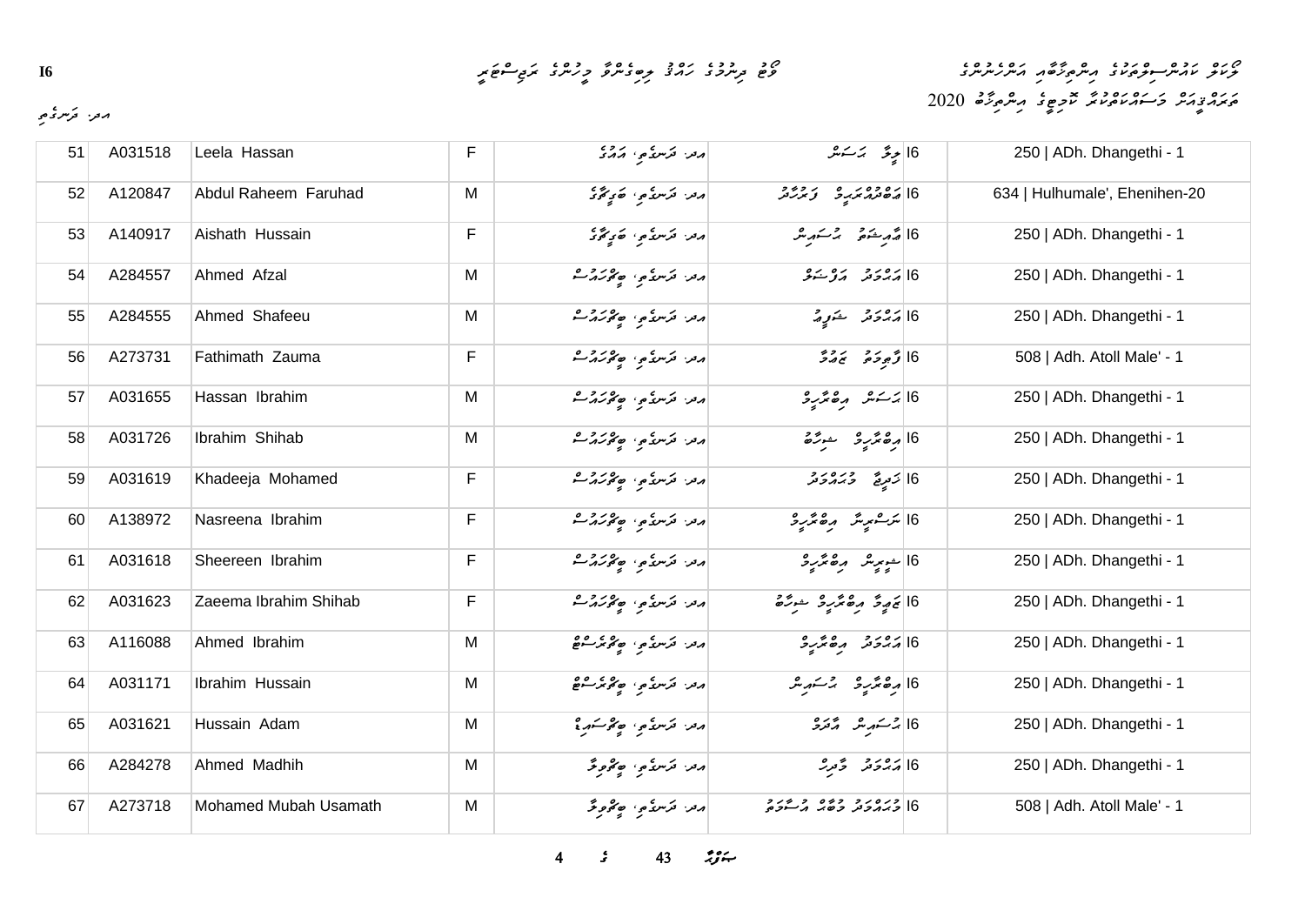| 51 | A031518 | Leela Hassan | F | مدر. ترسوعي، مرمزی | I6 مِرِدَّ بَرَسَسْ | 250 \| ADh. Dhangethi - 1 |
|---|---|---|---|---|---|---|
| 52 | A120847 | Abdul Raheem Faruhad | M | مدر. ترسوعي، ځږې | I6 مەھەرمەترىرو زىرگەنز | 634 \| Hulhumale', Ehenihen-20 |
| 53 | A140917 | Aishath Hussain | F | مدر. ترسوعي، ځږې | I6 مَّەرىشەھ برگىسەر شر | 250 \| ADh. Dhangethi - 1 |
| 54 | A284557 | Ahmed Afzal | M | مدر. ترسوعي، ھۇرەر م | I6 مەرەبەر مەرۋىسەنى | 250 \| ADh. Dhangethi - 1 |
| 55 | A284555 | Ahmed Shafeeu | M | مدر. ترسوعي، ھۇرەر م | I6 مەرەبەر ئىشەر ۋ | 250 \| ADh. Dhangethi - 1 |
| 56 | A273731 | Fathimath Zauma | F | مدر. ترسوعي، ھۇرەر م | I6 ژُجِرَدَ بِیَرْدُّ | 508 \| Adh. Atoll Male' - 1 |
| 57 | A031655 | Hassan Ibrahim | M | مدر. ترسوعي، ھۇرەر م | I6 بَرَسَسْ مِرْھُمَّرِیوْ | 250 \| ADh. Dhangethi - 1 |
| 58 | A031726 | Ibrahim Shihab | M | مدر. ترسوعي، ھۇرەر م | I6 مِرْھُمَّرِیوْ ھِرَّھْ | 250 \| ADh. Dhangethi - 1 |
| 59 | A031619 | Khadeeja Mohamed | F | مدر. ترسوعي، ھۇرەر م | I6 زَمِرِيحُ وِرَمْرَوَتَرْ | 250 \| ADh. Dhangethi - 1 |
| 60 | A138972 | Nasreena Ibrahim | F | مدر. ترسوعي، ھۇرەر م | I6 سَرَسْمِرِسَّ مِرْھُمَّرِیوْ | 250 \| ADh. Dhangethi - 1 |
| 61 | A031618 | Sheereen Ibrahim | F | مدر. ترسوعي، ھۇرەر م | I6 ھِيمِرِسْ مِرْھُمَّرِیوْ | 250 \| ADh. Dhangethi - 1 |
| 62 | A031623 | Zaeema Ibrahim Shihab | F | مدر. ترسوعي، ھۇرەر م | I6 يَمِرِوَّ مِرْھُمَّرِیوْ ھِرَّھْ | 250 \| ADh. Dhangethi - 1 |
| 63 | A116088 | Ahmed Ibrahim | M | مدر. ترسوعي، ھۇترسوھ | I6 مَرْدَوَتْرْ مِرْھُمَّرِیوْ | 250 \| ADh. Dhangethi - 1 |
| 64 | A031171 | Ibrahim Hussain | M | مدر. ترسوعي، ھۇترسوھ | I6 مِرْھُمَّرِیوْ بِرْسَمْرِسْ | 250 \| ADh. Dhangethi - 1 |
| 65 | A031621 | Hussain Adam | M | مدر. ترسوعي، ھۇسەرد | I6 بِرْسَمْرِسْ مُرْتَرُدْ | 250 \| ADh. Dhangethi - 1 |
| 66 | A284278 | Ahmed Madhih | M | مدر. ترسوعي، ھۇوگ | I6 مَرْدَوَتْرْ وَّمِرْ | 250 \| ADh. Dhangethi - 1 |
| 67 | A273718 | Mohamed Mubah Usamath | M | مدر. ترسوعي، ھۇوگ | I6 وِرَمْرَوَتَرْ وِھُرْ مِرْسَمَوْ | 508 \| Adh. Atoll Male' - 1 |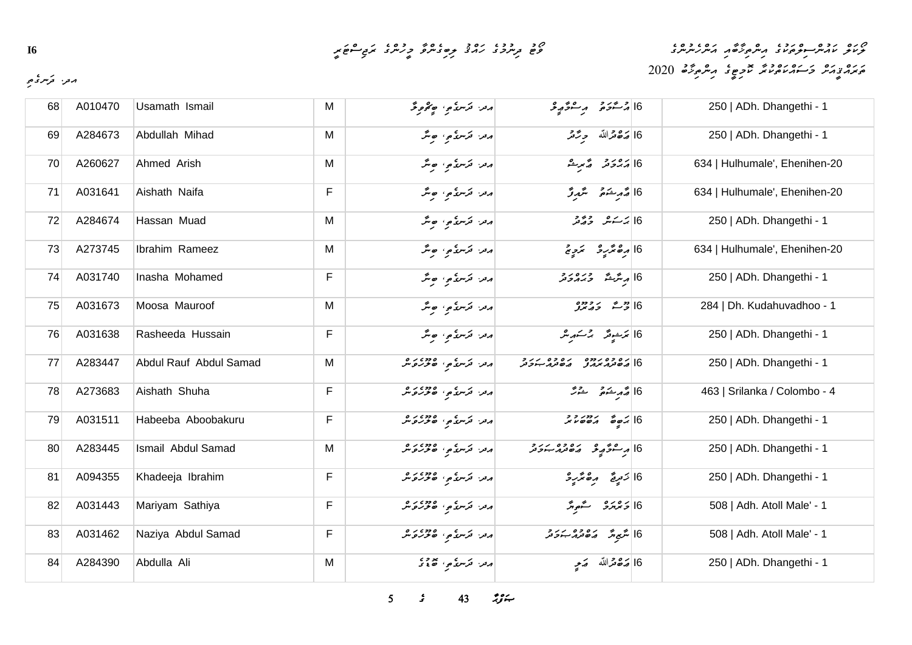| 68 | A010470 | Usamath Ismail | M | އދ. ދަނގެތި، ބީޗްވިލާ | I6 އުސާމަތު އިސްމާއީލް | 250 \| ADh. Dhangethi - 1 |
|---|---|---|---|---|---|---|
| 69 | A284673 | Abdullah Mihad | M | އދ. ދަނގެތި، ބީނާ | I6 އަބްދުﷲ މިހާދު | 250 \| ADh. Dhangethi - 1 |
| 70 | A260627 | Ahmed Arish | M | އދ. ދަނގެތި، ބީނާ | I6 އަހުމަދު އާރިޝް | 634 \| Hulhumale', Ehenihen-20 |
| 71 | A031641 | Aishath Naifa | F | އދ. ދަނގެތި، ބީނާ | I6 އާއިޝަތު ނާއިފާ | 634 \| Hulhumale', Ehenihen-20 |
| 72 | A284674 | Hassan Muad | M | އދ. ދަނގެތި، ބީނާ | I6 ޙަސަން މުއާދު | 250 \| ADh. Dhangethi - 1 |
| 73 | A273745 | Ibrahim Rameez | M | އދ. ދަނގެތި، ބީނާ | I6 އިބްރާހީމް ރަމީޒް | 634 \| Hulhumale', Ehenihen-20 |
| 74 | A031740 | Inasha Mohamed | F | އދ. ދަނގެތި، ބީނާ | I6 އިނާޝާ މުޙައްމަދު | 250 \| ADh. Dhangethi - 1 |
| 75 | A031673 | Moosa Mauroof | M | އދ. ދަނގެތި، ބީނާ | I6 މޫސާ މައުރޫފް | 284 \| Dh. Kudahuvadhoo - 1 |
| 76 | A031638 | Rasheeda Hussain | F | އދ. ދަނގެތި، ބީނާ | I6 ރަޝީދާ ޙުސައިން | 250 \| ADh. Dhangethi - 1 |
| 77 | A283447 | Abdul Rauf Abdul Samad | M | އދ. ދަނގެތި، ބޫގަންވިލާ | I6 އަބްދުއްރަؤފް އަބްދުއްސަމަދު | 250 \| ADh. Dhangethi - 1 |
| 78 | A273683 | Aishath Shuha | F | އދ. ދަނގެތި، ބޫގަންވިލާ | I6 އާއިޝަތު ޝުހާ | 463 \| Srilanka / Colombo - 4 |
| 79 | A031511 | Habeeba Aboobakuru | F | އދ. ދަނގެތި، ބޫގަންވިލާ | I6 ހަބީބާ އަބޫބަކުރު | 250 \| ADh. Dhangethi - 1 |
| 80 | A283445 | Ismail Abdul Samad | M | އދ. ދަނގެތި، ބޫގަންވިލާ | I6 އިސްމާއީލް އަބްދުއްސަމަދު | 250 \| ADh. Dhangethi - 1 |
| 81 | A094355 | Khadeeja Ibrahim | F | އދ. ދަނގެތި، ބޫގަންވިލާ | I6 ޚަދީޖާ އިބްރާހީމް | 250 \| ADh. Dhangethi - 1 |
| 82 | A031443 | Mariyam Sathiya | F | އދ. ދަނގެތި، ބޫގަންވިލާ | I6 މަރިޔަމް ސާތިޔާ | 508 \| Adh. Atoll Male' - 1 |
| 83 | A031462 | Naziya Abdul Samad | F | އދ. ދަނގެތި، ބޫގަންވިލާ | I6 ނާޒިޔާ އަބްދުއްސަމަދު | 508 \| Adh. Atoll Male' - 1 |
| 84 | A284390 | Abdulla Ali | M | އދ. ދަނގެތި، ބޫދޫ | I6 އަބްދުﷲ އަލި | 250 \| ADh. Dhangethi - 1 |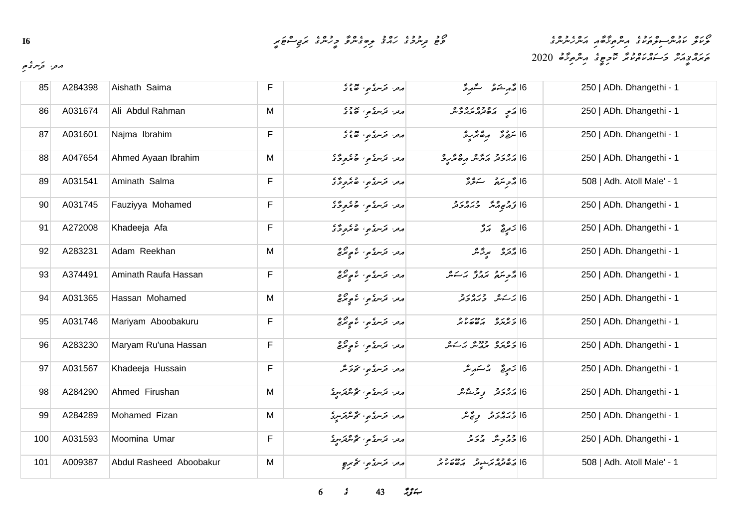| 85 | A284398 | Aishath Saima | F | އދ. ދަނގެތި، ބޯގެ | I6 އާއިޝަތު ސާއިމާ | 250 \| ADh. Dhangethi - 1 |
|---|---|---|---|---|---|---|
| 86 | A031674 | Ali Abdul Rahman | M | އދ. ދަނގެތި، ބޯގެ | I6 އަލި އަބްދުއްރަޙްމާން | 250 \| ADh. Dhangethi - 1 |
| 87 | A031601 | Najma Ibrahim | F | އދ. ދަނގެތި، ބޯގެ | I6 ނަޖްމާ އިބްރާހީމް | 250 \| ADh. Dhangethi - 1 |
| 88 | A047654 | Ahmed Ayaan Ibrahim | M | އދ. ދަނގެތި، ބަރުވާގެ | I6 އަޙްމަދު އަޔާން އިބްރާހީމް | 250 \| ADh. Dhangethi - 1 |
| 89 | A031541 | Aminath Salma | F | އދ. ދަނގެތި، ބަރުވާގެ | I6 އާމިނަތު ސަލްމާ | 508 \| Adh. Atoll Male' - 1 |
| 90 | A031745 | Fauziyya Mohamed | F | އދ. ދަނގެތި، ބަރުވާގެ | I6 ފައުޒިއްޔާ މުޙައްމަދު | 250 \| ADh. Dhangethi - 1 |
| 91 | A272008 | Khadeeja Afa | F | އދ. ދަނގެތި، ބަރުވާގެ | I6 ޚަދީޖާ އަފާ | 250 \| ADh. Dhangethi - 1 |
| 92 | A283231 | Adam Reekhan | M | އދ. ދަނގެތި، ގުލިސްޓަން | I6 އާދަމް ރީޙާން | 250 \| ADh. Dhangethi - 1 |
| 93 | A374491 | Aminath Raufa Hassan | F | އދ. ދަނގެތި، ގުލިސްޓަން | I6 އާމިނަތު ރައުފާ ހަސަން | 250 \| ADh. Dhangethi - 1 |
| 94 | A031365 | Hassan Mohamed | M | އދ. ދަނގެތި، ގުލިސްޓަން | I6 ހަސަން މުޙައްމަދު | 250 \| ADh. Dhangethi - 1 |
| 95 | A031746 | Mariyam Aboobakuru | F | އދ. ދަނގެތި، ގުލިސްޓަން | I6 މަރިޔަމް އަބޫބަކުރު | 250 \| ADh. Dhangethi - 1 |
| 96 | A283230 | Maryam Ru'una Hassan | F | އދ. ދަނގެތި، ގުލިސްޓަން | I6 މަރިޔަމް ރުއޫނާ ހަސަން | 250 \| ADh. Dhangethi - 1 |
| 97 | A031567 | Khadeeja Hussain | F | އދ. ދަނގެތި، ގުލަފަން | I6 ޚަދީޖާ ހުސައިން | 250 \| ADh. Dhangethi - 1 |
| 98 | A284290 | Ahmed Firushan | M | އދ. ދަނގެތި، ގުލްޝަނުގެ | I6 އަޙްމަދު ފިރުޝާން | 250 \| ADh. Dhangethi - 1 |
| 99 | A284289 | Mohamed Fizan | M | އދ. ދަނގެތި، ގުލްޝަނުގެ | I6 މުޙައްމަދު ފިޒާން | 250 \| ADh. Dhangethi - 1 |
| 100 | A031593 | Moomina Umar | F | އދ. ދަނގެތި، ގުލްޝަނުގެ | I6 މޫމިނާ ޢުމަރު | 250 \| ADh. Dhangethi - 1 |
| 101 | A009387 | Abdul Rasheed Aboobakur | M | އދ. ދަނގެތި، ގުލީޖް | I6 އަބްދުއްރަޝީދު އަބޫބަކުރު | 508 \| Adh. Atoll Male' - 1 |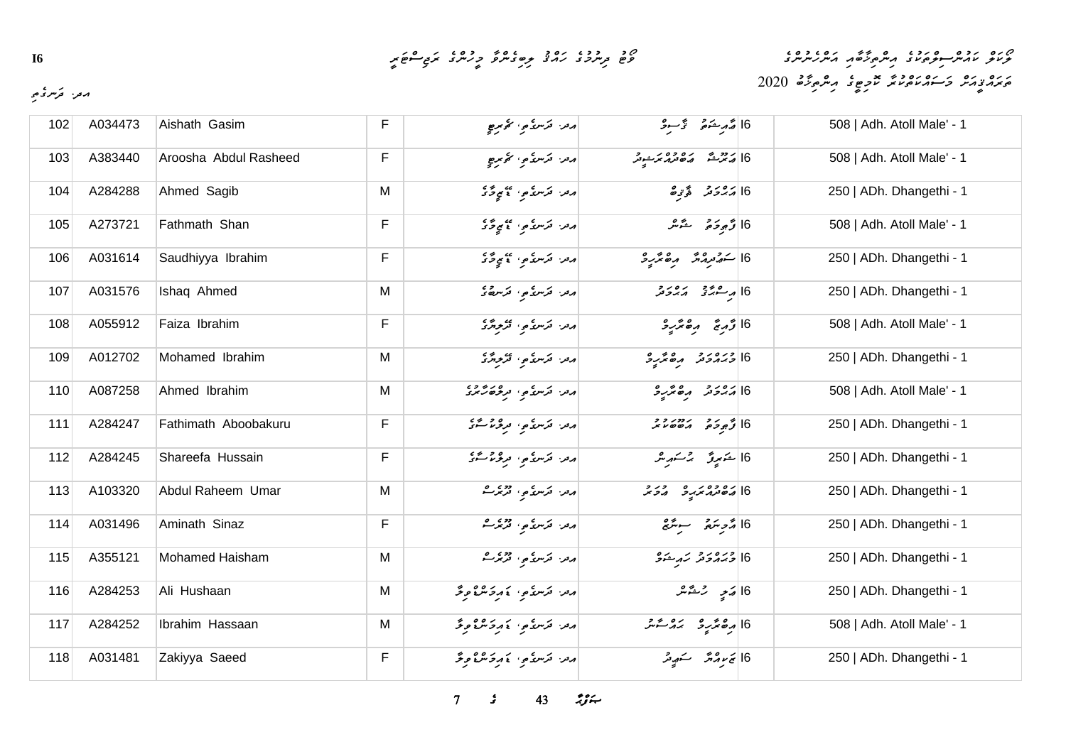| 102 | A034473 | Aishath Gasim | F | ސިނ. ދަރަގޭތް، ކޮއްރިތު | I6 އައިޝަތު ގާސިމު | 508 \| Adh. Atoll Male' - 1 |
|---|---|---|---|---|---|---|
| 103 | A383440 | Aroosha Abdul Rasheed | F | ސިނ. ދަރަގޭތް، ކޮއްރިތު | I6 އަރޫޝާ އަބްދުއްރަޝީދު | 508 \| Adh. Atoll Male' - 1 |
| 104 | A284288 | Ahmed Sagib | M | ސިނ. ދަރަގޭތް، ގުލްފާމާގޭ | I6 އަޙްމަދު ޝާގިބު | 250 \| ADh. Dhangethi - 1 |
| 105 | A273721 | Fathmath Shan | F | ސިނ. ދަރަގޭތް، ގުލްފާމާގޭ | I6 ފާތިމަތު ޝާން | 508 \| Adh. Atoll Male' - 1 |
| 106 | A031614 | Saudhiyya Ibrahim | F | ސިނ. ދަރަގޭތް، ގުލްފާމާގޭ | I6 ސައުދިއްޔާ އިބްރާހީމް | 250 \| ADh. Dhangethi - 1 |
| 107 | A031576 | Ishaq Ahmed | M | ސިނ. ދަރަގޭތް، ދަރަބަގޭ | I6 އިސްޙާޤު އަޙްމަދު | 250 \| ADh. Dhangethi - 1 |
| 108 | A055912 | Faiza Ibrahim | F | ސިނ. ދަރަގޭތް، ދޮލިއާގޭ | I6 ފާއިޒާ އިބްރާހީމް | 508 \| Adh. Atoll Male' - 1 |
| 109 | A012702 | Mohamed Ibrahim | M | ސިނ. ދަރަގޭތް، ދޮލިއާގޭ | I6 މުޙައްމަދު އިބްރާހީމް | 250 \| ADh. Dhangethi - 1 |
| 110 | A087258 | Ahmed Ibrahim | M | ސިނ. ދަރަގޭތް، ދިލްބަހާރުގޭ | I6 އަޙްމަދު އިބްރާހީމް | 508 \| Adh. Atoll Male' - 1 |
| 111 | A284247 | Fathimath Aboobakuru | F | ސިނ. ދަރަގޭތް، ދިލްހާސާގޭ | I6 ފާތިމަތު އަބޫބަކުރު | 250 \| ADh. Dhangethi - 1 |
| 112 | A284245 | Shareefa Hussain | F | ސިނ. ދަރަގޭތް، ދިލްހާސާގޭ | I6 ޝަރީފާ ހުސައިން | 250 \| ADh. Dhangethi - 1 |
| 113 | A103320 | Abdul Raheem Umar | M | ސިނ. ދަރަގޭތް، ދޫރެސް | I6 އަބްދުއްރަޙީމް އުމަރު | 250 \| ADh. Dhangethi - 1 |
| 114 | A031496 | Aminath Sinaz | F | ސިނ. ދަރަގޭތް، ދޫރެސް | I6 އާމިނަތު ސިނާޒް | 250 \| ADh. Dhangethi - 1 |
| 115 | A355121 | Mohamed Haisham | M | ސިނ. ދަރަގޭތް، ދޫރެސް | I6 މުޙައްމަދު ހައިޝަމް | 250 \| ADh. Dhangethi - 1 |
| 116 | A284253 | Ali Hushaan | M | ސިނ. ދަރަގޭތް، ގައިމަންޒިލް | I6 އަލި ހުޝާން | 250 \| ADh. Dhangethi - 1 |
| 117 | A284252 | Ibrahim Hassaan | M | ސިނ. ދަރަގޭތް، ގައިމަންޒިލް | I6 އިބްރާހީމް ހައްސާން | 508 \| Adh. Atoll Male' - 1 |
| 118 | A031481 | Zakiyya Saeed | F | ސިނ. ދަރަގޭތް، ގައިމަންޒިލް | I6 ޒަކިއްޔާ ސަޢީދު | 250 \| ADh. Dhangethi - 1 |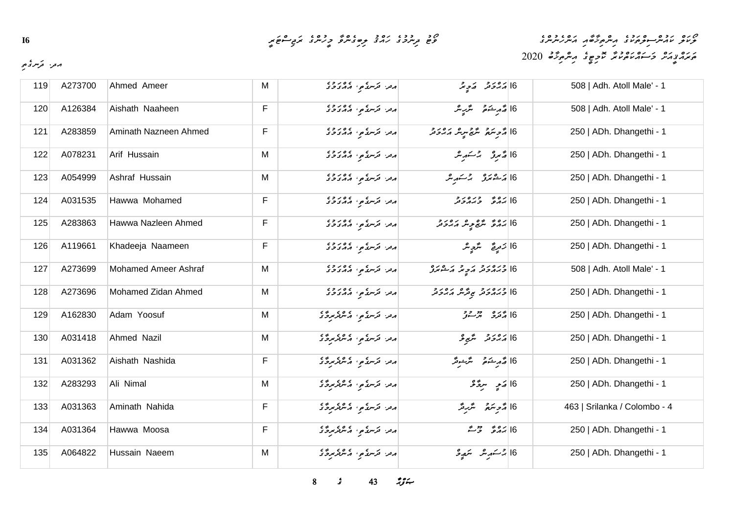| 119 | A273700 | Ahmed Ameer | M | ދދ. ދަނގެތި، އެއްގަމުގެ | I6 އަހްމަދު އަމީރު | 508 \| Adh. Atoll Male' - 1 |
|---|---|---|---|---|---|---|
| 120 | A126384 | Aishath Naaheen | F | ދދ. ދަނގެތި، އެއްގަމުގެ | I6 އާއިޝަތު ނާހީން | 508 \| Adh. Atoll Male' - 1 |
| 121 | A283859 | Aminath Nazneen Ahmed | F | ދދ. ދަނގެތި، އެއްގަމުގެ | I6 އާމިނަތު ނަޒްނީން އަހްމަދު | 250 \| ADh. Dhangethi - 1 |
| 122 | A078231 | Arif Hussain | M | ދދ. ދަނގެތި، އެއްގަމުގެ | I6 އާރިފު ހުސައިން | 250 \| ADh. Dhangethi - 1 |
| 123 | A054999 | Ashraf Hussain | M | ދދ. ދަނގެތި، އެއްގަމުގެ | I6 އަޝްރަފު ހުސައިން | 250 \| ADh. Dhangethi - 1 |
| 124 | A031535 | Hawwa Mohamed | F | ދދ. ދަނގެތި، އެއްގަމުގެ | I6 ހައްވާ މުހައްމަދު | 250 \| ADh. Dhangethi - 1 |
| 125 | A283863 | Hawwa Nazleen Ahmed | F | ދދ. ދަނގެތި، އެއްގަމުގެ | I6 ހައްވާ ނަޒްލީން އަހްމަދު | 250 \| ADh. Dhangethi - 1 |
| 126 | A119661 | Khadeeja Naameen | F | ދދ. ދަނގެތި، އެއްގަމުގެ | I6 ޚަދީޖާ ނާމީން | 250 \| ADh. Dhangethi - 1 |
| 127 | A273699 | Mohamed Ameer Ashraf | M | ދދ. ދަނގެތި، އެއްގަމުގެ | I6 މުހައްމަދު އަމީރު އަޝްރަފު | 508 \| Adh. Atoll Male' - 1 |
| 128 | A273696 | Mohamed Zidan Ahmed | M | ދދ. ދަނގެތި، އެއްގަމުގެ | I6 މުހައްމަދު ޒިދާން އަހްމަދު | 250 \| ADh. Dhangethi - 1 |
| 129 | A162830 | Adam Yoosuf | M | ދދ. ދަނގެތި، އެންދެރިމާގެ | I6 އާދަމް ޔޫސުފު | 250 \| ADh. Dhangethi - 1 |
| 130 | A031418 | Ahmed Nazil | M | ދދ. ދަނގެތި، އެންދެރިމާގެ | I6 އަހްމަދު ނާޒިލް | 250 \| ADh. Dhangethi - 1 |
| 131 | A031362 | Aishath Nashida | F | ދދ. ދަނގެތި، އެންދެރިމާގެ | I6 އާއިޝަތު ނާޝިދާ | 250 \| ADh. Dhangethi - 1 |
| 132 | A283293 | Ali Nimal | M | ދދ. ދަނގެތި، އެންދެރިމާގެ | I6 އަލި ނިމާލް | 250 \| ADh. Dhangethi - 1 |
| 133 | A031363 | Aminath Nahida | F | ދދ. ދަނގެތި، އެންދެރިމާގެ | I6 އާމިނަތު ނާހިދާ | 463 \| Srilanka / Colombo - 4 |
| 134 | A031364 | Hawwa Moosa | F | ދދ. ދަނގެތި، އެންދެރިމާގެ | I6 ހައްވާ މޫސާ | 250 \| ADh. Dhangethi - 1 |
| 135 | A064822 | Hussain Naeem | M | ދދ. ދަނގެތި، އެންދެރިމާގެ | I6 ހުސައިން ނައީމު | 250 \| ADh. Dhangethi - 1 |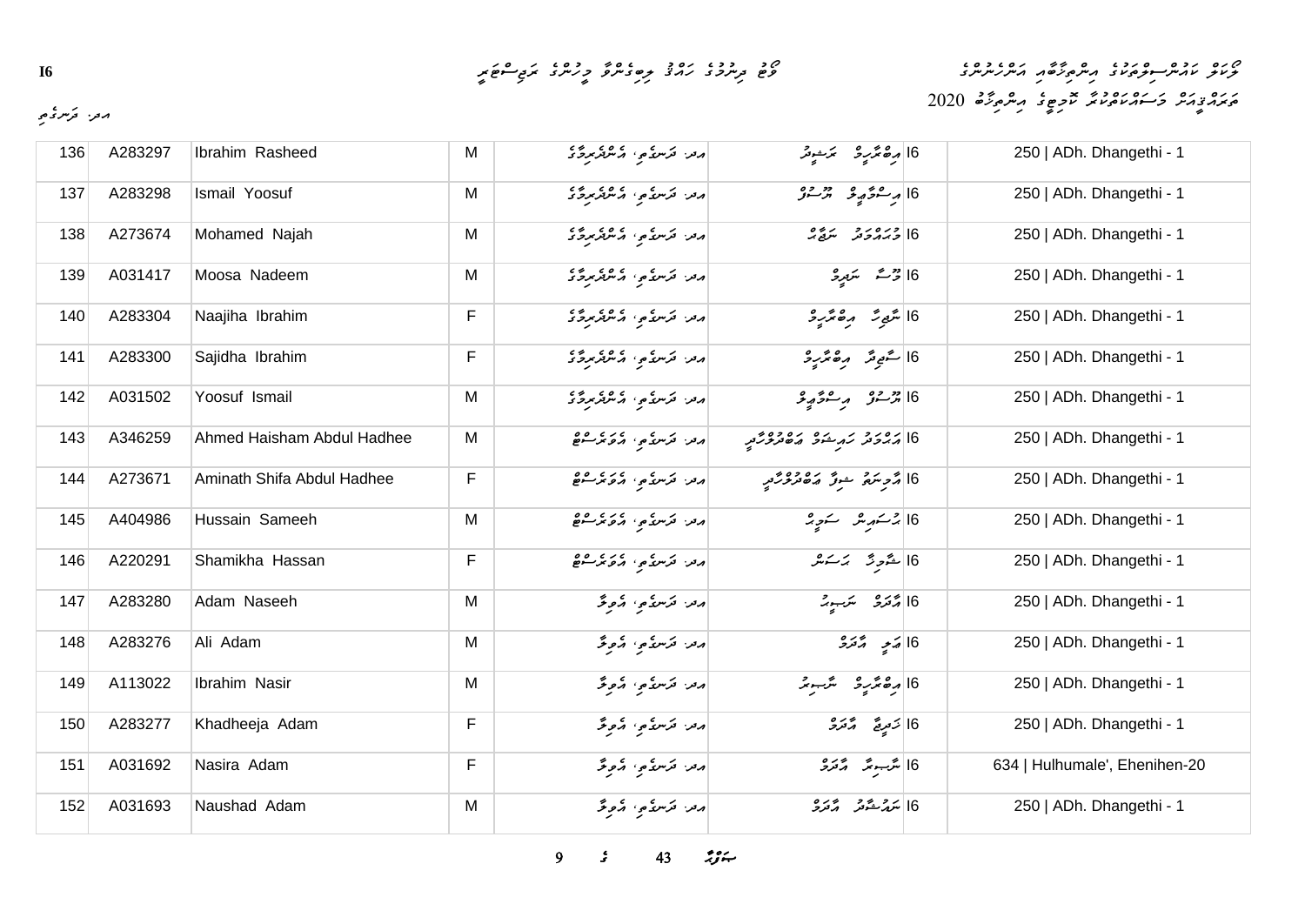| 136 | A283297 | Ibrahim Rasheed | M | އދ. ދަނގެތި، އަންދެރިމާގެ | I6 | ބްރާހީމް ރަޝީދު | 250 \| ADh. Dhangethi - 1 |
|---|---|---|---|---|---|---|---|
| 137 | A283298 | Ismail Yoosuf | M | އދ. ދަނގެތި، އަންދެރިމާގެ | I6 | އިސްމާޢީލް ޔޫސުފް | 250 \| ADh. Dhangethi - 1 |
| 138 | A273674 | Mohamed Najah | M | އދ. ދަނގެތި، އަންދެރިމާގެ | I6 | މުޙައްމަދު ނަޖާޙް | 250 \| ADh. Dhangethi - 1 |
| 139 | A031417 | Moosa Nadeem | M | އދ. ދަނގެތި، އަންދެރިމާގެ | I6 | މޫސާ ނަދީމް | 250 \| ADh. Dhangethi - 1 |
| 140 | A283304 | Naajiha Ibrahim | F | އދ. ދަނގެތި، އަންދެރިމާގެ | I6 | ނާޖިހާ އިބްރާހީމް | 250 \| ADh. Dhangethi - 1 |
| 141 | A283300 | Sajidha Ibrahim | F | އދ. ދަނގެތި، އަންދެރިމާގެ | I6 | ސާޖިދާ އިބްރާހީމް | 250 \| ADh. Dhangethi - 1 |
| 142 | A031502 | Yoosuf Ismail | M | އދ. ދަނގެތި، އަންދެރިމާގެ | I6 | ޔޫސުފް އިސްމާޢީލް | 250 \| ADh. Dhangethi - 1 |
| 143 | A346259 | Ahmed Haisham Abdul Hadhee | M | އދ. ދަނގެތި، އުރައިސްޓް | I6 | އަޙްމަދު ހައިޝަމް އަބްދުލްހާދީ | 250 \| ADh. Dhangethi - 1 |
| 144 | A273671 | Aminath Shifa Abdul Hadhee | F | އދ. ދަނގެތި، އުރައިސްޓް | I6 | އާމިނަތު ޝިފާ އަބްދުލްހާދީ | 250 \| ADh. Dhangethi - 1 |
| 145 | A404986 | Hussain Sameeh | M | އދ. ދަނގެތި، އުރައިސްޓް | I6 | ހުސައިން ސަމީހު | 250 \| ADh. Dhangethi - 1 |
| 146 | A220291 | Shamikha Hassan | F | އދ. ދަނގެތި، އުރައިސްޓް | I6 | ޝާމިޚާ ހަސަން | 250 \| ADh. Dhangethi - 1 |
| 147 | A283280 | Adam Naseeh | M | އދ. ދަނގެތި، އުރެވާ | I6 | އާދަމް ނަސީހު | 250 \| ADh. Dhangethi - 1 |
| 148 | A283276 | Ali Adam | M | އދ. ދަނގެތި، އުރެވާ | I6 | އަލި އާދަމް | 250 \| ADh. Dhangethi - 1 |
| 149 | A113022 | Ibrahim Nasir | M | އދ. ދަނގެތި، އުރެވާ | I6 | އިބްރާހީމް ނާސިރު | 250 \| ADh. Dhangethi - 1 |
| 150 | A283277 | Khadheeja Adam | F | އދ. ދަނގެތި، އުރެވާ | I6 | ޚަދީޖާ އާދަމް | 250 \| ADh. Dhangethi - 1 |
| 151 | A031692 | Nasira Adam | F | އދ. ދަނގެތި، އުރެވާ | I6 | ނާސިރާ އާދަމް | 634 \| Hulhumale', Ehenihen-20 |
| 152 | A031693 | Naushad Adam | M | އދ. ދަނގެތި، އުރެވާ | I6 | ނައުޝާދު އާދަމް | 250 \| ADh. Dhangethi - 1 |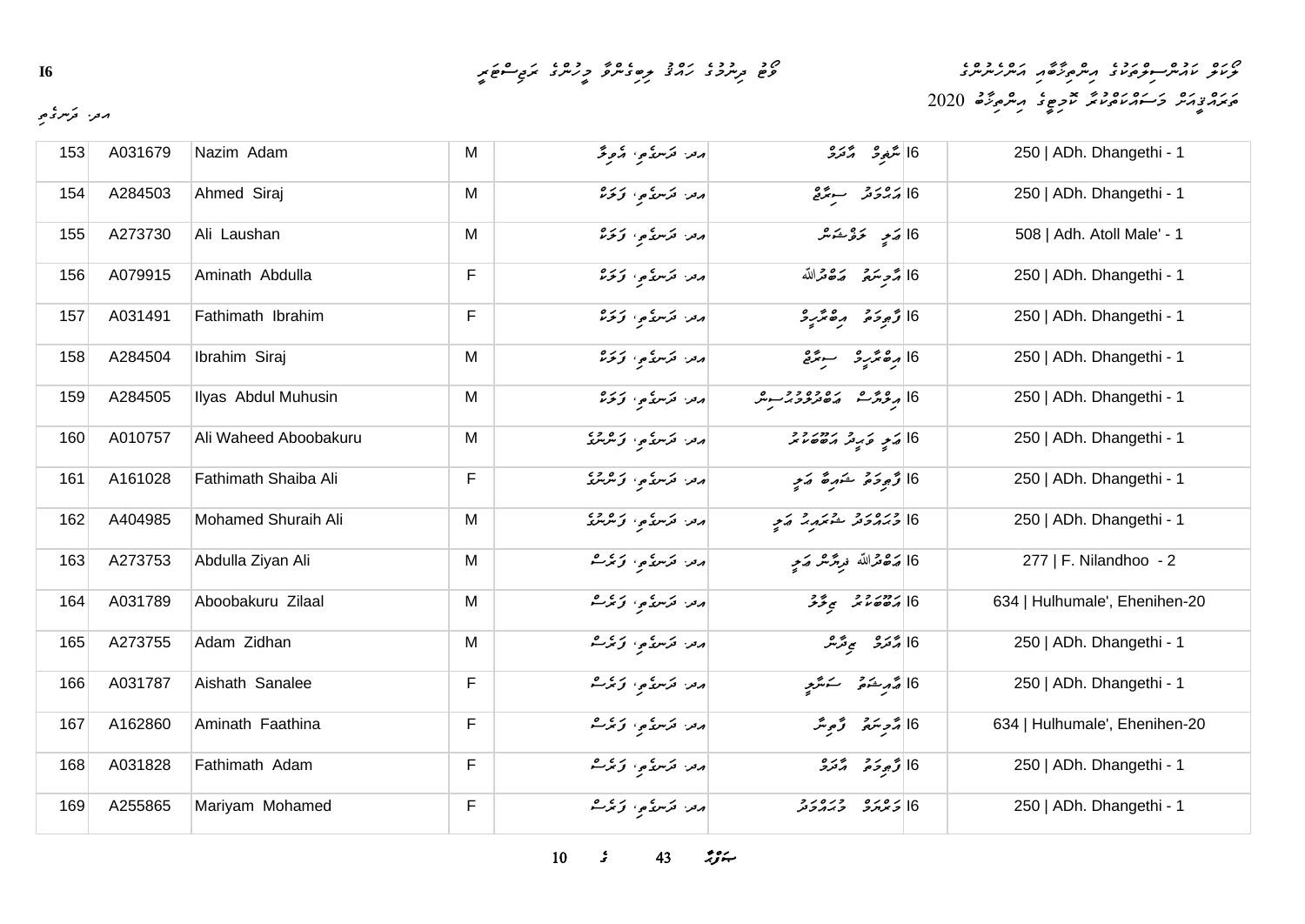מעני مرسوءِ

| 153 | A031679 | Nazim Adam | M | מעני مرسوءِ، م‌وِگ | I6 سَّعِرِ ح مُّترح | 250 \| ADh. Dhangethi - 1 |
|---|---|---|---|---|---|---|
| 154 | A284503 | Ahmed Siraj | M | מעני مرسوءِ، وَحَرہ | I6 مَرْدَدَ سِعَرِّح | 250 \| ADh. Dhangethi - 1 |
| 155 | A273730 | Ali Laushan | M | מעני مرسوءِ، وَحَرہ | I6 مَعِ حَرْشَهُرْ | 508 \| Adh. Atoll Male' - 1 |
| 156 | A079915 | Aminath Abdulla | F | מעני مرسوءِ، وَحَرہ | I6 مُّحِسَّعِ مَ‌صْعَرَاللّه | 250 \| ADh. Dhangethi - 1 |
| 157 | A031491 | Fathimath Ibrahim | F | מעני مرسوءِ، وَحَرہ | I6 وَّجِ‌وَحْ مِ‌صْعَرِّ‌دُّ | 250 \| ADh. Dhangethi - 1 |
| 158 | A284504 | Ibrahim Siraj | M | מעני مرسوءِ، وَحَرہ | I6 مِ‌صْعَرِّدُّ سِعَرِّح | 250 \| ADh. Dhangethi - 1 |
| 159 | A284505 | Ilyas Abdul Muhusin | M | מעני مرسوءِ، وَحَرہ | I6 مِوْتَرُّسُّ مَ‌صْعَرْ‌وُحُرِّسِرُّ | 250 \| ADh. Dhangethi - 1 |
| 160 | A010757 | Ali Waheed Aboobakuru | M | מעני مرسوءِ، وَسْرَسْرَہ | I6 مَعِ وَبِهِ‌تُرْ مَ‌صْصَدَ‌تُرْ | 250 \| ADh. Dhangethi - 1 |
| 161 | A161028 | Fathimath Shaiba Ali | F | מעני مرسوءِ، وَسْرَسْرَہ | I6 وَّجِ‌وَحْ شَهِرِّ‌صّ مَعِ | 250 \| ADh. Dhangethi - 1 |
| 162 | A404985 | Mohamed Shuraih Ali | M | מעני مرسوءِ، وَسْرَسْرَہ | I6 دْرَ‌مْرَ‌دَ‌تُرْ شُّعَرِّ‌دُ مَعِ | 250 \| ADh. Dhangethi - 1 |
| 163 | A273753 | Abdulla Ziyan Ali | M | מעני مرسوءِ، وَحَرْ‌سْ | I6 مَ‌صْعَرَاللّه نِرِّ‌سْ مَعِ | 277 \| F. Nilandhoo - 2 |
| 164 | A031789 | Aboobakuru Zilaal | M | מעני مرسوءِ، وَحَرْ‌سْ | I6 مَ‌صْصَدَ‌تُرْ بِوُّ‌وُ | 634 \| Hulhumale', Ehenihen-20 |
| 165 | A273755 | Adam Zidhan | M | מעני مرسوءِ، وَحَرْ‌سْ | I6 مُّترح بِ‌عَرُّ‌سْ | 250 \| ADh. Dhangethi - 1 |
| 166 | A031787 | Aishath Sanalee | F | מעני مرسوءِ، وَحَرْ‌سْ | I6 مُّهِ‌شَوَحْ سَ‌سُّ‌جِ | 250 \| ADh. Dhangethi - 1 |
| 167 | A162860 | Aminath Faathina | F | מעני مرسوءِ، وَحَرْ‌سْ | I6 مُّحِسَّعِ وَّ‌جِسُّ | 634 \| Hulhumale', Ehenihen-20 |
| 168 | A031828 | Fathimath Adam | F | מעני مرسوءِ، وَحَرْ‌سْ | I6 وَّجِ‌وَحْ مُّترح | 250 \| ADh. Dhangethi - 1 |
| 169 | A255865 | Mariyam Mohamed | F | מעני مرسوءِ، وَحَرْ‌سْ | I6 دَ‌سْرَ‌رْ دْرَ‌مْرَ‌دَ‌تُرْ | 250 \| ADh. Dhangethi - 1 |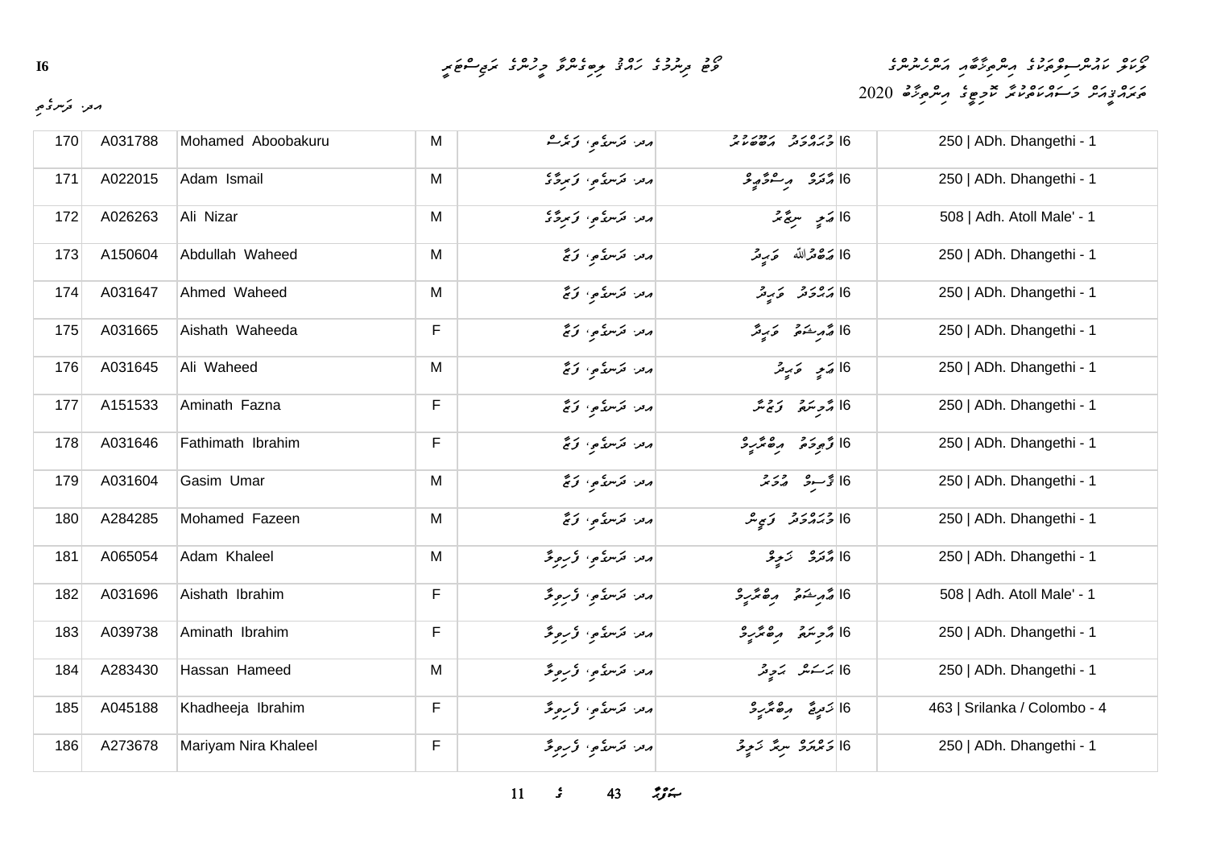| 170 | A031788 | Mohamed Aboobakuru | M | އދ. ދަނގެތި، ފަރުސް | I6 މުހައްމަދު އަބޫބަކުރު | 250 \| ADh. Dhangethi - 1 |
|---|---|---|---|---|---|---|
| 171 | A022015 | Adam Ismail | M | އދ. ދަނގެތި، ފަރިވާގެ | I6 އާދަމް އިސްމާއިލް | 250 \| ADh. Dhangethi - 1 |
| 172 | A026263 | Ali Nizar | M | އދ. ދަނގެތި، ފަރިވާގެ | I6 އަލި ނިޒާރު | 508 \| Adh. Atoll Male' - 1 |
| 173 | A150604 | Abdullah Waheed | M | އދ. ދަނގެތި، ފަޖު | I6 އަބްދުﷲ ވަހީދު | 250 \| ADh. Dhangethi - 1 |
| 174 | A031647 | Ahmed Waheed | M | އދ. ދަނގެތި، ފަޖު | I6 އަހްމަދު ވަހީދު | 250 \| ADh. Dhangethi - 1 |
| 175 | A031665 | Aishath Waheeda | F | އދ. ދަނގެތި، ފަޖު | I6 އާއިޝަތު ވަހީދާ | 250 \| ADh. Dhangethi - 1 |
| 176 | A031645 | Ali Waheed | M | އދ. ދަނގެތި، ފަޖު | I6 އަލި ވަހީދު | 250 \| ADh. Dhangethi - 1 |
| 177 | A151533 | Aminath Fazna | F | އދ. ދަނގެތި، ފަޖު | I6 އާމިނަތު ފަޒްނާ | 250 \| ADh. Dhangethi - 1 |
| 178 | A031646 | Fathimath Ibrahim | F | އދ. ދަނގެތި، ފަޖު | I6 ފާތިމަތު އިބްރާހީމް | 250 \| ADh. Dhangethi - 1 |
| 179 | A031604 | Gasim Umar | M | އދ. ދަނގެތި، ފަޖު | I6 ގާސިމް އުމަރު | 250 \| ADh. Dhangethi - 1 |
| 180 | A284285 | Mohamed Fazeen | M | އދ. ދަނގެތި، ފަޖު | I6 މުހައްމަދު ފަޒީން | 250 \| ADh. Dhangethi - 1 |
| 181 | A065054 | Adam Khaleel | M | އދ. ދަނގެތި، ފުރިވާ | I6 އާދަމް ޚަލީލް | 250 \| ADh. Dhangethi - 1 |
| 182 | A031696 | Aishath Ibrahim | F | އދ. ދަނގެތި، ފުރިވާ | I6 އާއިޝަތު އިބްރާހީމް | 508 \| Adh. Atoll Male' - 1 |
| 183 | A039738 | Aminath Ibrahim | F | އދ. ދަނގެތި، ފުރިވާ | I6 އާމިނަތު އިބްރާހީމް | 250 \| ADh. Dhangethi - 1 |
| 184 | A283430 | Hassan Hameed | M | އދ. ދަނގެތި، ފުރިވާ | I6 ހަސަން ހަމީދު | 250 \| ADh. Dhangethi - 1 |
| 185 | A045188 | Khadheeja Ibrahim | F | އދ. ދަނގެތި، ފުރިވާ | I6 ޚަދީޖާ އިބްރާހީމް | 463 \| Srilanka / Colombo - 4 |
| 186 | A273678 | Mariyam Nira Khaleel | F | އދ. ދަނގެތި، ފުރިވާ | I6 މަރިޔަމް ނިރާ ޚަލީލް | 250 \| ADh. Dhangethi - 1 |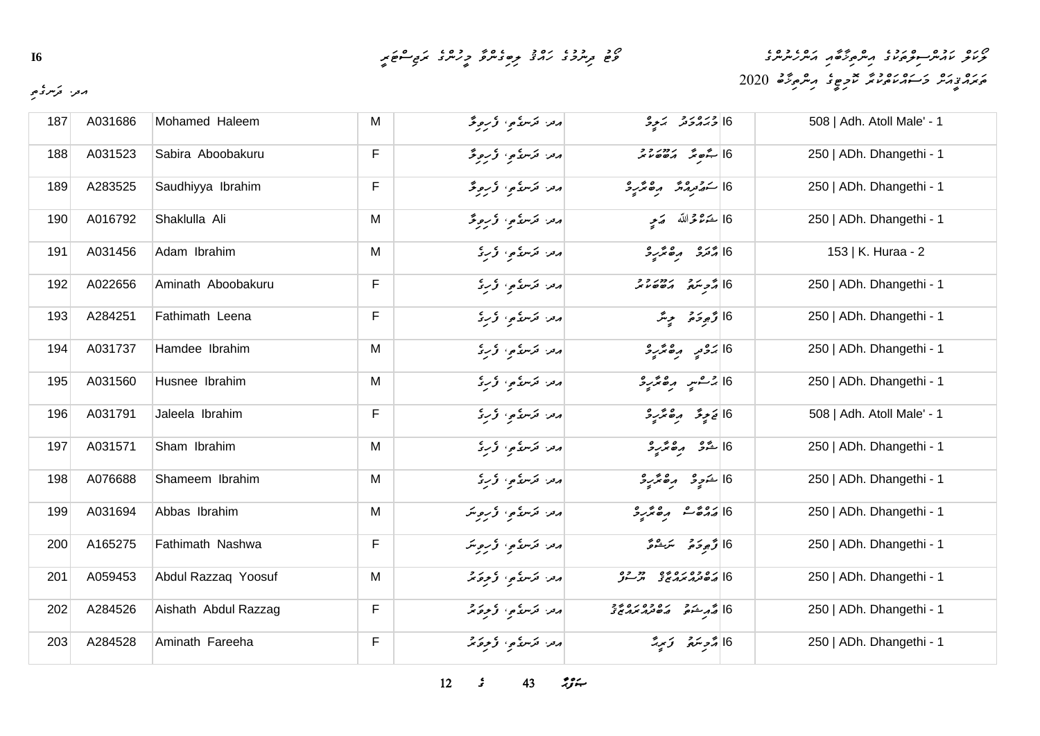މރ. ދަނގެތި

| 187 | A031686 | Mohamed Haleem | M | އދ. ދަނގެތި، ފެހިވިލާ | I6 މުޙައްމަދު ޙަލީމް | 508 \| Adh. Atoll Male' - 1 |
|---|---|---|---|---|---|---|
| 188 | A031523 | Sabira Aboobakuru | F | އދ. ދަނގެތި، ފެހިވިލާ | I6 ސާބިރާ އަބޫބަކުރު | 250 \| ADh. Dhangethi - 1 |
| 189 | A283525 | Saudhiyya Ibrahim | F | އދ. ދަނގެތި، ފެހިވިލާ | I6 ސައުދިއްޔާ އިބްރާހީމް | 250 \| ADh. Dhangethi - 1 |
| 190 | A016792 | Shaklulla Ali | M | އދ. ދަނގެތި، ފެހިވިލާ | I6 ޝަކުލުﷲ ޢަލީ | 250 \| ADh. Dhangethi - 1 |
| 191 | A031456 | Adam Ibrahim | M | އދ. ދަނގެތި، ފެހިގެ | I6 އާދަމް އިބްރާހީމް | 153 \| K. Huraa - 2 |
| 192 | A022656 | Aminath Aboobakuru | F | އދ. ދަނގެތި، ފެހިގެ | I6 އާމިނަތު އަބޫބަކުރު | 250 \| ADh. Dhangethi - 1 |
| 193 | A284251 | Fathimath Leena | F | އދ. ދަނގެތި، ފެހިގެ | I6 ފާތިމަތު ލީނާ | 250 \| ADh. Dhangethi - 1 |
| 194 | A031737 | Hamdee Ibrahim | M | އދ. ދަނގެތި، ފެހިގެ | I6 ހަމްދީ އިބްރާހީމް | 250 \| ADh. Dhangethi - 1 |
| 195 | A031560 | Husnee Ibrahim | M | އދ. ދަނގެތި، ފެހިގެ | I6 ހުސްނީ އިބްރާހީމް | 250 \| ADh. Dhangethi - 1 |
| 196 | A031791 | Jaleela Ibrahim | F | އދ. ދަނގެތި، ފެހިގެ | I6 ޖަލީލާ އިބްރާހީމް | 508 \| Adh. Atoll Male' - 1 |
| 197 | A031571 | Sham Ibrahim | M | އދ. ދަނގެތި، ފެހިގެ | I6 ޝާމް އިބްރާހީމް | 250 \| ADh. Dhangethi - 1 |
| 198 | A076688 | Shameem Ibrahim | M | އދ. ދަނގެތި، ފެހިގެ | I6 ޝަމީމް އިބްރާހީމް | 250 \| ADh. Dhangethi - 1 |
| 199 | A031694 | Abbas Ibrahim | M | އދ. ދަނގެތި، ފެހިވަން | I6 އައްބާސް އިބްރާހީމް | 250 \| ADh. Dhangethi - 1 |
| 200 | A165275 | Fathimath Nashwa | F | އދ. ދަނގެތި، ފެހިވަން | I6 ފާތިމަތު ނަޝްވާ | 250 \| ADh. Dhangethi - 1 |
| 201 | A059453 | Abdul Razzaq Yoosuf | M | އދ. ދަނގެތި، ފެތުރަށް | I6 އަބްދުއްރައްޒާޤު ޔޫސުފް | 250 \| ADh. Dhangethi - 1 |
| 202 | A284526 | Aishath Abdul Razzag | F | އދ. ދަނގެތި، ފެތުރަށް | I6 އާއިޝަތު އަބްދުއްރައްޒާޤު | 250 \| ADh. Dhangethi - 1 |
| 203 | A284528 | Aminath Fareeha | F | އދ. ދަނގެތި، ފެތުރަށް | I6 އާމިނަތު ފަރީހާ | 250 \| ADh. Dhangethi - 1 |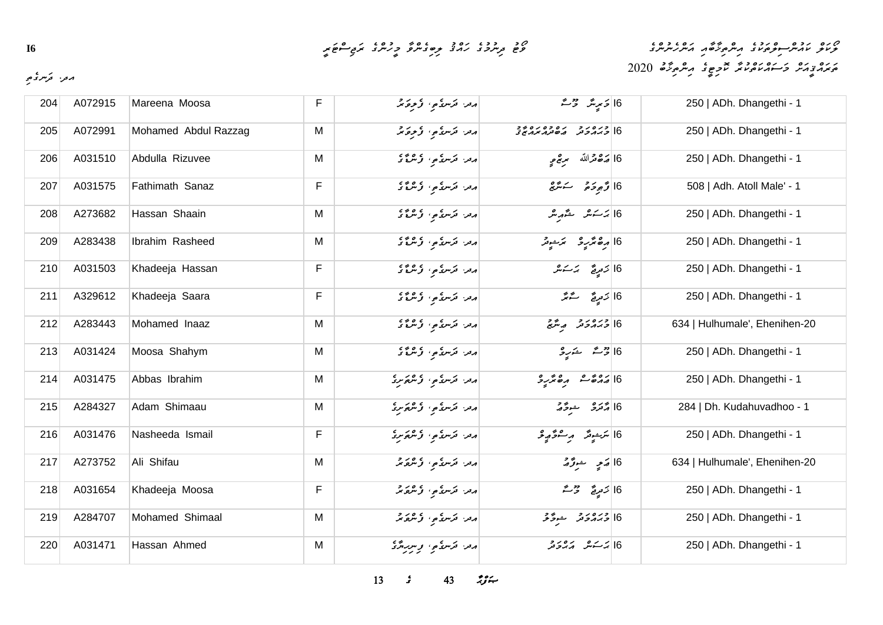| 204 | A072915 | Mareena Moosa | F | އދ. ދަނގެތި، ފެހިވަރު | I6 މަރީނާ މޫސާ | 250 \| ADh. Dhangethi - 1 |
|---|---|---|---|---|---|---|
| 205 | A072991 | Mohamed Abdul Razzag | M | އދ. ދަނގެތި، ފެހިވަރު | I6 މުހައްމަދު އަބްދުއްރައްޒާގު | 250 \| ADh. Dhangethi - 1 |
| 206 | A031510 | Abdulla Rizuvee | M | އދ. ދަނގެތި، ފެންމާގެ | I6 އަބްދުﷲ ރިޒުވީ | 250 \| ADh. Dhangethi - 1 |
| 207 | A031575 | Fathimath Sanaz | F | އދ. ދަނގެތި، ފެންމާގެ | I6 ފާތިމަތު ސަނާޒް | 508 \| Adh. Atoll Male' - 1 |
| 208 | A273682 | Hassan Shaain | M | އދ. ދަނގެތި، ފެންމާގެ | I6 ހަސަން ޝާއިން | 250 \| ADh. Dhangethi - 1 |
| 209 | A283438 | Ibrahim Rasheed | M | އދ. ދަނގެތި، ފެންމާގެ | I6 އިބްރާހީމް ރަޝީދު | 250 \| ADh. Dhangethi - 1 |
| 210 | A031503 | Khadeeja Hassan | F | އދ. ދަނގެތި، ފެންމާގެ | I6 ޚަދީޖާ ހަސަން | 250 \| ADh. Dhangethi - 1 |
| 211 | A329612 | Khadeeja Saara | F | އދ. ދަނގެތި، ފެންމާގެ | I6 ޚަދީޖާ ސާރާ | 250 \| ADh. Dhangethi - 1 |
| 212 | A283443 | Mohamed Inaaz | M | އދ. ދަނގެތި، ފެންމާގެ | I6 މުހައްމަދު އިނާޒް | 634 \| Hulhumale', Ehenihen-20 |
| 213 | A031424 | Moosa Shahym | M | އދ. ދަނގެތި، ފެންމާގެ | I6 މޫސާ ޝަހީމް | 250 \| ADh. Dhangethi - 1 |
| 214 | A031475 | Abbas Ibrahim | M | އދ. ދަނގެތި، ފެންވަރުގެ | I6 އައްބާސް އިބްރާހީމް | 250 \| ADh. Dhangethi - 1 |
| 215 | A284327 | Adam Shimaau | M | އދ. ދަނގެތި، ފެންވަރުގެ | I6 އާދަމް ޝިމާއު | 284 \| Dh. Kudahuvadhoo - 1 |
| 216 | A031476 | Nasheeda Ismail | F | އދ. ދަނގެތި، ފެންވަރުގެ | I6 ނަޝީދާ އިސްމާއިލް | 250 \| ADh. Dhangethi - 1 |
| 217 | A273752 | Ali Shifau | M | އދ. ދަނގެތި، ފެންވަރު | I6 އަލި ޝިފާއު | 634 \| Hulhumale', Ehenihen-20 |
| 218 | A031654 | Khadeeja Moosa | F | އދ. ދަނގެތި، ފެންވަރު | I6 ޚަދީޖާ މޫސާ | 250 \| ADh. Dhangethi - 1 |
| 219 | A284707 | Mohamed Shimaal | M | އދ. ދަނގެތި، ފެންވަރު | I6 މުހައްމަދު ޝިމާލް | 250 \| ADh. Dhangethi - 1 |
| 220 | A031471 | Hassan Ahmed | M | އދ. ދަނގެތި، ފިނިފެންމާގެ | I6 ހަސަން އަހްމަދު | 250 \| ADh. Dhangethi - 1 |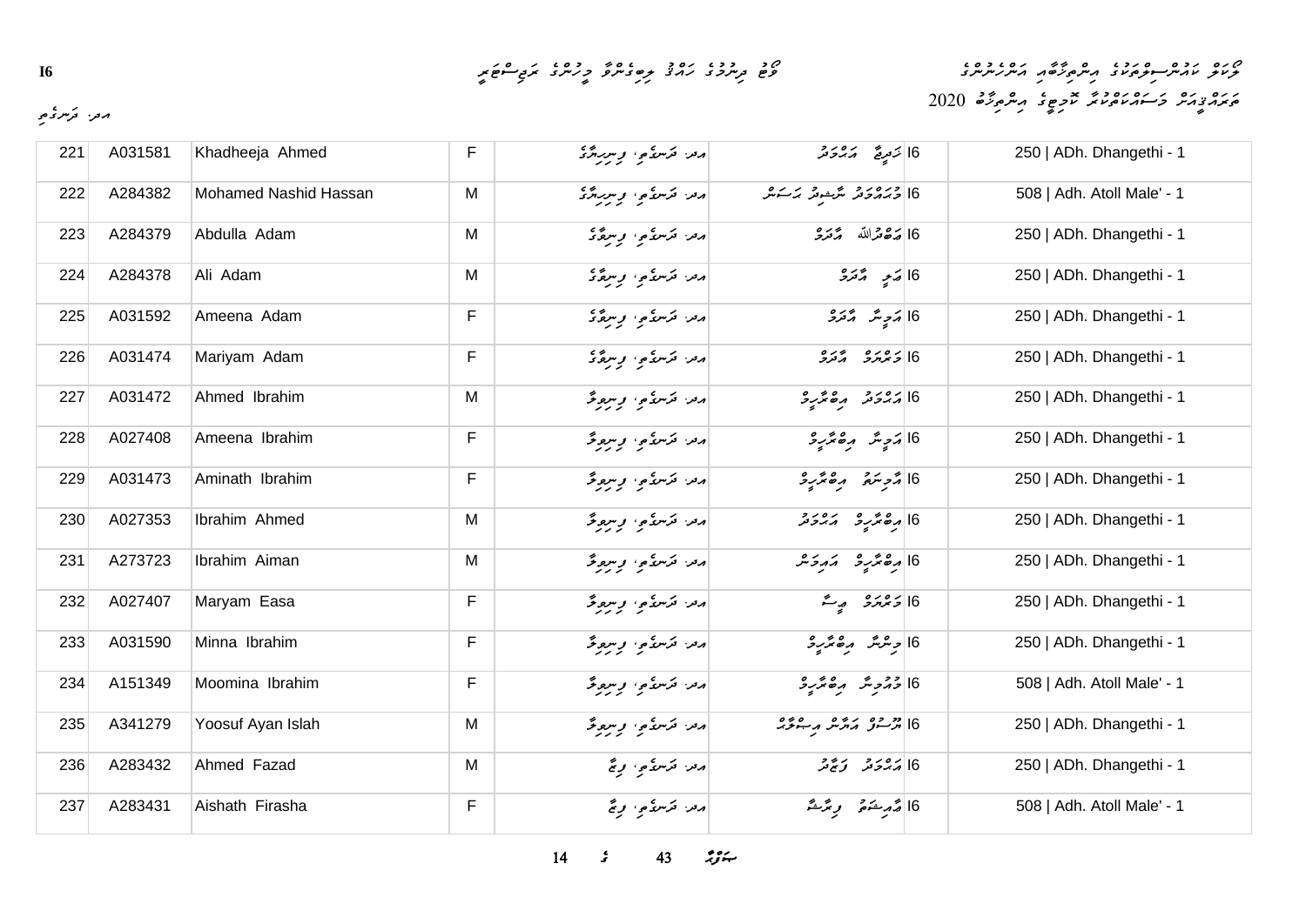| 221 | A031581 | Khadheeja Ahmed | F | އދ. ދަނގެތި، ވިނިހިރާގެ | I6 ޚަދީޖާ އަޙްމަދު | 250 \| ADh. Dhangethi - 1 |
|---|---|---|---|---|---|---|
| 222 | A284382 | Mohamed Nashid Hassan | M | އދ. ދަނގެތި، ވިނިހިރާގެ | I6 މުޙައްމަދު ނާޝިދު ޙަސަން | 508 \| Adh. Atoll Male' - 1 |
| 223 | A284379 | Abdulla Adam | M | އދ. ދަނގެތި، ވިނިވާގެ | I6 އަބްދުﷲ އާދަމް | 250 \| ADh. Dhangethi - 1 |
| 224 | A284378 | Ali Adam | M | އދ. ދަނގެތި، ވިނިވާގެ | I6 އަލި އާދަމް | 250 \| ADh. Dhangethi - 1 |
| 225 | A031592 | Ameena Adam | F | އދ. ދަނގެތި، ވިނިވާގެ | I6 އަމީނާ އާދަމް | 250 \| ADh. Dhangethi - 1 |
| 226 | A031474 | Mariyam Adam | F | އދ. ދަނގެތި، ވިނިވާގެ | I6 މަރިޔަމް އާދަމް | 250 \| ADh. Dhangethi - 1 |
| 227 | A031472 | Ahmed Ibrahim | M | އދ. ދަނގެތި، ވިނިވިލާ | I6 އަޙްމަދު އިބްރާހީމް | 250 \| ADh. Dhangethi - 1 |
| 228 | A027408 | Ameena Ibrahim | F | އދ. ދަނގެތި، ވިނިވިލާ | I6 އަމީނާ އިބްރާހީމް | 250 \| ADh. Dhangethi - 1 |
| 229 | A031473 | Aminath Ibrahim | F | އދ. ދަނގެތި، ވިނިވިލާ | I6 އާމިނަތު އިބްރާހީމް | 250 \| ADh. Dhangethi - 1 |
| 230 | A027353 | Ibrahim Ahmed | M | އދ. ދަނގެތި، ވިނިވިލާ | I6 އިބްރާހީމް އަޙްމަދު | 250 \| ADh. Dhangethi - 1 |
| 231 | A273723 | Ibrahim Aiman | M | އދ. ދަނގެތި، ވިނިވިލާ | I6 އިބްރާހީމް އައިމަން | 250 \| ADh. Dhangethi - 1 |
| 232 | A027407 | Maryam Easa | F | އދ. ދަނގެތި، ވިނިވިލާ | I6 މަރިޔަމް ޢީސާ | 250 \| ADh. Dhangethi - 1 |
| 233 | A031590 | Minna Ibrahim | F | އދ. ދަނގެތި، ވިނިވިލާ | I6 މިންނާ އިބްރާހީމް | 250 \| ADh. Dhangethi - 1 |
| 234 | A151349 | Moomina Ibrahim | F | އދ. ދަނގެތި، ވިނިވިލާ | I6 މޫމިނާ އިބްރާހީމް | 508 \| Adh. Atoll Male' - 1 |
| 235 | A341279 | Yoosuf Ayan Islah | M | އދ. ދަނގެތި، ވިނިވިލާ | I6 ޔޫސުފް އަޔާން އިސްލާޙް | 250 \| ADh. Dhangethi - 1 |
| 236 | A283432 | Ahmed Fazad | M | އދ. ދަނގެތި، ވިޖާ | I6 އަޙްމަދު ފަޒާދު | 250 \| ADh. Dhangethi - 1 |
| 237 | A283431 | Aishath Firasha | F | އދ. ދަނގެތި، ވިޖާ | I6 އާއިޝަތު ފިރާޝާ | 508 \| Adh. Atoll Male' - 1 |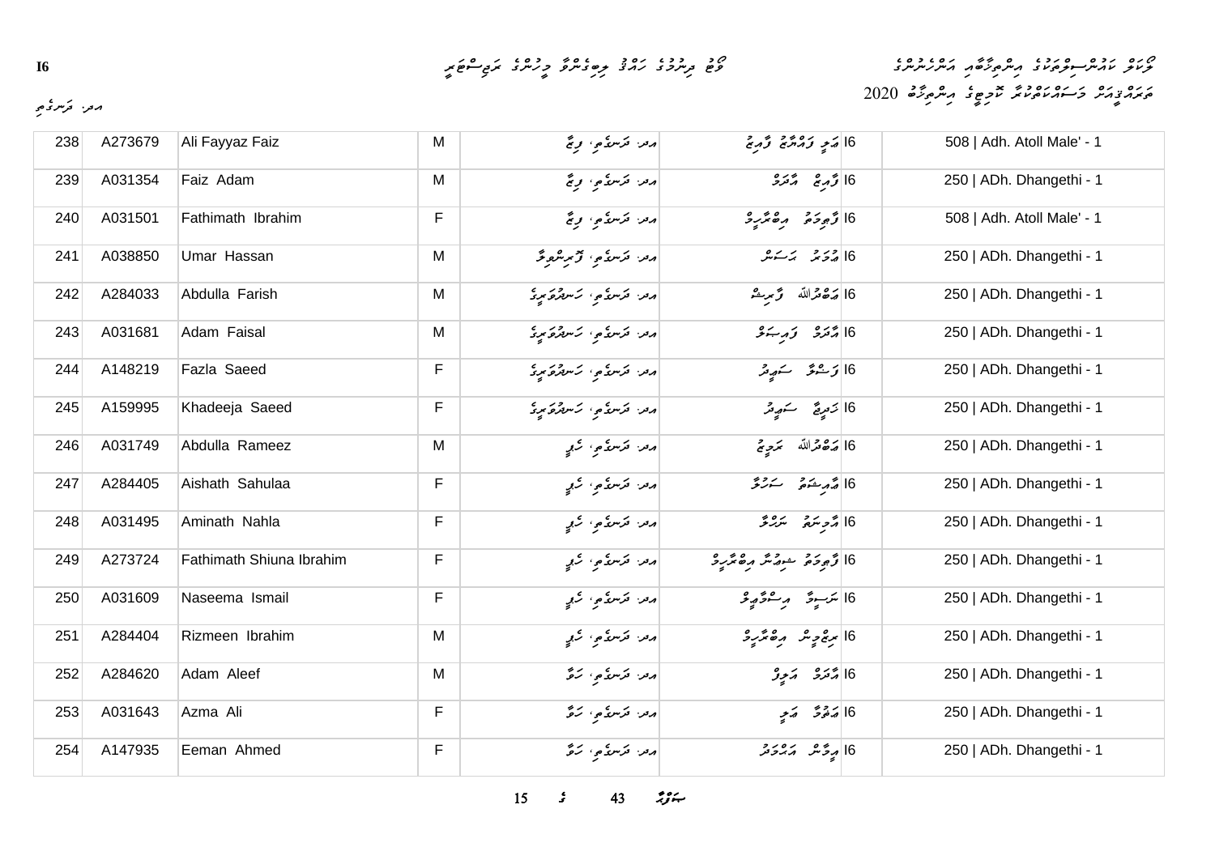| 238 | A273679 | Ali Fayyaz Faiz | M | އދ. ދަނގެތި، ވިޒާ | I6 ޢަލީ ފައްޔާޒް ފާއިޒް | 508 \| Adh. Atoll Male' - 1 |
|---|---|---|---|---|---|---|
| 239 | A031354 | Faiz Adam | M | އދ. ދަނގެތި، ވިޒާ | I6 ފާއިޒް އާދަމް | 250 \| ADh. Dhangethi - 1 |
| 240 | A031501 | Fathimath Ibrahim | F | އދ. ދަނގެތި، ވިޒާ | I6 ފާތިމަތު އިބްރާހީމް | 508 \| Adh. Atoll Male' - 1 |
| 241 | A038850 | Umar Hassan | M | އދ. ދަނގެތި، ފޮރިންޖެހާ | I6 އުމަރު ހަސަން | 250 \| ADh. Dhangethi - 1 |
| 242 | A284033 | Abdulla Farish | M | އދ. ދަނގެތި، ހަސްދުވަރީގެ | I6 އަބްދުﷲ ފާރިޝް | 250 \| ADh. Dhangethi - 1 |
| 243 | A031681 | Adam Faisal | M | އދ. ދަނގެތި، ހަސްދުވަރީގެ | I6 އާދަމް ފައިސަލް | 250 \| ADh. Dhangethi - 1 |
| 244 | A148219 | Fazla Saeed | F | އދ. ދަނގެތި، ހަސްދުވަރީގެ | I6 ފަޟްލާ ސައީދު | 250 \| ADh. Dhangethi - 1 |
| 245 | A159995 | Khadeeja Saeed | F | އދ. ދަނގެތި، ހަސްދުވަރީގެ | I6 ހަދީޖާ ސައީދު | 250 \| ADh. Dhangethi - 1 |
| 246 | A031749 | Abdulla Rameez | M | އދ. ދަނގެތި، ހެޔޮ | I6 އަބްދުﷲ ރަމީޒު | 250 \| ADh. Dhangethi - 1 |
| 247 | A284405 | Aishath Sahulaa | F | އދ. ދަނގެތި، ހެޔޮ | I6 އާއިޝަތު ސަހުލާ | 250 \| ADh. Dhangethi - 1 |
| 248 | A031495 | Aminath Nahla | F | އދ. ދަނގެތި، ހެޔޮ | I6 އާމިނަތު ނަހްލާ | 250 \| ADh. Dhangethi - 1 |
| 249 | A273724 | Fathimath Shiuna Ibrahim | F | އދ. ދަނގެތި، ހެޔޮ | I6 ފާތިމަތު ޝިއުނާ އިބްރާހީމް | 250 \| ADh. Dhangethi - 1 |
| 250 | A031609 | Naseema Ismail | F | އދ. ދަނގެތި، ހެޔޮ | I6 ނަސީމާ އިސްމާއީލް | 250 \| ADh. Dhangethi - 1 |
| 251 | A284404 | Rizmeen Ibrahim | M | އދ. ދަނގެތި، ހެޔޮ | I6 ރިޒްމީން އިބްރާހީމް | 250 \| ADh. Dhangethi - 1 |
| 252 | A284620 | Adam Aleef | M | އދ. ދަނގެތި، ހަވާ | I6 އާދަމް އަލީފު | 250 \| ADh. Dhangethi - 1 |
| 253 | A031643 | Azma Ali | F | އދ. ދަނގެތި، ހަވާ | I6 އަޒްމާ އަލީ | 250 \| ADh. Dhangethi - 1 |
| 254 | A147935 | Eeman Ahmed | F | އދ. ދަނގެތި، ހަވާ | I6 އީމާން އަހްމަދު | 250 \| ADh. Dhangethi - 1 |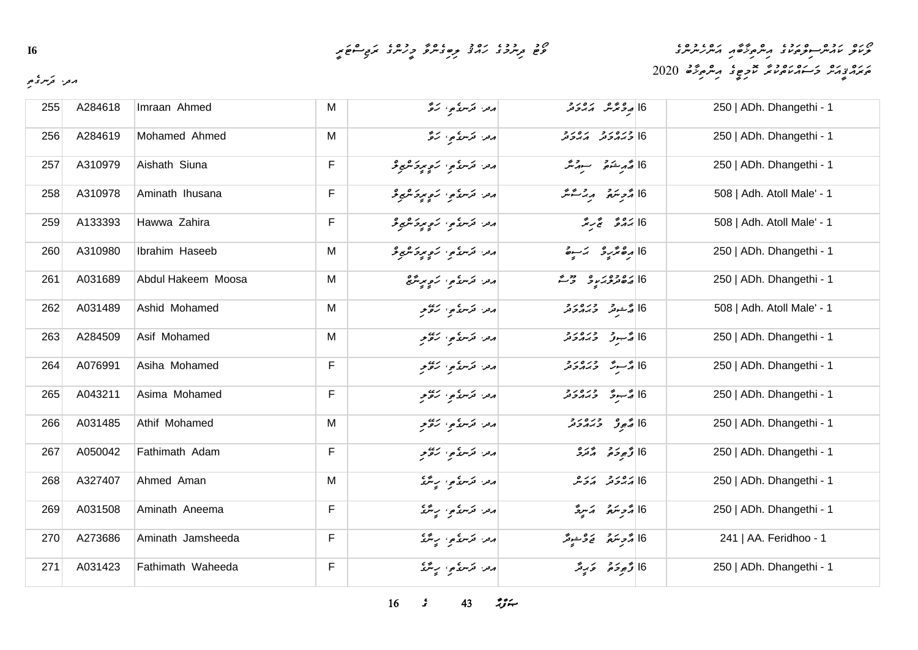| 255 | A284618 | Imraan Ahmed | M | ދދ. ދަނގެތި، ހަވާ | I6 ޢިމްރާން އަޙްމަދު | 250 \| ADh. Dhangethi - 1 |
|---|---|---|---|---|---|---|
| 256 | A284619 | Mohamed Ahmed | M | ދދ. ދަނގެތި، ހަވާ | I6 މުޙައްމަދު އަޙްމަދު | 250 \| ADh. Dhangethi - 1 |
| 257 | A310979 | Aishath Siuna | F | ދދ. ދަނގެތި، ހަވީރީމަންޒިލް | I6 އާއިޝަތު ސިއުނާ | 250 \| ADh. Dhangethi - 1 |
| 258 | A310978 | Aminath Ihusana | F | ދދ. ދަނގެތި، ހަވީރީމަންޒިލް | I6 އާމިނަތު އިހުސާނާ | 508 \| Adh. Atoll Male' - 1 |
| 259 | A133393 | Hawwa Zahira | F | ދދ. ދަނގެތި، ހަވީރީމަންޒިލް | I6 ހައްވާ ޒާހިރާ | 508 \| Adh. Atoll Male' - 1 |
| 260 | A310980 | Ibrahim Haseeb | M | ދދ. ދަނގެތި، ހަވީރީމަންޒިލް | I6 އިބްރާހީމް ހަސީބު | 250 \| ADh. Dhangethi - 1 |
| 261 | A031689 | Abdul Hakeem Moosa | M | ދދ. ދަނގެތި، ހަވީރީނާޒް | I6 އަބްދުލްހަކީމް މޫސާ | 250 \| ADh. Dhangethi - 1 |
| 262 | A031489 | Ashid Mohamed | M | ދދ. ދަނގެތި، ހަވާޖު | I6 އާޝިދު މުޙައްމަދު | 508 \| Adh. Atoll Male' - 1 |
| 263 | A284509 | Asif Mohamed | M | ދދ. ދަނގެތި، ހަވާޖު | I6 އާސިފު މުޙައްމަދު | 250 \| ADh. Dhangethi - 1 |
| 264 | A076991 | Asiha Mohamed | F | ދދ. ދަނގެތި، ހަވާޖު | I6 އާސިހާ މުޙައްމަދު | 250 \| ADh. Dhangethi - 1 |
| 265 | A043211 | Asima Mohamed | F | ދދ. ދަނގެތި، ހަވާޖު | I6 އާސިމާ މުޙައްމަދު | 250 \| ADh. Dhangethi - 1 |
| 266 | A031485 | Athif Mohamed | M | ދދ. ދަނގެތި، ހަވާޖު | I6 އާތިފު މުޙައްމަދު | 250 \| ADh. Dhangethi - 1 |
| 267 | A050042 | Fathimath Adam | F | ދދ. ދަނގެތި، ހަވާޖު | I6 ފާތިމަތު އާދަމް | 250 \| ADh. Dhangethi - 1 |
| 268 | A327407 | Ahmed Aman | M | ދދ. ދަނގެތި، ރިނާދޫ | I6 އަޙްމަދު އަމާން | 250 \| ADh. Dhangethi - 1 |
| 269 | A031508 | Aminath Aneema | F | ދދ. ދަނގެތި، ރިނާދޫ | I6 އާމިނަތު އަނީމާ | 250 \| ADh. Dhangethi - 1 |
| 270 | A273686 | Aminath Jamsheeda | F | ދދ. ދަނގެތި، ރިނާދޫ | I6 އާމިނަތު ޖަމްޝީދާ | 241 \| AA. Feridhoo - 1 |
| 271 | A031423 | Fathimath Waheeda | F | ދދ. ދަނގެތި، ރިނާދޫ | I6 ފާތިމަތު ވަހީދާ | 250 \| ADh. Dhangethi - 1 |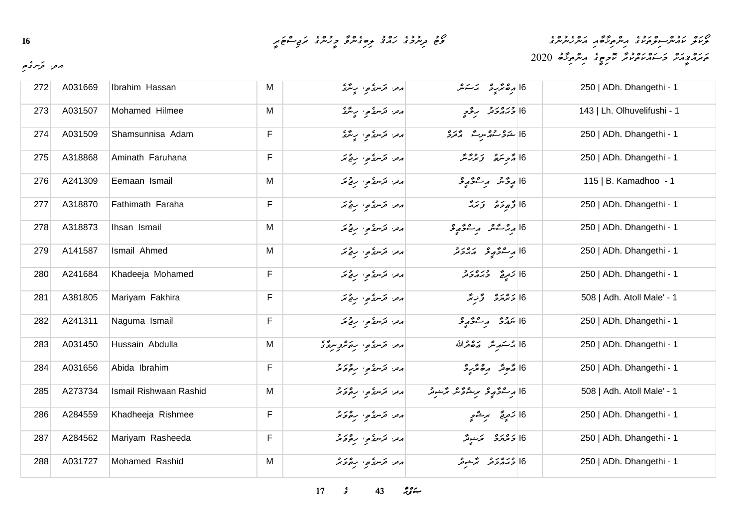| 272 | A031669 | Ibrahim Hassan | M | އދ. ދަނގެތި، ހިލޭ | ރިބުރާހީމް ޙަސަން I6 | 250 \| ADh. Dhangethi - 1 |
|---|---|---|---|---|---|---|
| 273 | A031507 | Mohamed Hilmee | M | އދ. ދަނގެތި، ހިލޭ | މުޙައްމަދު ހިލްމީ I6 | 143 \| Lh. Olhuvelifushi - 1 |
| 274 | A031509 | Shamsunnisa Adam | F | އދ. ދަނގެތި، ހިލޭ | ޝަމްސުންނިސާ އާދަމް I6 | 250 \| ADh. Dhangethi - 1 |
| 275 | A318868 | Aminath Faruhana | F | އދ. ދަނގެތި، ރިޖަރ | އާމިނަތު ފަރުހާނާ I6 | 250 \| ADh. Dhangethi - 1 |
| 276 | A241309 | Eemaan Ismail | M | އދ. ދަނގެތި، ރިޖަރ | އީމާން އިސްމާއީލު I6 | 115 \| B. Kamadhoo - 1 |
| 277 | A318870 | Fathimath Faraha | F | އދ. ދަނގެތި، ރިޖަރ | ފާތިމަތު ފަރަހާ I6 | 250 \| ADh. Dhangethi - 1 |
| 278 | A318873 | Ihsan Ismail | M | އދ. ދަނގެތި، ރިޖަރ | އިޙްސާން އިސްމާއީލު I6 | 250 \| ADh. Dhangethi - 1 |
| 279 | A141587 | Ismail Ahmed | M | އދ. ދަނގެތި، ރިޖަރ | އިސްމާއީލު އަޙްމަދު I6 | 250 \| ADh. Dhangethi - 1 |
| 280 | A241684 | Khadeeja Mohamed | F | އދ. ދަނގެތި، ރިޖަރ | ޚަދީޖާ މުޙައްމަދު I6 | 250 \| ADh. Dhangethi - 1 |
| 281 | A381805 | Mariyam Fakhira | F | އދ. ދަނގެތި، ރިޖަރ | މަރިޔަމް ފާޚިރާ I6 | 508 \| Adh. Atoll Male' - 1 |
| 282 | A241311 | Naguma Ismail | F | އދ. ދަނގެތި، ރިޖަރ | ނަޣުމާ އިސްމާއީލު I6 | 250 \| ADh. Dhangethi - 1 |
| 283 | A031450 | Hussain Abdulla | M | އދ. ދަނގެތި، ރިވަރސައިޑް | ޙުސައިން ޢަބްދުﷲ I6 | 250 \| ADh. Dhangethi - 1 |
| 284 | A031656 | Abida Ibrahim | F | އދ. ދަނގެތި، ރިވަވަރ | އާބިދާ އިބްރާހީމް I6 | 250 \| ADh. Dhangethi - 1 |
| 285 | A273734 | Ismail Rishwaan Rashid | M | އދ. ދަނގެތި، ރިވަވަރ | އިސްމާއީލު ރިޝްވާން ރާޝިދު I6 | 508 \| Adh. Atoll Male' - 1 |
| 286 | A284559 | Khadheeja Rishmee | F | އދ. ދަނގެތި، ރިވަވަރ | ޚަދީޖާ ރިޝްމީ I6 | 250 \| ADh. Dhangethi - 1 |
| 287 | A284562 | Mariyam Rasheeda | F | އދ. ދަނގެތި، ރިވަވަރ | މަރިޔަމް ރަޝީދާ I6 | 250 \| ADh. Dhangethi - 1 |
| 288 | A031727 | Mohamed Rashid | M | އދ. ދަނގެތި، ރިވަވަރ | މުޙައްމަދު ރާޝިދު I6 | 250 \| ADh. Dhangethi - 1 |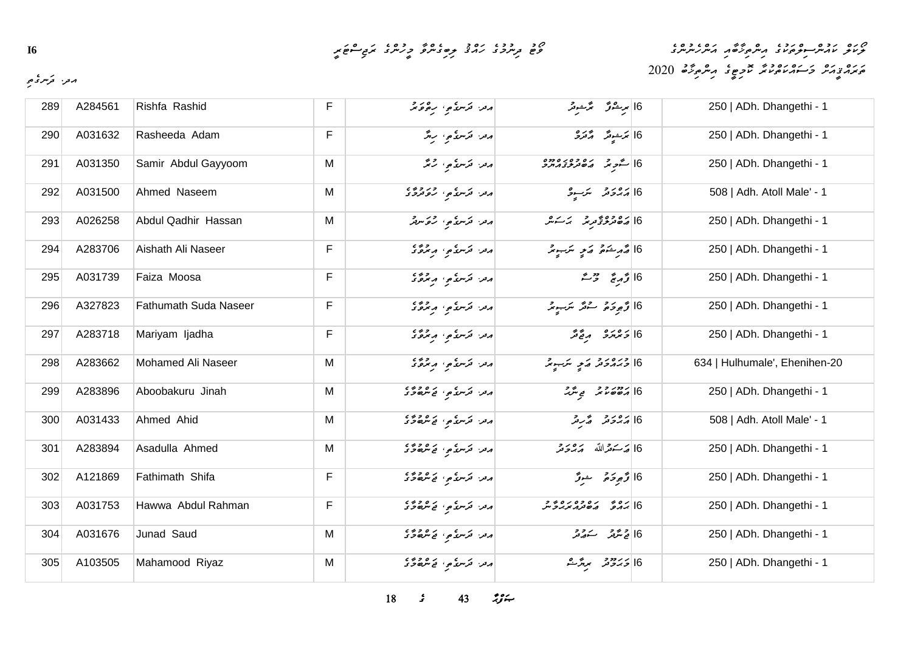| 289 | A284561 | Rishfa Rashid | F | އދ. ދަނގެތި، ރިތުވަރު | I6 ރިޝްފާ ރާޝިދު | 250 \| ADh. Dhangethi - 1 |
|---|---|---|---|---|---|---|
| 290 | A031632 | Rasheeda Adam | F | އދ. ދަނގެތި، ހިލާ | I6 ރަޝީދާ އާދަމް | 250 \| ADh. Dhangethi - 1 |
| 291 | A031350 | Samir Abdul Gayyoom | M | އދ. ދަނގެތި، ހުރާ | I6 ސާމިރު އަބްދުލްގައްޔޫމް | 250 \| ADh. Dhangethi - 1 |
| 292 | A031500 | Ahmed Naseem | M | އދ. ދަނގެތި، ހުވަދުމާގެ | I6 އަހްމަދު ނަސީމް | 508 \| Adh. Atoll Male' - 1 |
| 293 | A026258 | Abdul Qadhir Hassan | M | އދ. ދަނގެތި، ހުވަނދު | I6 އަބްދުލްޤާދިރު ހަސަން | 250 \| ADh. Dhangethi - 1 |
| 294 | A283706 | Aishath Ali Naseer | F | އދ. ދަނގެތި، އިރުމާގެ | I6 އާއިޝަތު އަލި ނަސީރު | 250 \| ADh. Dhangethi - 1 |
| 295 | A031739 | Faiza Moosa | F | އދ. ދަނގެތި، އިރުމާގެ | I6 ފާއިޒާ މޫސާ | 250 \| ADh. Dhangethi - 1 |
| 296 | A327823 | Fathumath Suda Naseer | F | އދ. ދަނގެތި، އިރުމާގެ | I6 ފާތިމަތު ސުދާ ނަސީރު | 250 \| ADh. Dhangethi - 1 |
| 297 | A283718 | Mariyam Ijadha | F | އދ. ދަނގެތި، އިރުމާގެ | I6 މަރިޔަމް އިޖާދާ | 250 \| ADh. Dhangethi - 1 |
| 298 | A283662 | Mohamed Ali Naseer | M | އދ. ދަނގެތި، އިރުމާގެ | I6 މުހައްމަދު އަލި ނަސީރު | 634 \| Hulhumale', Ehenihen-20 |
| 299 | A283896 | Aboobakuru Jinah | M | އދ. ދަނގެތި، ޖަންބުމާގެ | I6 އަބޫބަކުރު ޖިނާހު | 250 \| ADh. Dhangethi - 1 |
| 300 | A031433 | Ahmed Ahid | M | އދ. ދަނގެތި، ޖަންބުމާގެ | I6 އަހްމަދު އާހިދު | 508 \| Adh. Atoll Male' - 1 |
| 301 | A283894 | Asadulla Ahmed | M | އދ. ދަނގެތި، ޖަންބުމާގެ | I6 އަސަދުﷲ އަހްމަދު | 250 \| ADh. Dhangethi - 1 |
| 302 | A121869 | Fathimath Shifa | F | އދ. ދަނގެތި، ޖަންބުމާގެ | I6 ފާތިމަތު ޝިފާ | 250 \| ADh. Dhangethi - 1 |
| 303 | A031753 | Hawwa Abdul Rahman | F | އދ. ދަނގެތި، ޖަންބުމާގެ | I6 ހައްވާ އަބްދުއްރަޙްމާން | 250 \| ADh. Dhangethi - 1 |
| 304 | A031676 | Junad Saud | M | އދ. ދަނގެތި، ޖަންބުމާގެ | I6 ޖުނާދު ސައުދު | 250 \| ADh. Dhangethi - 1 |
| 305 | A103505 | Mahamood Riyaz | M | އދ. ދަނގެތި، ޖަންބުމާގެ | I6 މަޙްމޫދު ރިޔާޒް | 250 \| ADh. Dhangethi - 1 |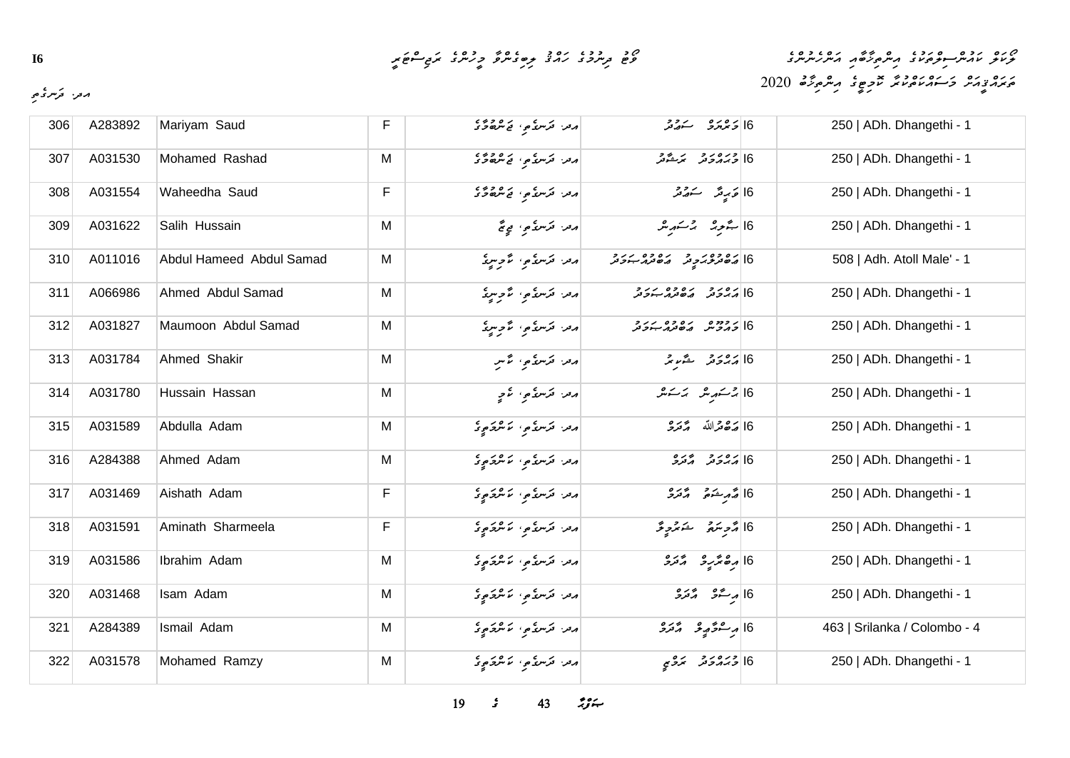| 306 | A283892 | Mariyam Saud | F | ރދ. ދަނގެތި، ޖަންބުމާގެ | I6 މަރިޔަމް ސަޢޫދު | 250 \| ADh. Dhangethi - 1 |
|---|---|---|---|---|---|---|
| 307 | A031530 | Mohamed Rashad | M | ރދ. ދަނގެތި، ޖަންބުމާގެ | I6 މުހައްމަދު ރަޝާދު | 250 \| ADh. Dhangethi - 1 |
| 308 | A031554 | Waheedha Saud | F | ރދ. ދަނގެތި، ޖަންބުމާގެ | I6 ވަހީދާ ސަޢޫދު | 250 \| ADh. Dhangethi - 1 |
| 309 | A031622 | Salih Hussain | M | ރދ. ދަނގެތި، ޗިޓޯ | I6 ސާލިހު ހުސައިން | 250 \| ADh. Dhangethi - 1 |
| 310 | A011016 | Abdul Hameed Abdul Samad | M | ރދ. ދަނގެތި، ހާމިނީ | I6 އަބްދުލްހަމީދު އަބްދުއްސަމަދު | 508 \| Adh. Atoll Male' - 1 |
| 311 | A066986 | Ahmed Abdul Samad | M | ރދ. ދަނގެތި، ހާމިނީ | I6 އަހްމަދު އަބްދުއްސަމަދު | 250 \| ADh. Dhangethi - 1 |
| 312 | A031827 | Maumoon Abdul Samad | M | ރދ. ދަނގެތި، ހާމިނީ | I6 މައުމޫން އަބްދުއްސަމަދު | 250 \| ADh. Dhangethi - 1 |
| 313 | A031784 | Ahmed Shakir | M | ރދ. ދަނގެތި، ހާނި | I6 އަހްމަދު ޝާކިރު | 250 \| ADh. Dhangethi - 1 |
| 314 | A031780 | Hussain Hassan | M | ރދ. ދަނގެތި، ހާޖި | I6 ހުސައިން ހަސަން | 250 \| ADh. Dhangethi - 1 |
| 315 | A031589 | Abdulla Adam | M | ރދ. ދަނގެތި، ހަންޑަލީގެ | I6 އަބްދުﷲ އާދަމް | 250 \| ADh. Dhangethi - 1 |
| 316 | A284388 | Ahmed Adam | M | ރދ. ދަނގެތި، ހަންޑަލީގެ | I6 އަހްމަދު އާދަމް | 250 \| ADh. Dhangethi - 1 |
| 317 | A031469 | Aishath Adam | F | ރދ. ދަނގެތި، ހަންޑަލީގެ | I6 އާއިޝަތު އާދަމް | 250 \| ADh. Dhangethi - 1 |
| 318 | A031591 | Aminath Sharmeela | F | ރދ. ދަނގެތި، ހަންޑަލީގެ | I6 އާމިނަތު ޝަރްމީލާ | 250 \| ADh. Dhangethi - 1 |
| 319 | A031586 | Ibrahim Adam | M | ރދ. ދަނގެތި، ހަންޑަލީގެ | I6 އިބްރާހީމް އާދަމް | 250 \| ADh. Dhangethi - 1 |
| 320 | A031468 | Isam Adam | M | ރދ. ދަނގެތި، ހަންޑަލީގެ | I6 އިސާމް އާދަމް | 250 \| ADh. Dhangethi - 1 |
| 321 | A284389 | Ismail Adam | M | ރދ. ދަނގެތި، ހަންޑަލީގެ | I6 އިސްމާޢީލް އާދަމް | 463 \| Srilanka / Colombo - 4 |
| 322 | A031578 | Mohamed Ramzy | M | ރދ. ދަނގެތި، ހަންޑަލީގެ | I6 މުހައްމަދު ރަމްޒީ | 250 \| ADh. Dhangethi - 1 |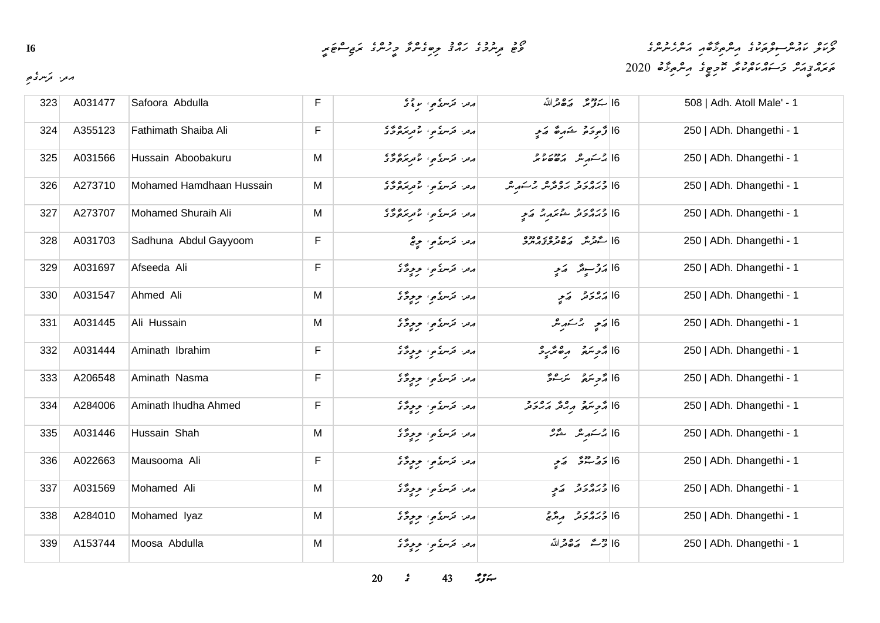| 323 | A031477 | Safoora Abdulla | F | ދއ. ދަނގެތި، ކިޔޮގޭ | I6 ސަފޫރާ އަބްދުﷲ | 508 \| Adh. Atoll Male' - 1 |
|---|---|---|---|---|---|---|
| 324 | A355123 | Fathimath Shaiba Ali | F | ދއ. ދަނގެތި، ގުރުބަތުވާދީ | I6 ފާތިމަތު ޝައިބާ އަލި | 250 \| ADh. Dhangethi - 1 |
| 325 | A031566 | Hussain Aboobakuru | M | ދއ. ދަނގެތި، ގުރުބަތުވާދީ | I6 ހުސައިން އަބޫބަކުރު | 250 \| ADh. Dhangethi - 1 |
| 326 | A273710 | Mohamed Hamdhaan Hussain | M | ދއ. ދަނގެތި، ގުރުބަތުވާދީ | I6 މުހައްމަދު ހަމްދާން ހުސައިން | 250 \| ADh. Dhangethi - 1 |
| 327 | A273707 | Mohamed Shuraih Ali | M | ދއ. ދަނގެތި، ގުރުބަތުވާދީ | I6 މުހައްމަދު ޝުރައިހް އަލި | 250 \| ADh. Dhangethi - 1 |
| 328 | A031703 | Sadhuna Abdul Gayyoom | F | ދއ. ދަނގެތި، ލީޓް | I6 ސާދުނާ އަބްދުލްގައްޔޫމް | 250 \| ADh. Dhangethi - 1 |
| 329 | A031697 | Afseeda Ali | F | ދއ. ދަނގެތި، ލިލީވާގެ | I6 އަފްސީދާ އަލި | 250 \| ADh. Dhangethi - 1 |
| 330 | A031547 | Ahmed Ali | M | ދއ. ދަނގެތި، ލިލީވާގެ | I6 އަހްމަދު އަލި | 250 \| ADh. Dhangethi - 1 |
| 331 | A031445 | Ali Hussain | M | ދއ. ދަނގެތި، ލިލީވާގެ | I6 އަލި ހުސައިން | 250 \| ADh. Dhangethi - 1 |
| 332 | A031444 | Aminath Ibrahim | F | ދއ. ދަނގެތި، ލިލީވާގެ | I6 އާމިނަތު އިބްރާހިމް | 250 \| ADh. Dhangethi - 1 |
| 333 | A206548 | Aminath Nasma | F | ދއ. ދަނގެތި، ލިލީވާގެ | I6 އާމިނަތު ނަސްމާ | 250 \| ADh. Dhangethi - 1 |
| 334 | A284006 | Aminath Ihudha Ahmed | F | ދއ. ދަނގެތި، ލިލީވާގެ | I6 އާމިނަތު އިހުދާ އަހްމަދު | 250 \| ADh. Dhangethi - 1 |
| 335 | A031446 | Hussain Shah | M | ދއ. ދަނގެތި، ލިލީވާގެ | I6 ހުސައިން ޝާހް | 250 \| ADh. Dhangethi - 1 |
| 336 | A022663 | Mausooma Ali | F | ދއ. ދަނގެތި، ލިލީވާގެ | I6 މައުސޫމާ އަލި | 250 \| ADh. Dhangethi - 1 |
| 337 | A031569 | Mohamed Ali | M | ދއ. ދަނގެތި، ލިލީވާގެ | I6 މުހައްމަދު އަލި | 250 \| ADh. Dhangethi - 1 |
| 338 | A284010 | Mohamed Iyaz | M | ދއ. ދަނގެތި، ލިލީވާގެ | I6 މުހައްމަދު އިޔާޒް | 250 \| ADh. Dhangethi - 1 |
| 339 | A153744 | Moosa Abdulla | M | ދއ. ދަނގެތި، ލިލީވާގެ | I6 މޫސާ އަބްދުﷲ | 250 \| ADh. Dhangethi - 1 |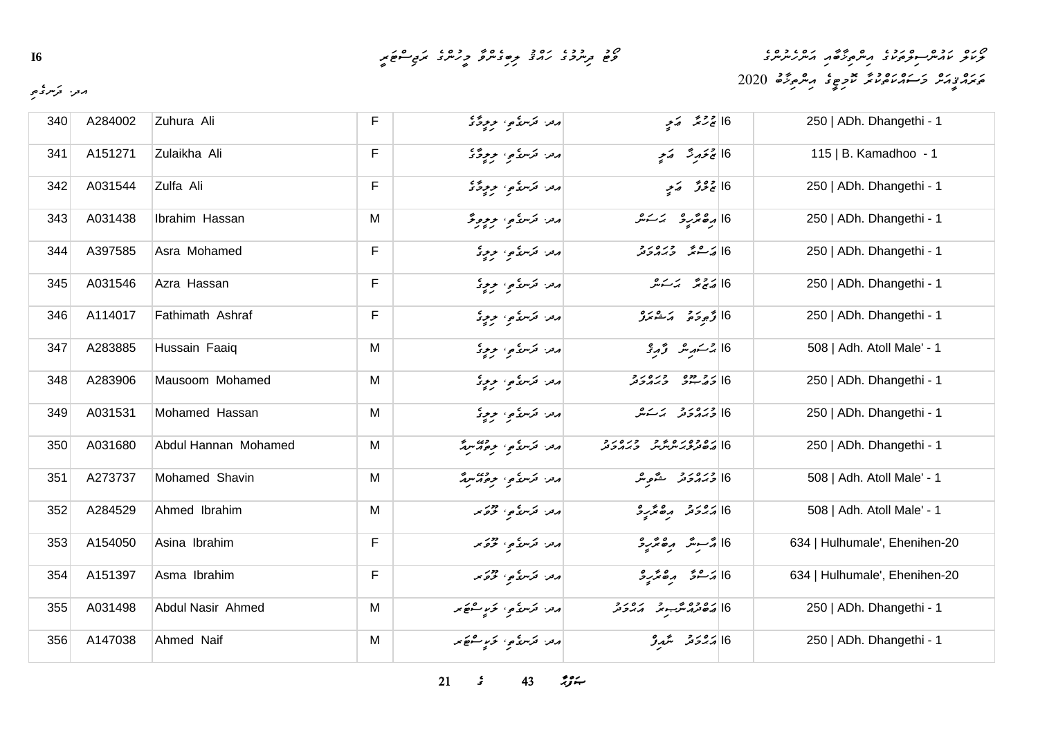ގޮނޑު ކަމުން ސިލްސިލާގެ އިންތިޚާބު އަންހެނުންގެ ވޯޓު I6 ތަރުތީބުން ދާއިރާގެ ވޯޓުދޭ ލިސްޓު 2020

އދ. ދަނގެތި

| 340 | A284002 | Zuhura Ali | F | އދ. ދަނގެތި، ވިލިމާގެ | ޒުހުރާ ޢަލީ I6 | 250 \| ADh. Dhangethi - 1 |
|---|---|---|---|---|---|---|
| 341 | A151271 | Zulaikha Ali | F | އދ. ދަނގެތި، ވިލިމާގެ | ޒުލައިޚާ ޢަލީ I6 | 115 \| B. Kamadhoo - 1 |
| 342 | A031544 | Zulfa Ali | F | އދ. ދަނގެތި، ވިލިމާގެ | ޒުލްފާ ޢަލީ I6 | 250 \| ADh. Dhangethi - 1 |
| 343 | A031438 | Ibrahim Hassan | M | އދ. ދަނގެތި، ވިލިވިލާ | އިބްރާހިމް ޙަސަން I6 | 250 \| ADh. Dhangethi - 1 |
| 344 | A397585 | Asra Mohamed | F | އދ. ދަނގެތި، ވިލިގެ | އަސްރާ މުޙައްމަދު I6 | 250 \| ADh. Dhangethi - 1 |
| 345 | A031546 | Azra Hassan | F | އދ. ދަނގެތި، ވިލިގެ | އަޒްރާ ޙަސަން I6 | 250 \| ADh. Dhangethi - 1 |
| 346 | A114017 | Fathimath Ashraf | F | އދ. ދަނގެތި، ވިލިގެ | ފާޠިމަތު އަޝްރަފް I6 | 250 \| ADh. Dhangethi - 1 |
| 347 | A283885 | Hussain Faaiq | M | އދ. ދަނގެތި، ވިލިގެ | ޙުސައިން ފާއިޤް I6 | 508 \| Adh. Atoll Male' - 1 |
| 348 | A283906 | Mausoom Mohamed | M | އދ. ދަނގެތި، ވިލިގެ | މައުޞޫމް މުޙައްމަދު I6 | 250 \| ADh. Dhangethi - 1 |
| 349 | A031531 | Mohamed Hassan | M | އދ. ދަނގެތި، ވިލިގެ | މުޙައްމަދު ޙަސަން I6 | 250 \| ADh. Dhangethi - 1 |
| 350 | A031680 | Abdul Hannan Mohamed | M | އދ. ދަނގެތި، ވިލުއާސިޔާ | އަބްދުލްޙަންނާން މުޙައްމަދު I6 | 250 \| ADh. Dhangethi - 1 |
| 351 | A273737 | Mohamed Shavin | M | އދ. ދަނގެތި، ވިލުއާސިޔާ | މުޙައްމަދު ޝާވިން I6 | 508 \| Adh. Atoll Male' - 1 |
| 352 | A284529 | Ahmed Ibrahim | M | އދ. ދަނގެތި، ފޫމަރ | އަޙްމަދު އިބްރާހިމް I6 | 508 \| Adh. Atoll Male' - 1 |
| 353 | A154050 | Asina Ibrahim | F | އދ. ދަނގެތި، ފޫމަރ | އާސިނާ އިބްރާހިމް I6 | 634 \| Hulhumale', Ehenihen-20 |
| 354 | A151397 | Asma Ibrahim | F | އދ. ދަނގެތި، ފޫމަރ | އަސްމާ އިބްރާހިމް I6 | 634 \| Hulhumale', Ehenihen-20 |
| 355 | A031498 | Abdul Nasir Ahmed | M | އދ. ދަނގެތި، ވަލިސްޓަރ | އަބްދުލްނާޞިރު އަޙްމަދު I6 | 250 \| ADh. Dhangethi - 1 |
| 356 | A147038 | Ahmed Naif | M | އދ. ދަނގެތި، ވަލިސްޓަރ | އަޙްމަދު ނާއިފް I6 | 250 \| ADh. Dhangethi - 1 |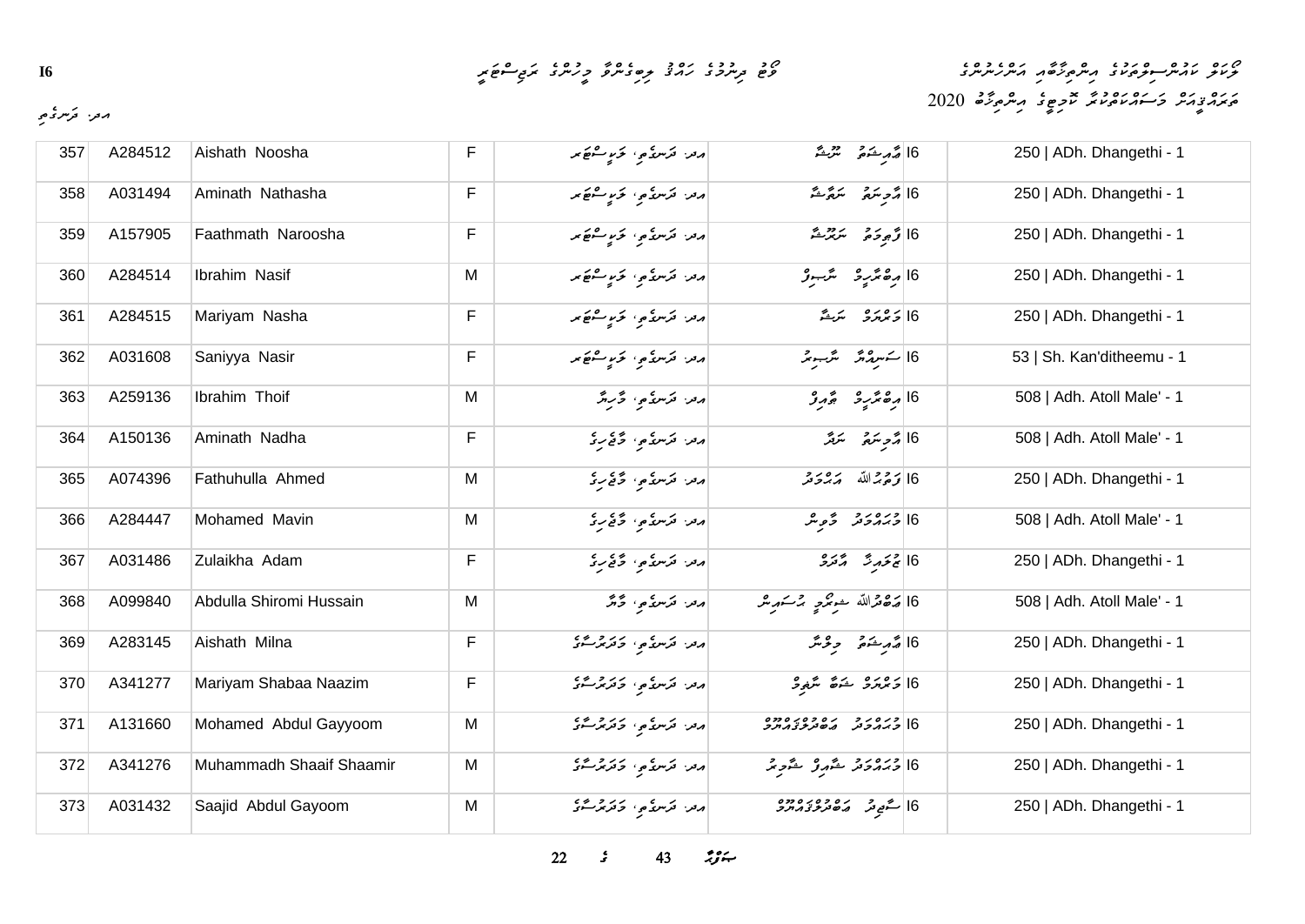| 357 | A284512 | Aishath Noosha | F | އދ. ދަނގެތި، ވަލިސްޓަރ | I6 އާއިޝަތު ނޫޝާ | 250 \| ADh. Dhangethi - 1 |
|---|---|---|---|---|---|---|
| 358 | A031494 | Aminath Nathasha | F | އދ. ދަނގެތި، ވަލިސްޓަރ | I6 އާމިނަތު ނަތާޝާ | 250 \| ADh. Dhangethi - 1 |
| 359 | A157905 | Faathmath Naroosha | F | އދ. ދަނގެތި، ވަލިސްޓަރ | I6 ފާތިމަތު ނަރޫޝާ | 250 \| ADh. Dhangethi - 1 |
| 360 | A284514 | Ibrahim Nasif | M | އދ. ދަނގެތި، ވަލިސްޓަރ | I6 އިބްރާހީމް ނާސިފު | 250 \| ADh. Dhangethi - 1 |
| 361 | A284515 | Mariyam Nasha | F | އދ. ދަނގެތި، ވަލިސްޓަރ | I6 މަރިޔަމް ނަޝާ | 250 \| ADh. Dhangethi - 1 |
| 362 | A031608 | Saniyya Nasir | F | އދ. ދަނގެތި، ވަލިސްޓަރ | I6 ސަނިއްޔާ ނާސިރު | 53 \| Sh. Kan'ditheemu - 1 |
| 363 | A259136 | Ibrahim Thoif | M | އދ. ދަނގެތި، ވާދީ | I6 އިބްރާހީމް ޠާއިފް | 508 \| Adh. Atoll Male' - 1 |
| 364 | A150136 | Aminath Nadha | F | އދ. ދަނގެތި، މާޖެހި | I6 އާމިނަތު ނަދާ | 508 \| Adh. Atoll Male' - 1 |
| 365 | A074396 | Fathuhulla Ahmed | M | އދ. ދަނގެތި، މާޖެހި | I6 ފަތުހުﷲ އަޙްމަދު | 250 \| ADh. Dhangethi - 1 |
| 366 | A284447 | Mohamed Mavin | M | އދ. ދަނގެތި، މާޖެހި | I6 މުޙައްމަދު މާވިން | 508 \| Adh. Atoll Male' - 1 |
| 367 | A031486 | Zulaikha Adam | F | އދ. ދަނގެތި، މާޖެހި | I6 ޒުލައިޚާ އާދަމް | 250 \| ADh. Dhangethi - 1 |
| 368 | A099840 | Abdulla Shiromi Hussain | M | އދ. ދަނގެތި، މާރާ | I6 އަބްދުﷲ ޝިރޯމީ ހުސައިން | 508 \| Adh. Atoll Male' - 1 |
| 369 | A283145 | Aishath Milna | F | އދ. ދަނގެތި، މަލަރުސްގެ | I6 އާއިޝަތު މިލްނާ | 250 \| ADh. Dhangethi - 1 |
| 370 | A341277 | Mariyam Shabaa Naazim | F | އދ. ދަނގެތި، މަލަރުސްގެ | I6 މަރިޔަމް ޝަބާ ނާޒިމް | 250 \| ADh. Dhangethi - 1 |
| 371 | A131660 | Mohamed Abdul Gayyoom | M | އދ. ދަނގެތި، މަލަރުސްގެ | I6 މުޙައްމަދު އަބްދުލްގައްޔޫމް | 250 \| ADh. Dhangethi - 1 |
| 372 | A341276 | Muhammadh Shaaif Shaamir | M | އދ. ދަނގެތި، މަލަރުސްގެ | I6 މުޙައްމަދު ޝާއިފް ޝާމިރު | 250 \| ADh. Dhangethi - 1 |
| 373 | A031432 | Saajid Abdul Gayoom | M | އދ. ދަނގެތި، މަލަރުސްގެ | I6 ސާޖިދު އަބްދުލްގައްޔޫމް | 250 \| ADh. Dhangethi - 1 |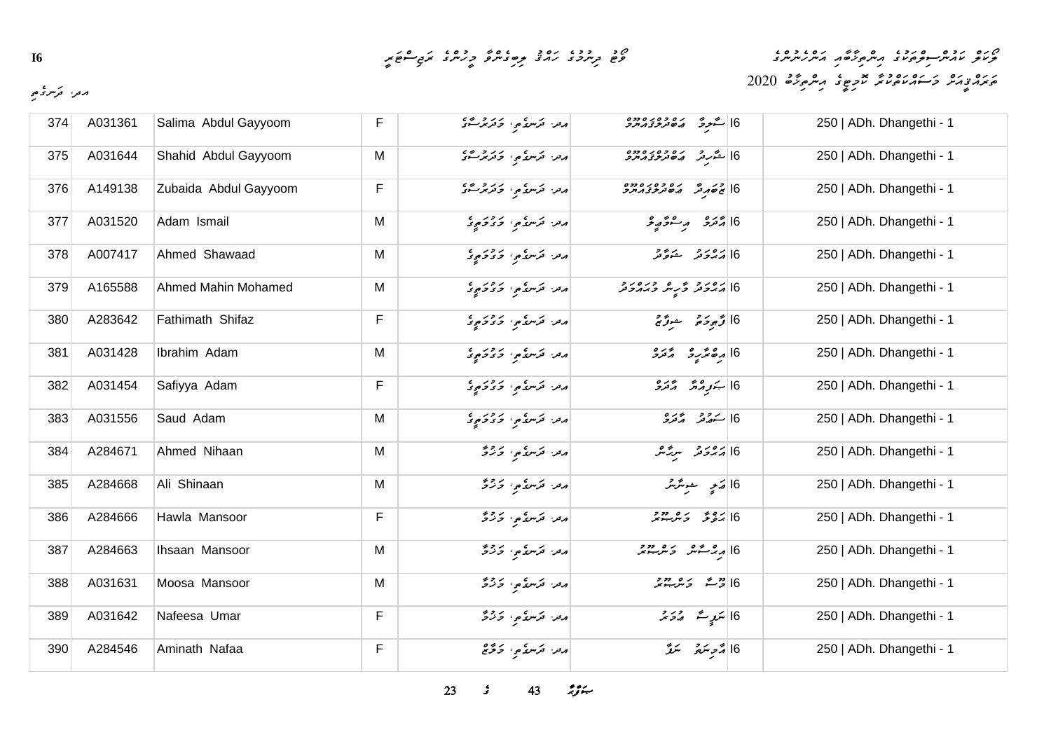مدر· ترسرۂ مو

| 374 | A031361 | Salima Abdul Gayyoom | F | مدر· ترسرۂ مو، ئەترىترىسى | I6 سەھەمەدىگى ئەھەدىرى ئەمەدى | 250 \| ADh. Dhangethi - 1 |
|---|---|---|---|---|---|---|
| 375 | A031644 | Shahid Abdul Gayyoom | M | مدر· ترسرۂ مو، ئەترىترىسى | I6 شەرىتر ئەھەدىرى ئەمەدى | 250 \| ADh. Dhangethi - 1 |
| 376 | A149138 | Zubaida Abdul Gayyoom | F | مدر· ترسرۂ مو، ئەترىترىسى | I6 ج ئەمەدىگى ئەھەدىرى ئەمەدى | 250 \| ADh. Dhangethi - 1 |
| 377 | A031520 | Adam Ismail | M | مدر· ترسرۂ مو، ئەترىرى | I6 ئەترە بەسۇمەبى | 250 \| ADh. Dhangethi - 1 |
| 378 | A007417 | Ahmed Shawaad | M | مدر· ترسرۂ مو، ئەترىرى | I6 ئەبرىز ئىشەقەتر | 250 \| ADh. Dhangethi - 1 |
| 379 | A165588 | Ahmed Mahin Mohamed | M | مدر· ترسرۂ مو، ئەترىرى | I6 ئەبرىز ئىرىش بەيرۇرىز | 250 \| ADh. Dhangethi - 1 |
| 380 | A283642 | Fathimath Shifaz | F | مدر· ترسرۂ مو، ئەترىرى | I6 ئۇجەرە ئىشوتى | 250 \| ADh. Dhangethi - 1 |
| 381 | A031428 | Ibrahim Adam | M | مدر· ترسرۂ مو، ئەترىرى | I6 مەھتىرى مەترە | 250 \| ADh. Dhangethi - 1 |
| 382 | A031454 | Safiyya Adam | F | مدر· ترسرۂ مو، ئەترىرى | I6 سەۋەبەر مەترە | 250 \| ADh. Dhangethi - 1 |
| 383 | A031556 | Saud Adam | M | مدر· ترسرۂ مو، ئەترىرى | I6 سەمەتر مەترە | 250 \| ADh. Dhangethi - 1 |
| 384 | A284671 | Ahmed Nihaan | M | مدر· ترسرۂ مو، ئەرى | I6 ئەبرىز سرىگىر | 250 \| ADh. Dhangethi - 1 |
| 385 | A284668 | Ali Shinaan | M | مدر· ترسرۂ مو، ئەرى | I6 ئەمو شوشكىر | 250 \| ADh. Dhangethi - 1 |
| 386 | A284666 | Hawla Mansoor | F | مدر· ترسرۂ مو، ئەرى | I6 ئەرى ئەشرىمەر | 250 \| ADh. Dhangethi - 1 |
| 387 | A284663 | Ihsaan Mansoor | M | مدر· ترسرۂ مو، ئەرى | I6 مەرسەمىر ئەشرىمەر | 250 \| ADh. Dhangethi - 1 |
| 388 | A031631 | Moosa Mansoor | M | مدر· ترسرۂ مو، ئەرى | I6 ۋىسە ئەشرىمەر | 250 \| ADh. Dhangethi - 1 |
| 389 | A031642 | Nafeesa Umar | F | مدر· ترسرۂ مو، ئەرى | I6 سرىرىسە مەمەر | 250 \| ADh. Dhangethi - 1 |
| 390 | A284546 | Aminath Nafaa | F | مدر· ترسرۂ مو، ئەرى | I6 مەرسىھ سرىر | 250 \| ADh. Dhangethi - 1 |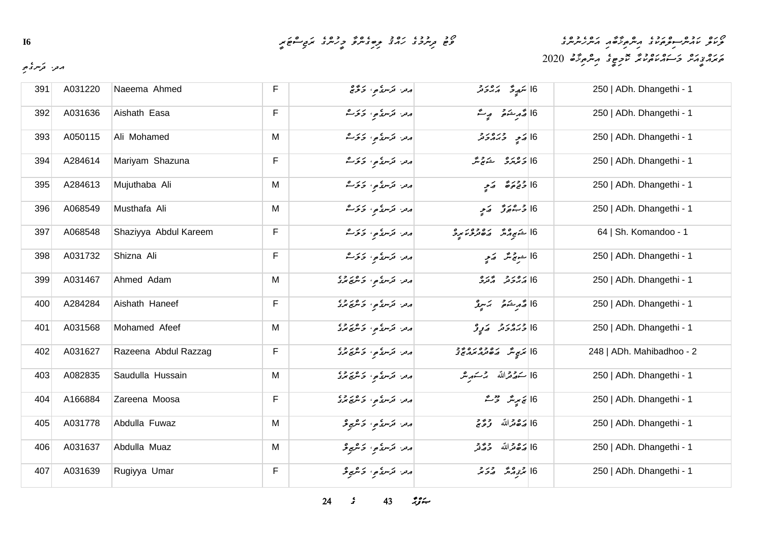| 391 | A031220 | Naeema Ahmed | F | އދ. ދަނގެތި، ގަލާޖު | I6 ނަޢީމާ އަޙްމަދު | 250 \| ADh. Dhangethi - 1 |
|---|---|---|---|---|---|---|
| 392 | A031636 | Aishath Easa | F | އދ. ދަނގެތި، ގަލަސް | I6 އާއިޝަތު ޢީސާ | 250 \| ADh. Dhangethi - 1 |
| 393 | A050115 | Ali Mohamed | M | އދ. ދަނގެތި، ގަލަސް | I6 ޢަލި މުޙައްމަދު | 250 \| ADh. Dhangethi - 1 |
| 394 | A284614 | Mariyam Shazuna | F | އދ. ދަނގެތި، ގަލަސް | I6 މަރިޔަމް ޝަޒޫނާ | 250 \| ADh. Dhangethi - 1 |
| 395 | A284613 | Mujuthaba Ali | M | އދ. ދަނގެތި، ގަލަސް | I6 މުޖުތަބާ ޢަލި | 250 \| ADh. Dhangethi - 1 |
| 396 | A068549 | Musthafa Ali | M | އދ. ދަނގެތި، ގަލަސް | I6 މުސްތަފާ ޢަލި | 250 \| ADh. Dhangethi - 1 |
| 397 | A068548 | Shaziyya Abdul Kareem | F | އދ. ދަނގެތި، ގަލަސް | I6 ޝާޒިއްޔާ ޢަބްދުލްކަރީމް | 64 \| Sh. Komandoo - 1 |
| 398 | A031732 | Shizna Ali | F | އދ. ދަނގެތި، ގަލަސް | I6 ޝިޒްނާ ޢަލި | 250 \| ADh. Dhangethi - 1 |
| 399 | A031467 | Ahmed Adam | M | އދ. ދަނގެތި، ގަންޖަހުރު | I6 އަޙްމަދު އާދަމް | 250 \| ADh. Dhangethi - 1 |
| 400 | A284284 | Aishath Haneef | F | އދ. ދަނގެތި، ގަންޖަހުރު | I6 އާއިޝަތު ޙަނީފް | 250 \| ADh. Dhangethi - 1 |
| 401 | A031568 | Mohamed Afeef | M | އދ. ދަނގެތި، ގަންޖަހުރު | I6 މުޙައްމަދު ޢަފީފް | 250 \| ADh. Dhangethi - 1 |
| 402 | A031627 | Razeena Abdul Razzag | F | އދ. ދަނގެތި، ގަންޖަހުރު | I6 ރަޒީނާ ޢަބްދުއްރައްޒާޤު | 248 \| ADh. Mahibadhoo - 2 |
| 403 | A082835 | Saudulla Hussain | M | އދ. ދަނގެތި، ގަންޖަހުރު | I6 ސަޢުދުﷲ ޙުސައިން | 250 \| ADh. Dhangethi - 1 |
| 404 | A166884 | Zareena Moosa | F | އދ. ދަނގެތި، ގަންޖަހުރު | I6 ޒަރީނާ މޫސާ | 250 \| ADh. Dhangethi - 1 |
| 405 | A031778 | Abdulla Fuwaz | M | އދ. ދަނގެތި، ގަންޖީލާ | I6 ޢަބްދުﷲ ފުވާޒު | 250 \| ADh. Dhangethi - 1 |
| 406 | A031637 | Abdulla Muaz | M | އދ. ދަނގެތި، ގަންޖީލާ | I6 ޢަބްދުﷲ މުޢާޛު | 250 \| ADh. Dhangethi - 1 |
| 407 | A031639 | Rugiyya Umar | F | އދ. ދަނގެތި، ގަންޖީލާ | I6 ރުޤިއްޔާ ޢުމަރު | 250 \| ADh. Dhangethi - 1 |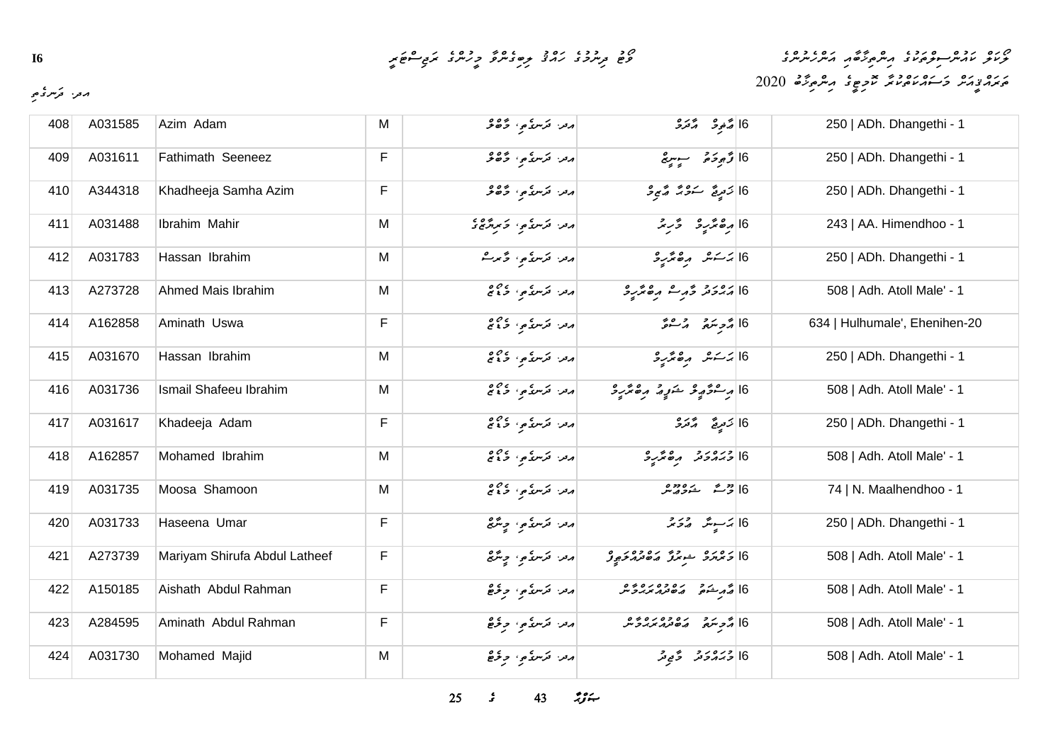| 408 | A031585 | Azim Adam | M | އދ. ދަނގެތި، މާބޮލ | I6 އާޒިމް އާދަމް | 250 \| ADh. Dhangethi - 1 |
|---|---|---|---|---|---|---|
| 409 | A031611 | Fathimath Seeneez | F | އދ. ދަނގެތި، މާބޮލ | I6 ފާތިމަތު ސީނީޒް | 250 \| ADh. Dhangethi - 1 |
| 410 | A344318 | Khadheeja Samha Azim | F | އދ. ދަނގެތި، މާބޮލ | I6 ޚަދީޖާ ސަމްހާ އާޒިމް | 250 \| ADh. Dhangethi - 1 |
| 411 | A031488 | Ibrahim Mahir | M | އދ. ދަނގެތި، މަރިޔަމްގެ | I6 އިބްރާހިމް މާހިރު | 243 \| AA. Himendhoo - 1 |
| 412 | A031783 | Hassan Ibrahim | M | އދ. ދަނގެތި، މާރިސް | I6 ހަސަން އިބްރާހިމް | 250 \| ADh. Dhangethi - 1 |
| 413 | A273728 | Ahmed Mais Ibrahim | M | އދ. ދަނގެތި، މޫނިޖ | I6 އަހުމަދު މާއިސް އިބްރާހިމް | 508 \| Adh. Atoll Male' - 1 |
| 414 | A162858 | Aminath Uswa | F | އދ. ދަނގެތި، މޫނިޖ | I6 އާމިނަތު އުސްވާ | 634 \| Hulhumale', Ehenihen-20 |
| 415 | A031670 | Hassan Ibrahim | M | އދ. ދަނގެތި، މޫނިޖ | I6 ހަސަން އިބްރާހިމް | 250 \| ADh. Dhangethi - 1 |
| 416 | A031736 | Ismail Shafeeu Ibrahim | M | އދ. ދަނގެތި، މޫނިޖ | I6 އިސްމާއިލް ޝަފީއު އިބްރާހިމް | 508 \| Adh. Atoll Male' - 1 |
| 417 | A031617 | Khadeeja Adam | F | އދ. ދަނގެތި، މޫނިޖ | I6 ޚަދީޖާ އާދަމް | 250 \| ADh. Dhangethi - 1 |
| 418 | A162857 | Mohamed Ibrahim | M | އދ. ދަނގެތި، މޫނިޖ | I6 މުހައްމަދު އިބްރާހިމް | 508 \| Adh. Atoll Male' - 1 |
| 419 | A031735 | Moosa Shamoon | M | އދ. ދަނގެތި، މޫނިޖ | I6 މޫސާ ޝަމޫނު | 74 \| N. Maalhendhoo - 1 |
| 420 | A031733 | Haseena Umar | F | އދ. ދަނގެތި، މިނޫޖ | I6 ހަސީނާ އުމަރު | 250 \| ADh. Dhangethi - 1 |
| 421 | A273739 | Mariyam Shirufa Abdul Latheef | F | އދ. ދަނގެތި، މިނޫޖ | I6 މަރިޔަމް ޝިރުފާ އަބްދުއްލަޠީފު | 508 \| Adh. Atoll Male' - 1 |
| 422 | A150185 | Aishath Abdul Rahman | F | އދ. ދަނގެތި، މިލާޖ | I6 އާއިޝަތު އަބްދުއްރަޙްމާން | 508 \| Adh. Atoll Male' - 1 |
| 423 | A284595 | Aminath Abdul Rahman | F | އދ. ދަނގެތި، މިލާޖ | I6 އާމިނަތު އަބްދުއްރަޙްމާން | 508 \| Adh. Atoll Male' - 1 |
| 424 | A031730 | Mohamed Majid | M | އދ. ދަނގެތި، މިލާޖ | I6 މުހައްމަދު މާޖިދު | 508 \| Adh. Atoll Male' - 1 |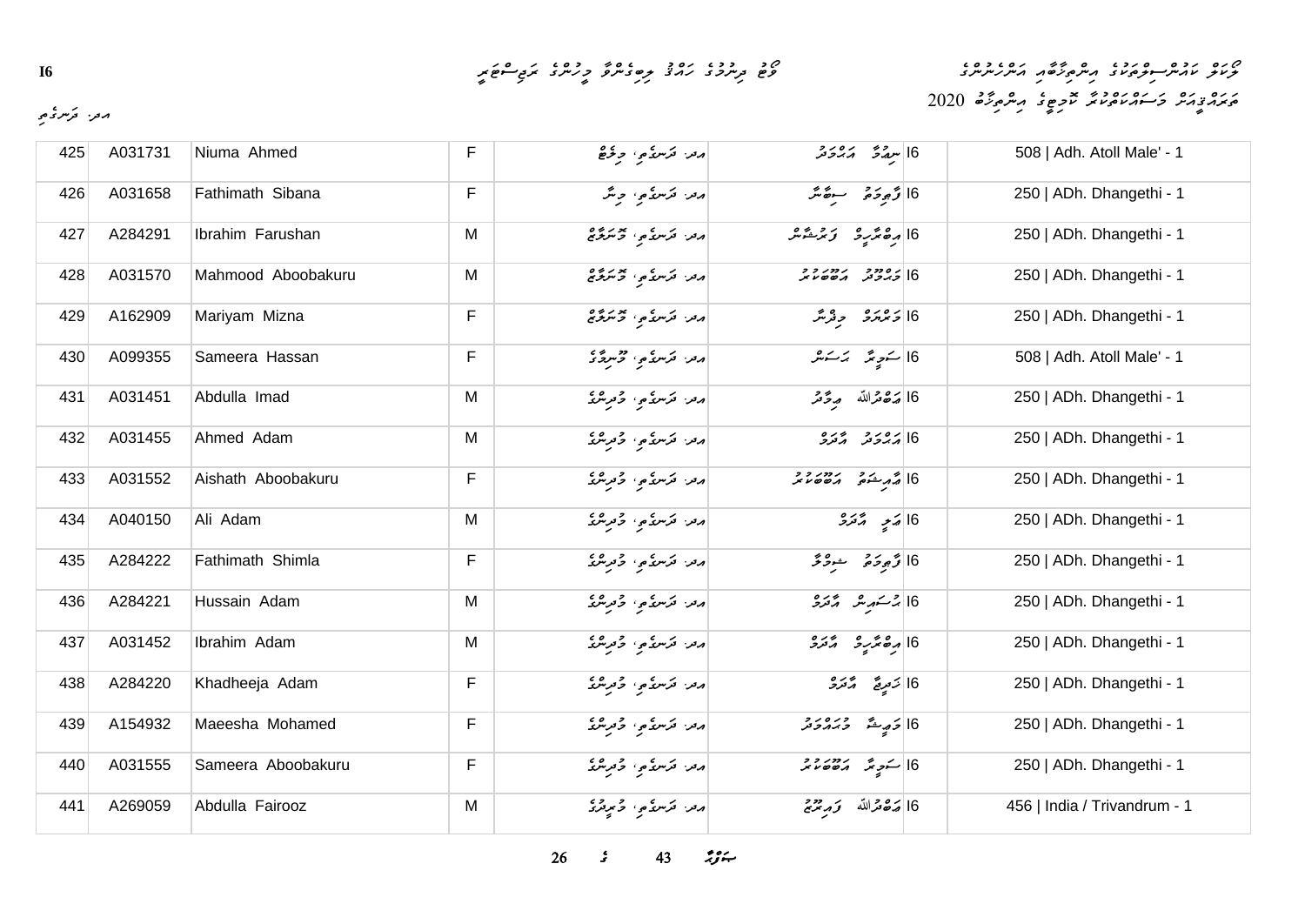| 425 | A031731 | Niuma Ahmed | F | مدر. ترسرؤمو، وِخَرْج | I6 سِمَدُرٌ مَرْحَمْد | 508 \| Adh. Atoll Male' - 1 |
|---|---|---|---|---|---|---|
| 426 | A031658 | Fathimath Sibana | F | مدر. ترسرؤمو، وِسٌ | I6 تُوجِعَوْ سِعَعْد | 250 \| ADh. Dhangethi - 1 |
| 427 | A284291 | Ibrahim Farushan | M | مدر. ترسرؤمو، تمنرؤج | I6 مِعْجَرِدْ تَوَجْشَعْد | 250 \| ADh. Dhangethi - 1 |
| 428 | A031570 | Mahmood Aboobakuru | M | مدر. ترسرؤمو، تمنرؤج | I6 وَبْرِدِو مَقَصَرْد | 250 \| ADh. Dhangethi - 1 |
| 429 | A162909 | Mariyam Mizna | F | مدر. ترسرؤمو، تمنرؤج | I6 وَعْرَدْ وِدْسٌ | 250 \| ADh. Dhangethi - 1 |
| 430 | A099355 | Sameera Hassan | F | مدر. ترسرؤمو، وُسرِدٌو | I6 سَوِيرٌ بَرَسَسٌ | 508 \| Adh. Atoll Male' - 1 |
| 431 | A031451 | Abdulla Imad | M | مدر. ترسرؤمو، وُمرسٌو | I6 مَعْدَاللّه مِوَمْد | 250 \| ADh. Dhangethi - 1 |
| 432 | A031455 | Ahmed Adam | M | مدر. ترسرؤمو، وُمرسٌو | I6 مَرْحَمْد مَرَدْ | 250 \| ADh. Dhangethi - 1 |
| 433 | A031552 | Aishath Aboobakuru | F | مدر. ترسرؤمو، وُمرسٌو | I6 مَمِسْتَو مَقَصَرْد | 250 \| ADh. Dhangethi - 1 |
| 434 | A040150 | Ali Adam | M | مدر. ترسرؤمو، وُمرسٌو | I6 مَعِ مَرَدْ | 250 \| ADh. Dhangethi - 1 |
| 435 | A284222 | Fathimath Shimla | F | مدر. ترسرؤمو، وُمرسٌو | I6 تُوجِعَوْ سْوِدٌ | 250 \| ADh. Dhangethi - 1 |
| 436 | A284221 | Hussain Adam | M | مدر. ترسرؤمو، وُمرسٌو | I6 بُرْسَمِرْسٌ مَرَدْ | 250 \| ADh. Dhangethi - 1 |
| 437 | A031452 | Ibrahim Adam | M | مدر. ترسرؤمو، وُمرسٌو | I6 مِعْجَرِدْ مَرَدْ | 250 \| ADh. Dhangethi - 1 |
| 438 | A284220 | Khadheeja Adam | F | مدر. ترسرؤمو، وُمرسٌو | I6 زَمِرِجٌ مَرَدْ | 250 \| ADh. Dhangethi - 1 |
| 439 | A154932 | Maeesha Mohamed | F | مدر. ترسرؤمو، وُمرسٌو | I6 وَمِسٌ وَبَرْوَمْد | 250 \| ADh. Dhangethi - 1 |
| 440 | A031555 | Sameera Aboobakuru | F | مدر. ترسرؤمو، وُمرسٌو | I6 سَوِيرٌ مَقَصَرْد | 250 \| ADh. Dhangethi - 1 |
| 441 | A269059 | Abdulla Fairooz | M | مدر. ترسرؤمو، وُمرِدُرو | I6 مَعْدَاللّه وَمِرْمِرْج | 456 \| India / Trivandrum - 1 |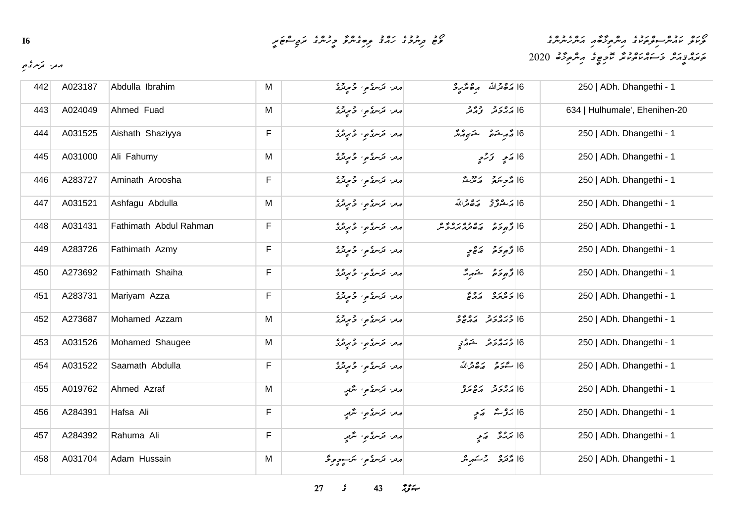| 442 | A023187 | Abdulla Ibrahim | M | އދ. ދަނގެތި، މާރިދޫގެ | I6 އަބްދުﷲ  އިބްރާހީމް | 250 \| ADh. Dhangethi - 1 |
|---|---|---|---|---|---|---|
| 443 | A024049 | Ahmed Fuad | M | އދ. ދަނގެތި، މާރިދޫގެ | I6 އަހްމަދު  ފުއާދު | 634 \| Hulhumale', Ehenihen-20 |
| 444 | A031525 | Aishath Shaziyya | F | އދ. ދަނގެތި، މާރިދޫގެ | I6 އާއިޝަތު  ޝާޒިއްޔާ | 250 \| ADh. Dhangethi - 1 |
| 445 | A031000 | Ali Fahumy | M | އދ. ދަނގެތި، މާރިދޫގެ | I6 އަލި  ފަހުމީ | 250 \| ADh. Dhangethi - 1 |
| 446 | A283727 | Aminath Aroosha | F | އދ. ދަނގެތި، މާރިދޫގެ | I6 އާމިނަތު  އަރޫޝާ | 250 \| ADh. Dhangethi - 1 |
| 447 | A031521 | Ashfagu Abdulla | M | އދ. ދަނގެތި، މާރިދޫގެ | I6 އަޝްފާގު  އަބްދުﷲ | 250 \| ADh. Dhangethi - 1 |
| 448 | A031431 | Fathimath Abdul Rahman | F | އދ. ދަނގެތި، މާރިދޫގެ | I6 ފާތިމަތު  އަބްދުއްރަޙްމާން | 250 \| ADh. Dhangethi - 1 |
| 449 | A283726 | Fathimath Azmy | F | އދ. ދަނގެތި، މާރިދޫގެ | I6 ފާތިމަތު  އަޒްމީ | 250 \| ADh. Dhangethi - 1 |
| 450 | A273692 | Fathimath Shaiha | F | އދ. ދަނގެތި، މާރިދޫގެ | I6 ފާތިމަތު  ޝައިހާ | 250 \| ADh. Dhangethi - 1 |
| 451 | A283731 | Mariyam Azza | F | އދ. ދަނގެތި، މާރިދޫގެ | I6 މަރިޔަމް  އައްޒާ | 250 \| ADh. Dhangethi - 1 |
| 452 | A273687 | Mohamed Azzam | M | އދ. ދަނގެތި، މާރިދޫގެ | I6 މުޙައްމަދު  އައްޒާމް | 250 \| ADh. Dhangethi - 1 |
| 453 | A031526 | Mohamed Shaugee | M | އދ. ދަނގެތި، މާރިދޫގެ | I6 މުޙައްމަދު  ޝައުގީ | 250 \| ADh. Dhangethi - 1 |
| 454 | A031522 | Saamath Abdulla | F | އދ. ދަނގެތި، މާރިދޫގެ | I6 ސާމަތު  އަބްދުﷲ | 250 \| ADh. Dhangethi - 1 |
| 455 | A019762 | Ahmed Azraf | M | އދ. ދަނގެތި، ނާރީ | I6 އަހްމަދު  އަޒްރަފް | 250 \| ADh. Dhangethi - 1 |
| 456 | A284391 | Hafsa Ali | F | އދ. ދަނގެތި، ނާރީ | I6 ހަފްސާ  އަލި | 250 \| ADh. Dhangethi - 1 |
| 457 | A284392 | Rahuma Ali | F | އދ. ދަނގެތި، ނާރީ | I6 ރަހުމާ  އަލި | 250 \| ADh. Dhangethi - 1 |
| 458 | A031704 | Adam Hussain | M | އދ. ދަނގެތި، ނަސީމީވިލާ | I6 އާދަމް  ހުސައިން | 250 \| ADh. Dhangethi - 1 |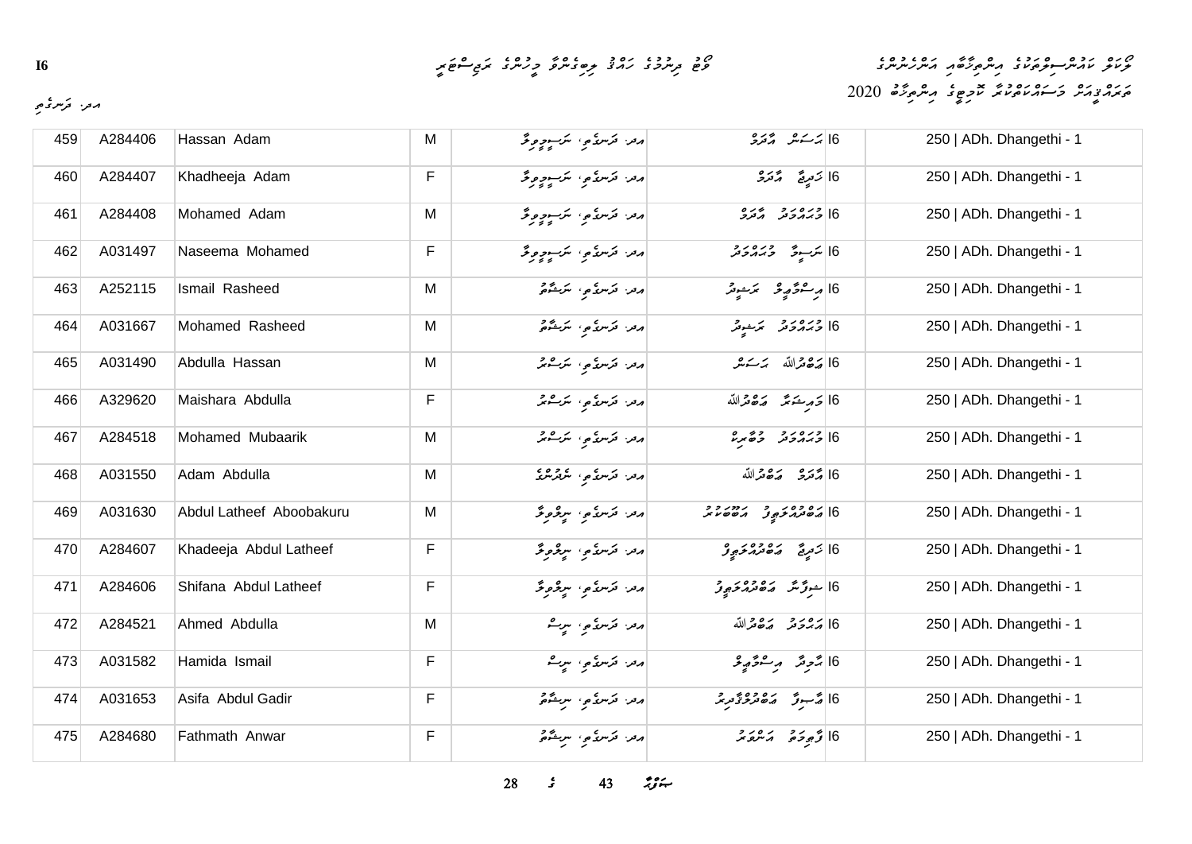| 459 | A284406 | Hassan Adam | M | އދ. ދަނގެތި، ނަސީމީވިލާ | I6 ހަސަން އާދަމް | 250 \| ADh. Dhangethi - 1 |
|---|---|---|---|---|---|---|
| 460 | A284407 | Khadheeja Adam | F | އދ. ދަނގެތި، ނަސީމީވިލާ | I6 ހަދީޖާ އާދަމް | 250 \| ADh. Dhangethi - 1 |
| 461 | A284408 | Mohamed Adam | M | އދ. ދަނގެތި، ނަސީމީވިލާ | I6 މުހައްމަދު އާދަމް | 250 \| ADh. Dhangethi - 1 |
| 462 | A031497 | Naseema Mohamed | F | އދ. ދަނގެތި، ނަސީމީވިލާ | I6 ނަސީމާ މުހައްމަދު | 250 \| ADh. Dhangethi - 1 |
| 463 | A252115 | Ismail Rasheed | M | އދ. ދަނގެތި، ނަޝާތު | I6 އިސްމާއީލް ރަޝީދު | 250 \| ADh. Dhangethi - 1 |
| 464 | A031667 | Mohamed Rasheed | M | އދ. ދަނގެތި، ނަޝާތު | I6 މުހައްމަދު ރަޝީދު | 250 \| ADh. Dhangethi - 1 |
| 465 | A031490 | Abdulla Hassan | M | އދ. ދަނގެތި، ނަސްރު | I6 އަބްދުﷲ ހަސަން | 250 \| ADh. Dhangethi - 1 |
| 466 | A329620 | Maishara Abdulla | F | އދ. ދަނގެތި، ނަސްރު | I6 މައިޝަރާ އަބްދުﷲ | 250 \| ADh. Dhangethi - 1 |
| 467 | A284518 | Mohamed Mubaarik | M | އދ. ދަނގެތި، ނަސްރު | I6 މުހައްމަދު މުބާރިކް | 250 \| ADh. Dhangethi - 1 |
| 468 | A031550 | Adam Abdulla | M | އދ. ދަނގެތި، ނޫރުންގެ | I6 އާދަމް އަބްދުﷲ | 250 \| ADh. Dhangethi - 1 |
| 469 | A031630 | Abdul Latheef Aboobakuru | M | އދ. ދަނގެތި، ނިލްވިލާ | I6 އަބްދުއްލަޠީފް އަބޫބަކުރު | 250 \| ADh. Dhangethi - 1 |
| 470 | A284607 | Khadeeja Abdul Latheef | F | އދ. ދަނގެތި، ނިލްވިލާ | I6 ހަދީޖާ އަބްދުއްލަޠީފް | 250 \| ADh. Dhangethi - 1 |
| 471 | A284606 | Shifana Abdul Latheef | F | އދ. ދަނގެތި، ނިލްވިލާ | I6 ޝިފާނާ އަބްދުއްލަޠީފް | 250 \| ADh. Dhangethi - 1 |
| 472 | A284521 | Ahmed Abdulla | M | އދ. ދަނގެތި، ނިޔަސް | I6 އަހްމަދު އަބްދުﷲ | 250 \| ADh. Dhangethi - 1 |
| 473 | A031582 | Hamida Ismail | F | އދ. ދަނގެތި، ނިޔަސް | I6 ހާމިދާ އިސްމާއީލް | 250 \| ADh. Dhangethi - 1 |
| 474 | A031653 | Asifa Abdul Gadir | F | އދ. ދަނގެތި، ނިޝާތު | I6 އާސިފާ އަބްދުލްޤާދިރު | 250 \| ADh. Dhangethi - 1 |
| 475 | A284680 | Fathmath Anwar | F | އދ. ދަނގެތި، ނިޝާތު | I6 ފާތިމަތު އަންވަރު | 250 \| ADh. Dhangethi - 1 |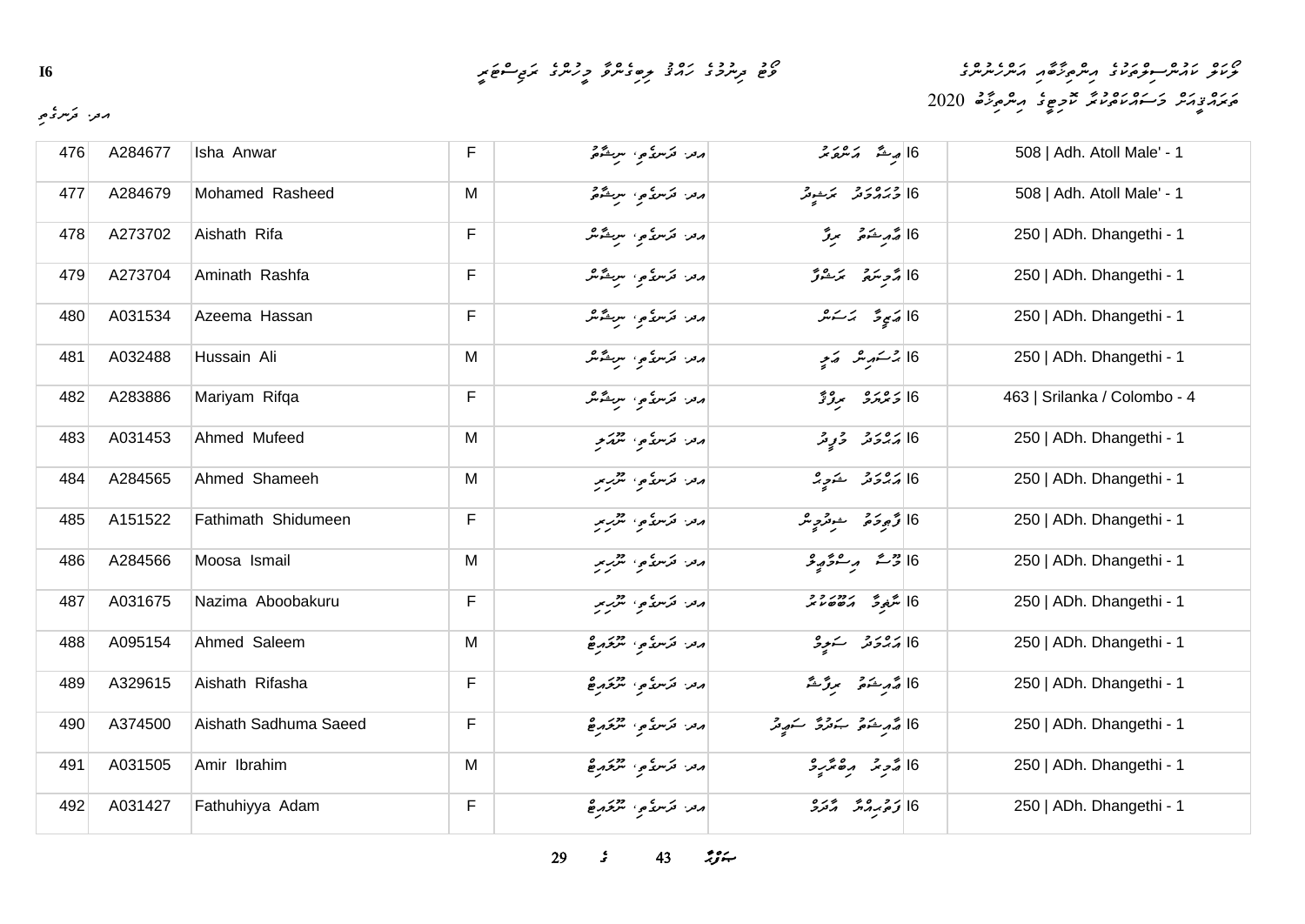| 476 | A284677 | Isha Anwar | F | އދ. ދަނގެތި، ނިޝާތު | I6 އިޝާ އަންވަރު | 508 \| Adh. Atoll Male' - 1 |
|---|---|---|---|---|---|---|
| 477 | A284679 | Mohamed Rasheed | M | އދ. ދަނގެތި، ނިޝާތު | I6 މުހައްމަދު ރަޝީދު | 508 \| Adh. Atoll Male' - 1 |
| 478 | A273702 | Aishath Rifa | F | އދ. ދަނގެތި، ނިޝާން | I6 އާއިޝަތު ރިފާ | 250 \| ADh. Dhangethi - 1 |
| 479 | A273704 | Aminath Rashfa | F | އދ. ދަނގެތި، ނިޝާން | I6 އާމިނަތު ރަޝްފާ | 250 \| ADh. Dhangethi - 1 |
| 480 | A031534 | Azeema Hassan | F | އދ. ދަނގެތި، ނިޝާން | I6 އަޒީމާ ހަސަން | 250 \| ADh. Dhangethi - 1 |
| 481 | A032488 | Hussain Ali | M | އދ. ދަނގެތި، ނިޝާން | I6 ހުސައިން އަލި | 250 \| ADh. Dhangethi - 1 |
| 482 | A283886 | Mariyam Rifqa | F | އދ. ދަނގެތި، ނިޝާން | I6 މަރިޔަމް ރިފްގާ | 463 \| Srilanka / Colombo - 4 |
| 483 | A031453 | Ahmed Mufeed | M | އދ. ދަނގެތި، ނޫރާނީ | I6 އަހްމަދު މުފީދު | 250 \| ADh. Dhangethi - 1 |
| 484 | A284565 | Ahmed Shameeh | M | އދ. ދަނގެތި، ނޫރީރީ | I6 އަހްމަދު ޝަމީހު | 250 \| ADh. Dhangethi - 1 |
| 485 | A151522 | Fathimath Shidumeen | F | އދ. ދަނގެތި، ނޫރީރީ | I6 ފާތިމަތު ޝިދުމީން | 250 \| ADh. Dhangethi - 1 |
| 486 | A284566 | Moosa Ismail | M | އދ. ދަނގެތި، ނޫރީރީ | I6 މޫސާ އިސްމާއީލް | 250 \| ADh. Dhangethi - 1 |
| 487 | A031675 | Nazima Aboobakuru | F | އދ. ދަނގެތި، ނޫރީރީ | I6 ނާޒިމާ އަބޫބަކުރު | 250 \| ADh. Dhangethi - 1 |
| 488 | A095154 | Ahmed Saleem | M | އދ. ދަނގެތި، ނޫރުމަޖް | I6 އަހްމަދު ސަލީމް | 250 \| ADh. Dhangethi - 1 |
| 489 | A329615 | Aishath Rifasha | F | އދ. ދަނގެތި، ނޫރުމަޖް | I6 އާއިޝަތު ރިފާޝާ | 250 \| ADh. Dhangethi - 1 |
| 490 | A374500 | Aishath Sadhuma Saeed | F | އދ. ދަނގެތި، ނޫރުމަޖް | I6 އާއިޝަތު ސަދުމާ ސައީދު | 250 \| ADh. Dhangethi - 1 |
| 491 | A031505 | Amir Ibrahim | M | އދ. ދަނގެތި، ނޫރުމަޖް | I6 އާމިރު އިބްރާހީމް | 250 \| ADh. Dhangethi - 1 |
| 492 | A031427 | Fathuhiyya Adam | F | އދ. ދަނގެތި، ނޫރުމަޖް | I6 ފަތުހިއްޔާ އާދަމް | 250 \| ADh. Dhangethi - 1 |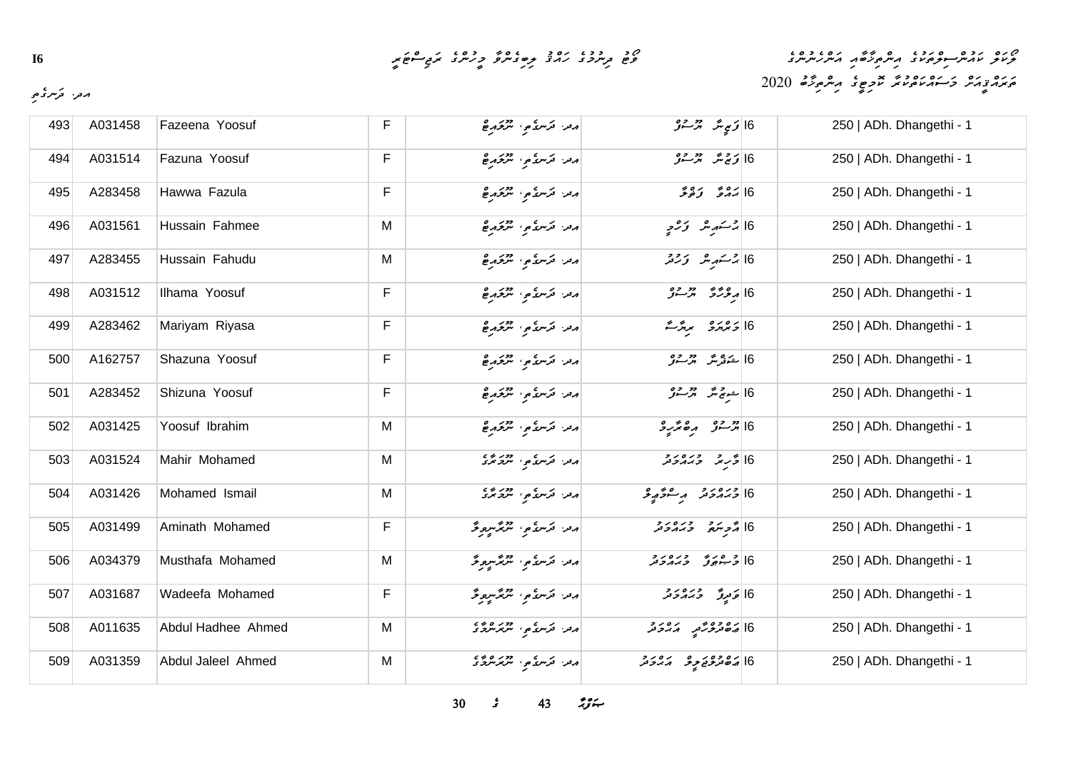| 493 | A031458 | Fazeena Yoosuf | F | މދ. ދަނގެތި، ނޫރަމާޒް | I6 ފަޒީނާ ޔޫސުފް | 250 \| ADh. Dhangethi - 1 |
|---|---|---|---|---|---|---|
| 494 | A031514 | Fazuna Yoosuf | F | މދ. ދަނގެތި، ނޫރަމާޒް | I6 ފަޒުނާ ޔޫސުފް | 250 \| ADh. Dhangethi - 1 |
| 495 | A283458 | Hawwa Fazula | F | މދ. ދަނގެތި، ނޫރަމާޒް | I6 ހައްވާ ފަޟުލާ | 250 \| ADh. Dhangethi - 1 |
| 496 | A031561 | Hussain Fahmee | M | މދ. ދަނގެތި، ނޫރަމާޒް | I6 ހުސައިން ފަހުމީ | 250 \| ADh. Dhangethi - 1 |
| 497 | A283455 | Hussain Fahudu | M | މދ. ދަނގެތި، ނޫރަމާޒް | I6 ހުސައިން ފަހުދު | 250 \| ADh. Dhangethi - 1 |
| 498 | A031512 | Ilhama Yoosuf | F | މދ. ދަނގެތި، ނޫރަމާޒް | I6 އިލްހާމާ ޔޫސުފް | 250 \| ADh. Dhangethi - 1 |
| 499 | A283462 | Mariyam Riyasa | F | މދ. ދަނގެތި، ނޫރަމާޒް | I6 މަރިޔަމް ރިޔާސާ | 250 \| ADh. Dhangethi - 1 |
| 500 | A162757 | Shazuna Yoosuf | F | މދ. ދަނގެތި، ނޫރަމާޒް | I6 ޝަޒުނާ ޔޫސުފް | 250 \| ADh. Dhangethi - 1 |
| 501 | A283452 | Shizuna Yoosuf | F | މދ. ދަނގެތި، ނޫރަމާޒް | I6 ޝިޒުނާ ޔޫސުފް | 250 \| ADh. Dhangethi - 1 |
| 502 | A031425 | Yoosuf Ibrahim | M | މދ. ދަނގެތި، ނޫރަމާޒް | I6 ޔޫސުފް އިބްރާހީމް | 250 \| ADh. Dhangethi - 1 |
| 503 | A031524 | Mahir Mohamed | M | މދ. ދަނގެތި، ނޫރަނާގެ | I6 މާހިރު މުހައްމަދު | 250 \| ADh. Dhangethi - 1 |
| 504 | A031426 | Mohamed Ismail | M | މދ. ދަނގެތި، ނޫރަނާގެ | I6 މުހައްމަދު އިސްމާއިލް | 250 \| ADh. Dhangethi - 1 |
| 505 | A031499 | Aminath Mohamed | F | މދ. ދަނގެތި، ނޫރާނީވިލާ | I6 އާމިނަތު މުހައްމަދު | 250 \| ADh. Dhangethi - 1 |
| 506 | A034379 | Musthafa Mohamed | M | މދ. ދަނގެތި، ނޫރާނީވިލާ | I6 މުސްތަފާ މުހައްމަދު | 250 \| ADh. Dhangethi - 1 |
| 507 | A031687 | Wadeefa Mohamed | F | މދ. ދަނގެތި، ނޫރާނީވިލާ | I6 ވަދީފާ މުހައްމަދު | 250 \| ADh. Dhangethi - 1 |
| 508 | A011635 | Abdul Hadhee Ahmed | M | މދ. ދަނގެތި، ނޫރަންދުގެ | I6 އަބްދުލްހާދީ އަހްމަދު | 250 \| ADh. Dhangethi - 1 |
| 509 | A031359 | Abdul Jaleel Ahmed | M | މދ. ދަނގެތި، ނޫރަންދުގެ | I6 އަބްދުލްޖަލީލް އަހްމަދު | 250 \| ADh. Dhangethi - 1 |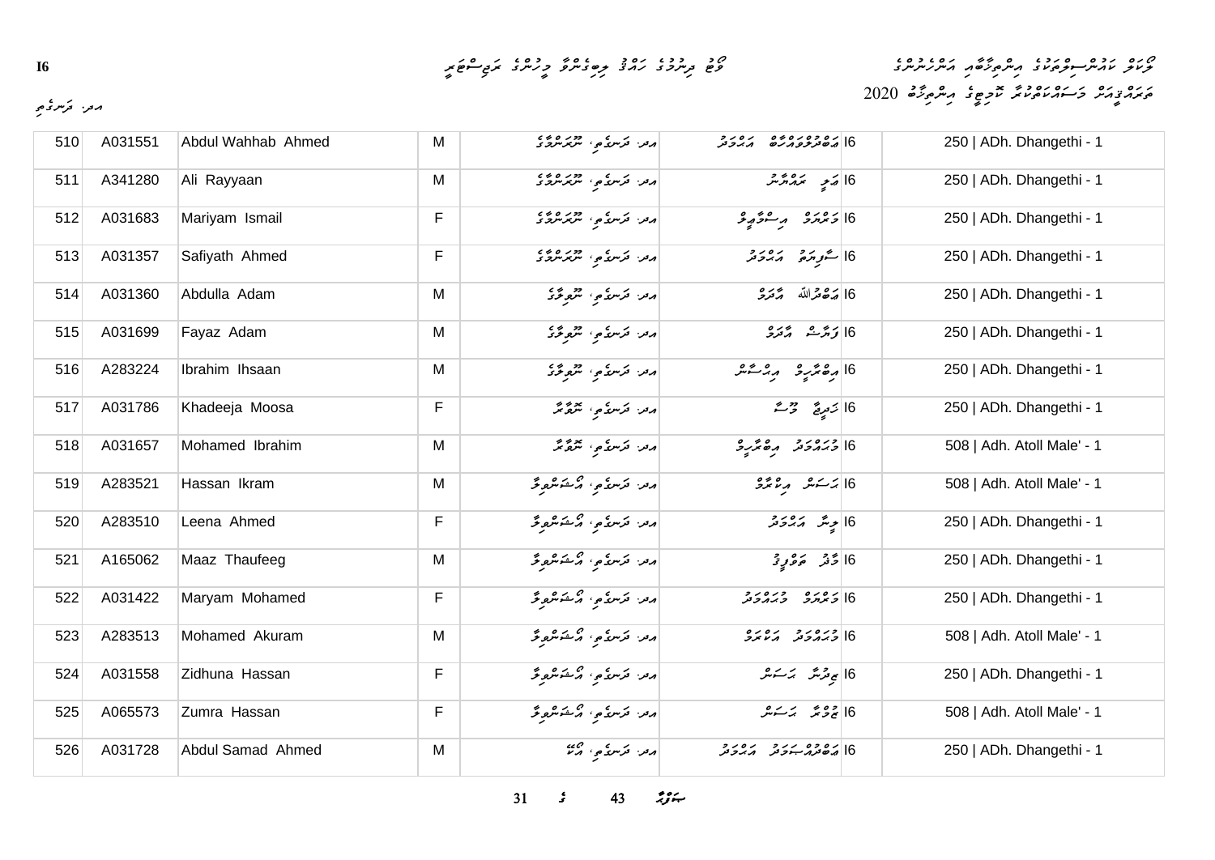| 510 | A031551 | Abdul Wahhab Ahmed | M | އދ. ދަނގެތި، ނޫރަންގުގޭ | I6 އަބްދުލްވައްހާބް އަހްމަދު | 250 \| ADh. Dhangethi - 1 |
|---|---|---|---|---|---|---|
| 511 | A341280 | Ali Rayyaan | M | އދ. ދަނގެތި، ނޫރަންގުގޭ | I6 އަލި ރައްޔާން | 250 \| ADh. Dhangethi - 1 |
| 512 | A031683 | Mariyam Ismail | F | އދ. ދަނގެތި، ނޫރަންގުގޭ | I6 މަރިޔަމް އިސްމާޢީލް | 250 \| ADh. Dhangethi - 1 |
| 513 | A031357 | Safiyath Ahmed | F | އދ. ދަނގެތި، ނޫރަންގުގޭ | I6 ސަފިޔަތު އަހްމަދު | 250 \| ADh. Dhangethi - 1 |
| 514 | A031360 | Abdulla Adam | M | އދ. ދަނގެތި، ނޫރިވާގެ | I6 އަބްދުﷲ އާދަމް | 250 \| ADh. Dhangethi - 1 |
| 515 | A031699 | Fayaz Adam | M | އދ. ދަނގެތި، ނޫރިވާގެ | I6 ފައްޔާޒް އާދަމް | 250 \| ADh. Dhangethi - 1 |
| 516 | A283224 | Ibrahim Ihsaan | M | އދ. ދަނގެތި، ނޫރިވާގެ | I6 އިބްރާހީމް އިހްސާން | 250 \| ADh. Dhangethi - 1 |
| 517 | A031786 | Khadeeja Moosa | F | އދ. ދަނގެތި، ނޫވާރ | I6 ޚަދީޖާ މޫސާ | 250 \| ADh. Dhangethi - 1 |
| 518 | A031657 | Mohamed Ibrahim | M | އދ. ދަނގެތި، ނޫވާރ | I6 މުޙައްމަދު އިބްރާހީމް | 508 \| Adh. Atoll Male' - 1 |
| 519 | A283521 | Hassan Ikram | M | އދ. ދަނގެތި، އޯޝަންވިލާ | I6 ހަސަން އިކްރާމް | 508 \| Adh. Atoll Male' - 1 |
| 520 | A283510 | Leena Ahmed | F | އދ. ދަނގެތި، އޯޝަންވިލާ | I6 ލީނާ އަހްމަދު | 250 \| ADh. Dhangethi - 1 |
| 521 | A165062 | Maaz Thaufeeg | M | އދ. ދަނގެތި، އޯޝަންވިލާ | I6 މާޒު ތައުފީގު | 250 \| ADh. Dhangethi - 1 |
| 522 | A031422 | Maryam Mohamed | F | އދ. ދަނގެތި، އޯޝަންވިލާ | I6 މަރިޔަމް މުޙައްމަދު | 250 \| ADh. Dhangethi - 1 |
| 523 | A283513 | Mohamed Akuram | M | އދ. ދަނގެތި، އޯޝަންވިލާ | I6 މުޙައްމަދު އަކުރަމް | 508 \| Adh. Atoll Male' - 1 |
| 524 | A031558 | Zidhuna Hassan | F | އދ. ދަނގެތި، އޯޝަންވިލާ | I6 ޒިދުނާ ހަސަން | 250 \| ADh. Dhangethi - 1 |
| 525 | A065573 | Zumra Hassan | F | އދ. ދަނގެތި، އޯޝަންވިލާ | I6 ޒުމްރާ ހަސަން | 508 \| Adh. Atoll Male' - 1 |
| 526 | A031728 | Abdul Samad Ahmed | M | އދ. ދަނގެތި، އޯކި | I6 އަބްދުއްސަމަދު އަހްމަދު | 250 \| ADh. Dhangethi - 1 |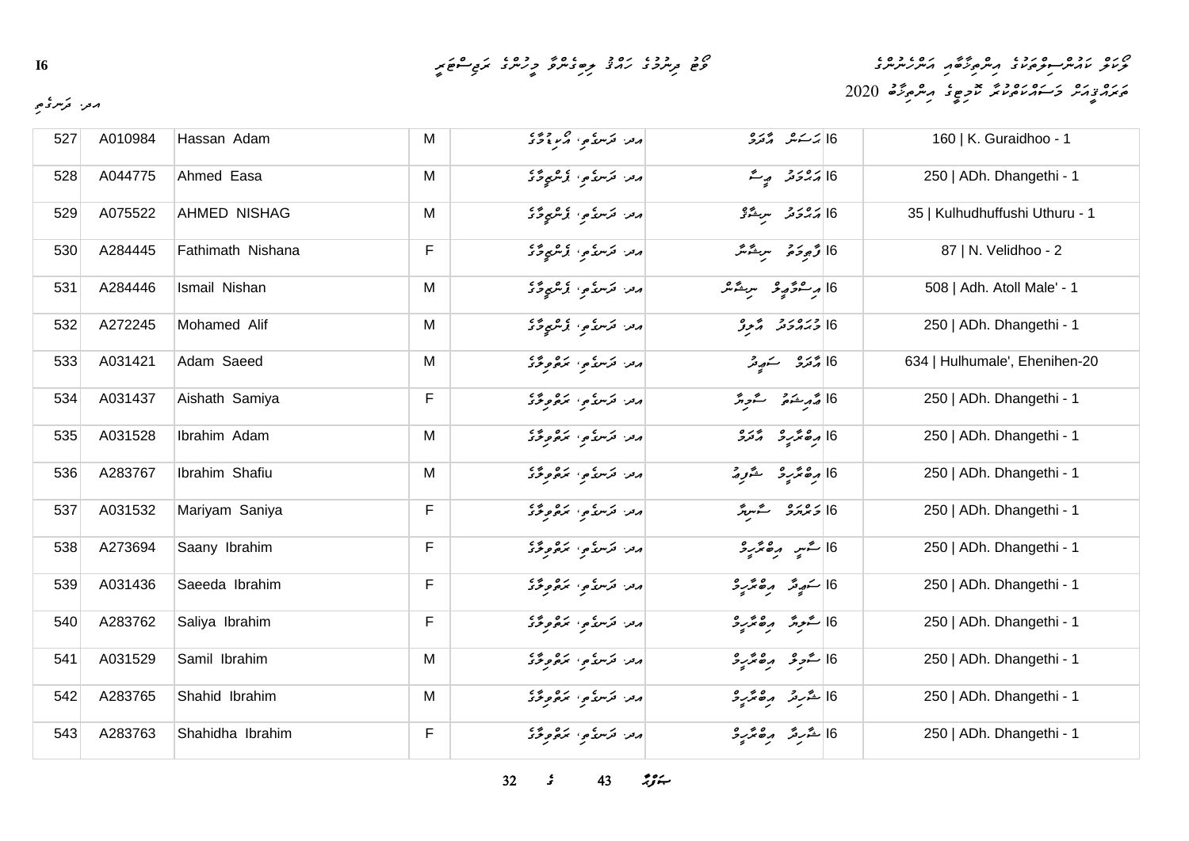ޢދ. ދަނގެތި

| 527 | A010984 | Hassan Adam | M | ޢދ. ދަނގެތި، އާރުޖާގެ | ހަސަން އާދަމް | I6 | 160 \| K. Guraidhoo - 1 |
|---|---|---|---|---|---|---|---|
| 528 | A044775 | Ahmed Easa | M | ޢދ. ދަނގެތި، ފެންތިލާގެ | އަހުމަދު ޢީސާ | I6 | 250 \| ADh. Dhangethi - 1 |
| 529 | A075522 | AHMED NISHAG | M | ޢދ. ދަނގެތި، ފެންތިލާގެ | އަހުމަދު ނިޝާގް | I6 | 35 \| Kulhudhuffushi Uthuru - 1 |
| 530 | A284445 | Fathimath Nishana | F | ޢދ. ދަނގެތި، ފެންތިލާގެ | ފާތިމަތު ނިޝާނާ | I6 | 87 \| N. Velidhoo - 2 |
| 531 | A284446 | Ismail Nishan | M | ޢދ. ދަނގެތި، ފެންތިލާގެ | އިސްމާޢީލް ނިޝާން | I6 | 508 \| Adh. Atoll Male' - 1 |
| 532 | A272245 | Mohamed Alif | M | ޢދ. ދަނގެތި، ފެންތިލާގެ | މުޙައްމަދު އާލިފް | I6 | 250 \| ADh. Dhangethi - 1 |
| 533 | A031421 | Adam Saeed | M | ޢދ. ދަނގެތި، ރަބީލާގެ | އާދަމް ސަޢީދު | I6 | 634 \| Hulhumale', Ehenihen-20 |
| 534 | A031437 | Aishath Samiya | F | ޢދ. ދަނގެތި، ރަބީލާގެ | އާއިޝަތު ސާމިޔާ | I6 | 250 \| ADh. Dhangethi - 1 |
| 535 | A031528 | Ibrahim Adam | M | ޢދ. ދަނގެތި، ރަބީލާގެ | އިބްރާހީމް އާދަމް | I6 | 250 \| ADh. Dhangethi - 1 |
| 536 | A283767 | Ibrahim Shafiu | M | ޢދ. ދަނގެތި، ރަބީލާގެ | އިބްރާހީމް ޝާފިޢު | I6 | 250 \| ADh. Dhangethi - 1 |
| 537 | A031532 | Mariyam Saniya | F | ޢދ. ދަނގެތި، ރަބީލާގެ | މަރިޔަމް ސާނިޔާ | I6 | 250 \| ADh. Dhangethi - 1 |
| 538 | A273694 | Saany Ibrahim | F | ޢދ. ދަނގެތި، ރަބީލާގެ | ސާނީ އިބްރާހީމް | I6 | 250 \| ADh. Dhangethi - 1 |
| 539 | A031436 | Saeeda Ibrahim | F | ޢދ. ދަނގެތި، ރަބީލާގެ | ސަޢީދާ އިބްރާހީމް | I6 | 250 \| ADh. Dhangethi - 1 |
| 540 | A283762 | Saliya Ibrahim | F | ޢދ. ދަނގެތި، ރަބީލާގެ | ސާލިޔާ އިބްރާހީމް | I6 | 250 \| ADh. Dhangethi - 1 |
| 541 | A031529 | Samil Ibrahim | M | ޢދ. ދަނގެތި، ރަބީލާގެ | ސާމިލް އިބްރާހީމް | I6 | 250 \| ADh. Dhangethi - 1 |
| 542 | A283765 | Shahid Ibrahim | M | ޢދ. ދަނގެތި، ރަބީލާގެ | ޝާހިދު އިބްރާހީމް | I6 | 250 \| ADh. Dhangethi - 1 |
| 543 | A283763 | Shahidha Ibrahim | F | ޢދ. ދަނގެތި، ރަބީލާގެ | ޝާހިދާ އިބްރާހީމް | I6 | 250 \| ADh. Dhangethi - 1 |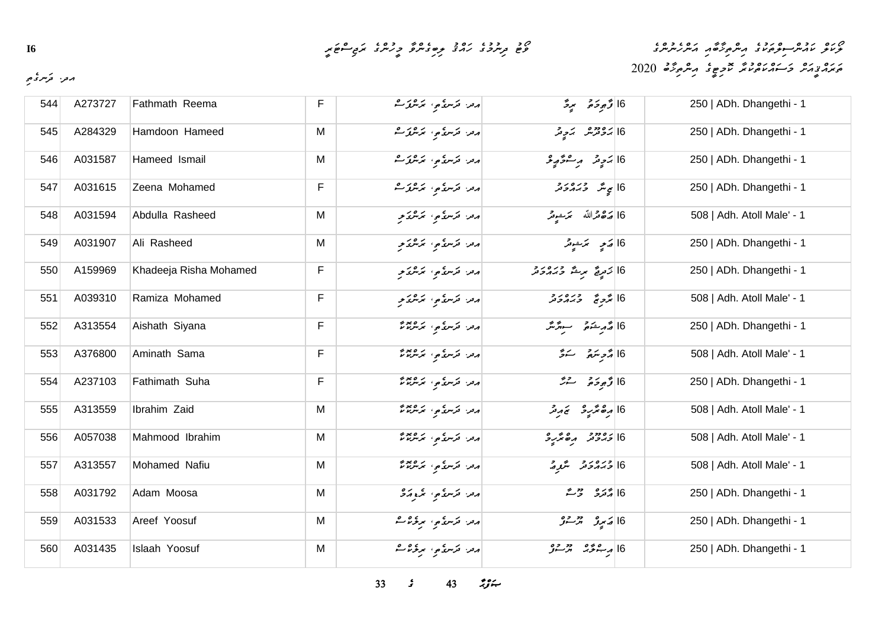| 544 | A273727 | Fathmath Reema | F | ދއ. ދަނގެތި، ރަންޓަސް | I6 ފާތިމަތު ރީމާ | 250 \| ADh. Dhangethi - 1 |
|---|---|---|---|---|---|---|
| 545 | A284329 | Hamdoon Hameed | M | ދއ. ދަނގެތި، ރަންޓަސް | I6 ހަމްދޫން ހަމީދު | 250 \| ADh. Dhangethi - 1 |
| 546 | A031587 | Hameed Ismail | M | ދއ. ދަނގެތި، ރަންޓަސް | I6 ހަމީދު އިސްމާއީލް | 250 \| ADh. Dhangethi - 1 |
| 547 | A031615 | Zeena Mohamed | F | ދއ. ދަނގެތި، ރަންޓަސް | I6 ޒީނާ މުޙައްމަދު | 250 \| ADh. Dhangethi - 1 |
| 548 | A031594 | Abdulla Rasheed | M | ދއ. ދަނގެތި، ރަންގަލި | I6 އަބްދުﷲ ރަޝީދު | 508 \| Adh. Atoll Male' - 1 |
| 549 | A031907 | Ali Rasheed | M | ދއ. ދަނގެތި، ރަންގަލި | I6 އަލި ރަޝީދު | 250 \| ADh. Dhangethi - 1 |
| 550 | A159969 | Khadeeja Risha Mohamed | F | ދއ. ދަނގެތި، ރަންގަލި | I6 ޚަދީޖާ ރިޝާ މުޙައްމަދު | 250 \| ADh. Dhangethi - 1 |
| 551 | A039310 | Ramiza Mohamed | F | ދއ. ދަނގެތި، ރަންގަލި | I6 ރާމިޒާ މުޙައްމަދު | 508 \| Adh. Atoll Male' - 1 |
| 552 | A313554 | Aishath Siyana | F | ދއ. ދަނގެތި، ރަންނާޒް | I6 އާއިޝަތު ސިޔާނާ | 250 \| ADh. Dhangethi - 1 |
| 553 | A376800 | Aminath Sama | F | ދއ. ދަނގެތި، ރަންނާޒް | I6 އާމިނަތު ސަމާ | 508 \| Adh. Atoll Male' - 1 |
| 554 | A237103 | Fathimath Suha | F | ދއ. ދަނގެތި، ރަންނާޒް | I6 ފާތިމަތު ސުހާ | 250 \| ADh. Dhangethi - 1 |
| 555 | A313559 | Ibrahim Zaid | M | ދއ. ދަނގެތި، ރަންނާޒް | I6 އިބްރާހީމް ޒައިދު | 508 \| Adh. Atoll Male' - 1 |
| 556 | A057038 | Mahmood Ibrahim | M | ދއ. ދަނގެތި، ރަންނާޒް | I6 މަޙްމޫދު އިބްރާހީމް | 508 \| Adh. Atoll Male' - 1 |
| 557 | A313557 | Mohamed Nafiu | M | ދއ. ދަނގެތި، ރަންނާޒް | I6 މުޙައްމަދު ނާފިއު | 508 \| Adh. Atoll Male' - 1 |
| 558 | A031792 | Adam Moosa | M | ދއ. ދަނގެތި، ރުވެއަމް | I6 އާދަމް މޫސާ | 250 \| ADh. Dhangethi - 1 |
| 559 | A031533 | Areef Yoosuf | M | ދއ. ދަނގެތި، ރިލެކްސް | I6 އަރީފް ޔޫސުފް | 250 \| ADh. Dhangethi - 1 |
| 560 | A031435 | Islaah Yoosuf | M | ދއ. ދަނގެތި، ރިލެކްސް | I6 އިސްލާހް ޔޫސުފް | 250 \| ADh. Dhangethi - 1 |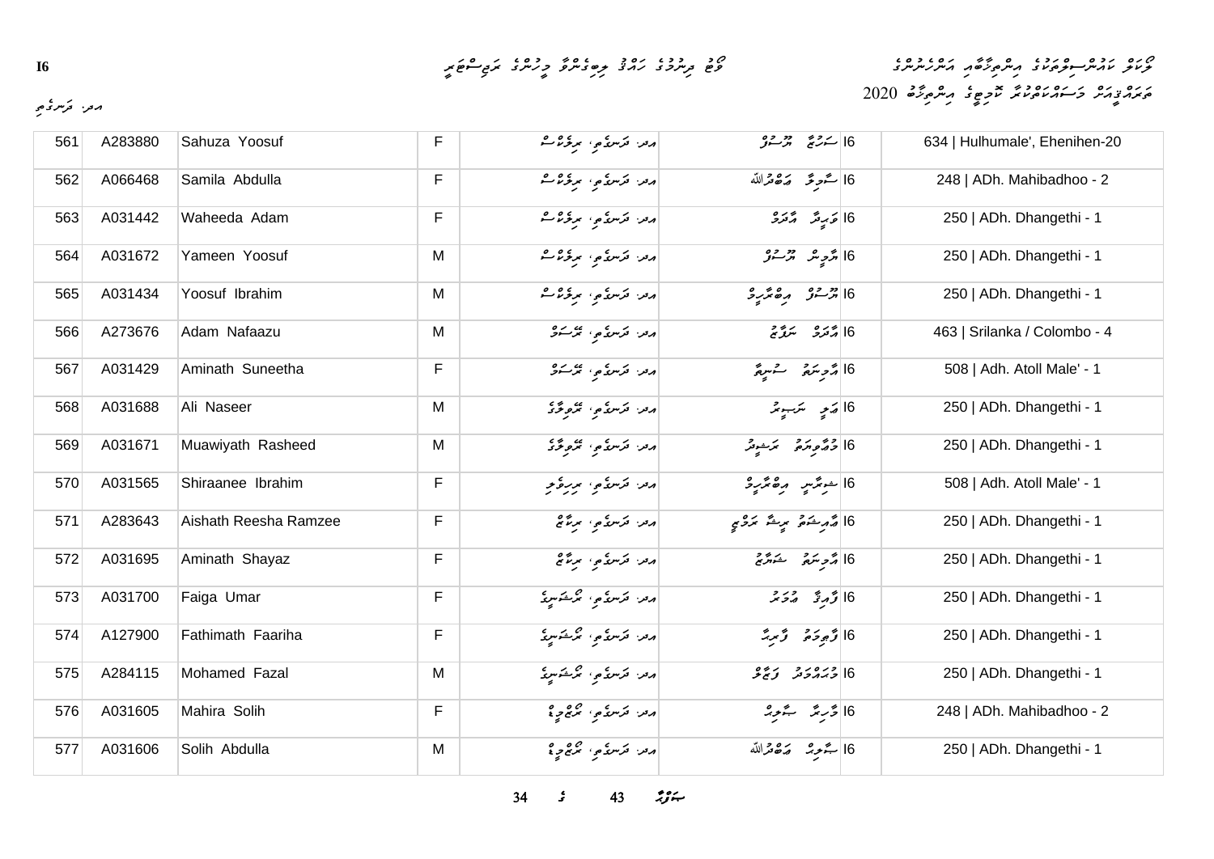| 561 | A283880 | Sahuza Yoosuf | F | މދ. ދަނގެތި، ހިލާލުގެ | I6 ސަހުޒާ ޔޫސުފް | 634 \| Hulhumale', Ehenihen-20 |
|---|---|---|---|---|---|---|
| 562 | A066468 | Samila Abdulla | F | މދ. ދަނގެތި، ހިލާލުގެ | I6 ސާމިލާ އަބްދުﷲ | 248 \| ADh. Mahibadhoo - 2 |
| 563 | A031442 | Waheeda Adam | F | މދ. ދަނގެތި، ހިލާލުގެ | I6 ވަހީދާ އާދަމް | 250 \| ADh. Dhangethi - 1 |
| 564 | A031672 | Yameen Yoosuf | M | މދ. ދަނގެތި، ހިލާލުގެ | I6 ޔާމީން ޔޫސުފް | 250 \| ADh. Dhangethi - 1 |
| 565 | A031434 | Yoosuf Ibrahim | M | މދ. ދަނގެތި، ހިލާލުގެ | I6 ޔޫސުފް އިބްރާހީމް | 250 \| ADh. Dhangethi - 1 |
| 566 | A273676 | Adam Nafaazu | M | މދ. ދަނގެތި، ރޯސަވް | I6 އާދަމް ނަފާޒު | 463 \| Srilanka / Colombo - 4 |
| 567 | A031429 | Aminath Suneetha | F | މދ. ދަނގެތި، ރޯސަވް | I6 އާމިނަތު ސުނީތާ | 508 \| Adh. Atoll Male' - 1 |
| 568 | A031688 | Ali Naseer | M | މދ. ދަނގެތި، ރޯޒްވިލާ | I6 އަލީ ނަސީރު | 250 \| ADh. Dhangethi - 1 |
| 569 | A031671 | Muawiyath Rasheed | M | މދ. ދަނގެތި، ރޯޒްވިލާ | I6 މުއާވިޔަތު ރަޝީދު | 250 \| ADh. Dhangethi - 1 |
| 570 | A031565 | Shiraanee Ibrahim | F | މދ. ދަނގެތި، ރިހިވެލި | I6 ޝިރާނީ އިބްރާހީމް | 508 \| Adh. Atoll Male' - 1 |
| 571 | A283643 | Aishath Reesha Ramzee | F | މދ. ދަނގެތި، ރިޔާޒް | I6 އާއިޝަތު ރީޝާ ރަމްޒީ | 250 \| ADh. Dhangethi - 1 |
| 572 | A031695 | Aminath Shayaz | F | މދ. ދަނގެތި، ރިޔާޒް | I6 އާމިނަތު ޝަޔާޒު | 250 \| ADh. Dhangethi - 1 |
| 573 | A031700 | Faiga Umar | F | މދ. ދަނގެތި، ރޯޝަނީގެ | I6 ފާއިޤާ އުމަރު | 250 \| ADh. Dhangethi - 1 |
| 574 | A127900 | Fathimath Faariha | F | މދ. ދަނގެތި، ރޯޝަނީގެ | I6 ފާތިމަތު ފާރިހާ | 250 \| ADh. Dhangethi - 1 |
| 575 | A284115 | Mohamed Fazal | M | މދ. ދަނގެތި، ރޯޝަނީގެ | I6 މުހައްމަދު ފަޟަލް | 250 \| ADh. Dhangethi - 1 |
| 576 | A031605 | Mahira Solih | F | މދ. ދަނގެތި، ރޯޒްމީޑް | I6 މާހިރާ ސާލިހު | 248 \| ADh. Mahibadhoo - 2 |
| 577 | A031606 | Solih Abdulla | M | މދ. ދަނގެތި، ރޯޒްމީޑް | I6 ސާލިހު އަބްދުﷲ | 250 \| ADh. Dhangethi - 1 |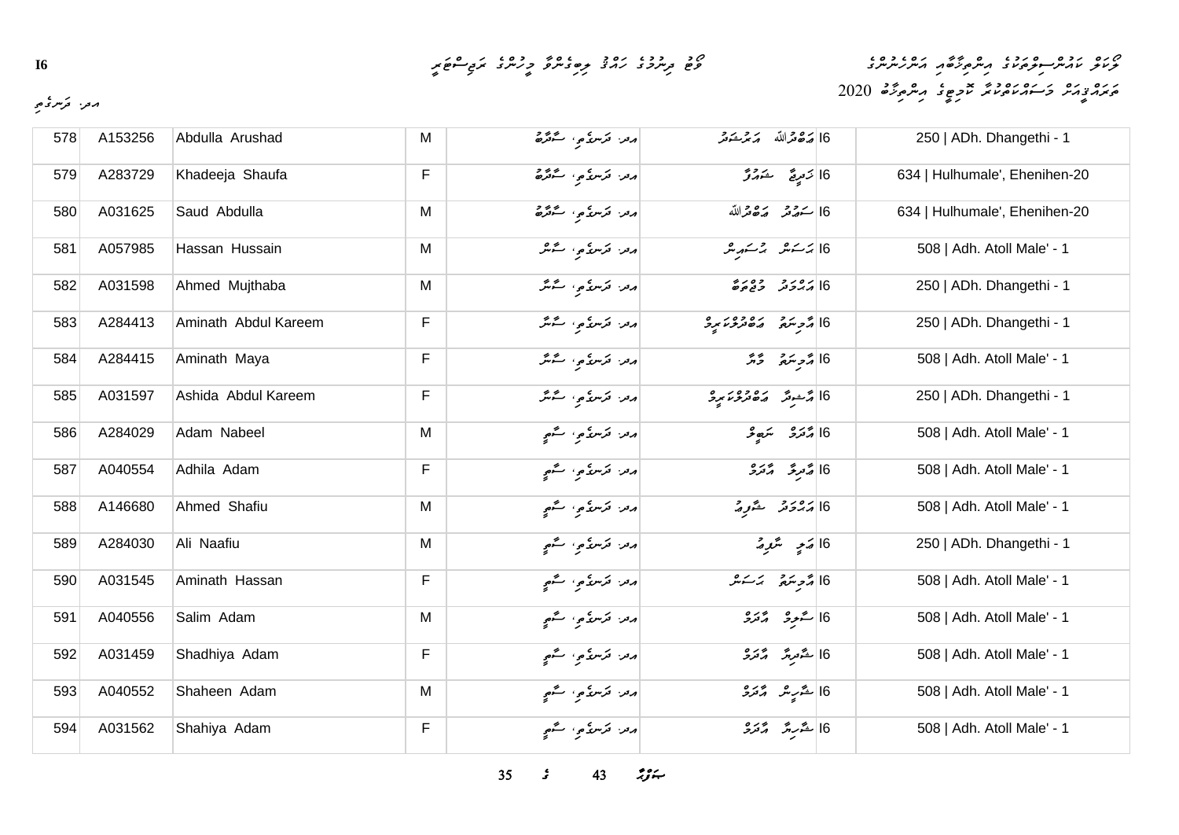| 578 | A153256 | Abdulla Arushad | M | ﻿ އދ. ދަނގެތި، ސާދާޒް | ﻿I6 ޢަބްދުﷲ އަރުޝަދު | 250 \| ADh. Dhangethi - 1 |
|---|---|---|---|---|---|---|
| 579 | A283729 | Khadeeja Shaufa | F | އދ. ދަނގެތި، ސާދާޒް | I6 ޚަދީޖާ ޝަޢުފާ | 634 \| Hulhumale', Ehenihen-20 |
| 580 | A031625 | Saud Abdulla | M | އދ. ދަނގެތި، ސާދާޒް | I6 ސަޢުދު ޢަބްދުﷲ | 634 \| Hulhumale', Ehenihen-20 |
| 581 | A057985 | Hassan Hussain | M | އދ. ދަނގެތި، ސާން | I6 ހަސަން ހުސައިން | 508 \| Adh. Atoll Male' - 1 |
| 582 | A031598 | Ahmed Mujthaba | M | އދ. ދަނގެތި، ސާން | I6 އަހްމަދު މުޖްތަބާ | 250 \| ADh. Dhangethi - 1 |
| 583 | A284413 | Aminath Abdul Kareem | F | އދ. ދަނގެތި، ސާން | I6 އާމިނަތު ޢަބްދުލްކަރީމް | 250 \| ADh. Dhangethi - 1 |
| 584 | A284415 | Aminath Maya | F | އދ. ދަނގެތި، ސާން | I6 އާމިނަތު މާޔާ | 508 \| Adh. Atoll Male' - 1 |
| 585 | A031597 | Ashida Abdul Kareem | F | އދ. ދަނގެތި، ސާން | I6 އާޝިދާ ޢަބްދުލްކަރީމް | 250 \| ADh. Dhangethi - 1 |
| 586 | A284029 | Adam Nabeel | M | އދ. ދަނގެތި، ސާޖި | I6 އާދަމް ނަބީލް | 508 \| Adh. Atoll Male' - 1 |
| 587 | A040554 | Adhila Adam | F | އދ. ދަނގެތި، ސާޖި | I6 އާދިލާ އާދަމް | 508 \| Adh. Atoll Male' - 1 |
| 588 | A146680 | Ahmed Shafiu | M | އދ. ދަނގެތި، ސާޖި | I6 އަހްމަދު ޝާފިޢު | 508 \| Adh. Atoll Male' - 1 |
| 589 | A284030 | Ali Naafiu | M | އދ. ދަނގެތި، ސާޖި | I6 އަލި ނާފިޢު | 250 \| ADh. Dhangethi - 1 |
| 590 | A031545 | Aminath Hassan | F | އދ. ދަނގެތި، ސާޖި | I6 އާމިނަތު ހަސަން | 508 \| Adh. Atoll Male' - 1 |
| 591 | A040556 | Salim Adam | M | އދ. ދަނގެތި، ސާޖި | I6 ސާލިމް އާދަމް | 508 \| Adh. Atoll Male' - 1 |
| 592 | A031459 | Shadhiya Adam | F | އދ. ދަނގެތި، ސާޖި | I6 ޝާދިޔާ އާދަމް | 508 \| Adh. Atoll Male' - 1 |
| 593 | A040552 | Shaheen Adam | M | އދ. ދަނގެތި، ސާޖި | I6 ޝާހީން އާދަމް | 508 \| Adh. Atoll Male' - 1 |
| 594 | A031562 | Shahiya Adam | F | އދ. ދަނގެތި، ސާޖި | I6 ޝާހިޔާ އާދަމް | 508 \| Adh. Atoll Male' - 1 |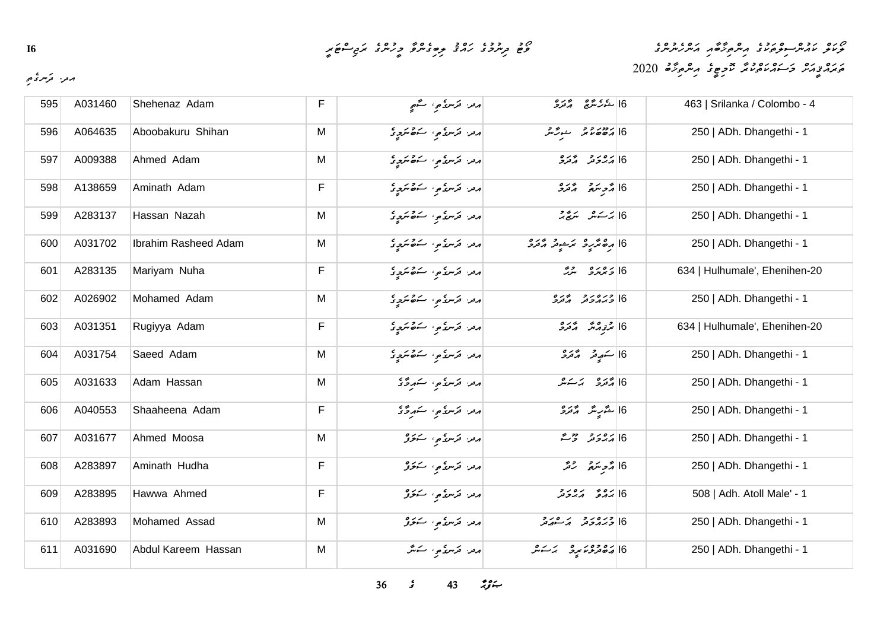| 595 | A031460 | Shehenaz Adam | F | ގދ. ތަސްގެއި، ސޯޓީ | ޝެހެނާޒް އާދަމް | I6 | 463 \| Srilanka / Colombo - 4 |
|---|---|---|---|---|---|---|---|
| 596 | A064635 | Aboobakuru Shihan | M | ގދ. ތަސްގެއި، ސަބްނަމީގެ | އަބޫބަކުރު ޝިހާން | I6 | 250 \| ADh. Dhangethi - 1 |
| 597 | A009388 | Ahmed Adam | M | ގދ. ތަސްގެއި، ސަބްނަމީގެ | އަހުމަދު އާދަމް | I6 | 250 \| ADh. Dhangethi - 1 |
| 598 | A138659 | Aminath Adam | F | ގދ. ތަސްގެއި، ސަބްނަމީގެ | އާމިނަތު އާދަމް | I6 | 250 \| ADh. Dhangethi - 1 |
| 599 | A283137 | Hassan Nazah | M | ގދ. ތަސްގެއި، ސަބްނަމީގެ | ހަސަން ނަޒާހް | I6 | 250 \| ADh. Dhangethi - 1 |
| 600 | A031702 | Ibrahim Rasheed Adam | M | ގދ. ތަސްގެއި، ސަބްނަމީގެ | އިބްރާހީމް ރަޝީދު އާދަމް | I6 | 250 \| ADh. Dhangethi - 1 |
| 601 | A283135 | Mariyam Nuha | F | ގދ. ތަސްގެއި، ސަބްނަމީގެ | މަރިޔަމް ނުހާ | I6 | 634 \| Hulhumale', Ehenihen-20 |
| 602 | A026902 | Mohamed Adam | M | ގދ. ތަސްގެއި، ސަބްނަމީގެ | މުހައްމަދު އާދަމް | I6 | 250 \| ADh. Dhangethi - 1 |
| 603 | A031351 | Rugiyya Adam | F | ގދ. ތަސްގެއި، ސަބްނަމީގެ | ރުގިއްޔާ އާދަމް | I6 | 634 \| Hulhumale', Ehenihen-20 |
| 604 | A031754 | Saeed Adam | M | ގދ. ތަސްގެއި، ސަބްނަމީގެ | ސައީދު އާދަމް | I6 | 250 \| ADh. Dhangethi - 1 |
| 605 | A031633 | Adam Hassan | M | ގދ. ތަސްގެއި، ސަމިލާގެ | އާދަމް ހަސަން | I6 | 250 \| ADh. Dhangethi - 1 |
| 606 | A040553 | Shaaheena Adam | F | ގދ. ތަސްގެއި، ސަމިލާގެ | ޝާހީނާ އާދަމް | I6 | 250 \| ADh. Dhangethi - 1 |
| 607 | A031677 | Ahmed Moosa | M | ގދ. ތަސްގެއި، ސަވަފް | އަހުމަދު މޫސާ | I6 | 250 \| ADh. Dhangethi - 1 |
| 608 | A283897 | Aminath Hudha | F | ގދ. ތަސްގެއި، ސަވަފް | އާމިނަތު ހުދާ | I6 | 250 \| ADh. Dhangethi - 1 |
| 609 | A283895 | Hawwa Ahmed | F | ގދ. ތަސްގެއި، ސަވަފް | ހައްވާ އަހުމަދު | I6 | 508 \| Adh. Atoll Male' - 1 |
| 610 | A283893 | Mohamed Assad | M | ގދ. ތަސްގެއި، ސަވަފް | މުހައްމަދު އަސްޢަދު | I6 | 250 \| ADh. Dhangethi - 1 |
| 611 | A031690 | Abdul Kareem Hassan | M | ގދ. ތަސްގެއި، ސަން | އަބްދުލްކަރީމް ހަސަން | I6 | 250 \| ADh. Dhangethi - 1 |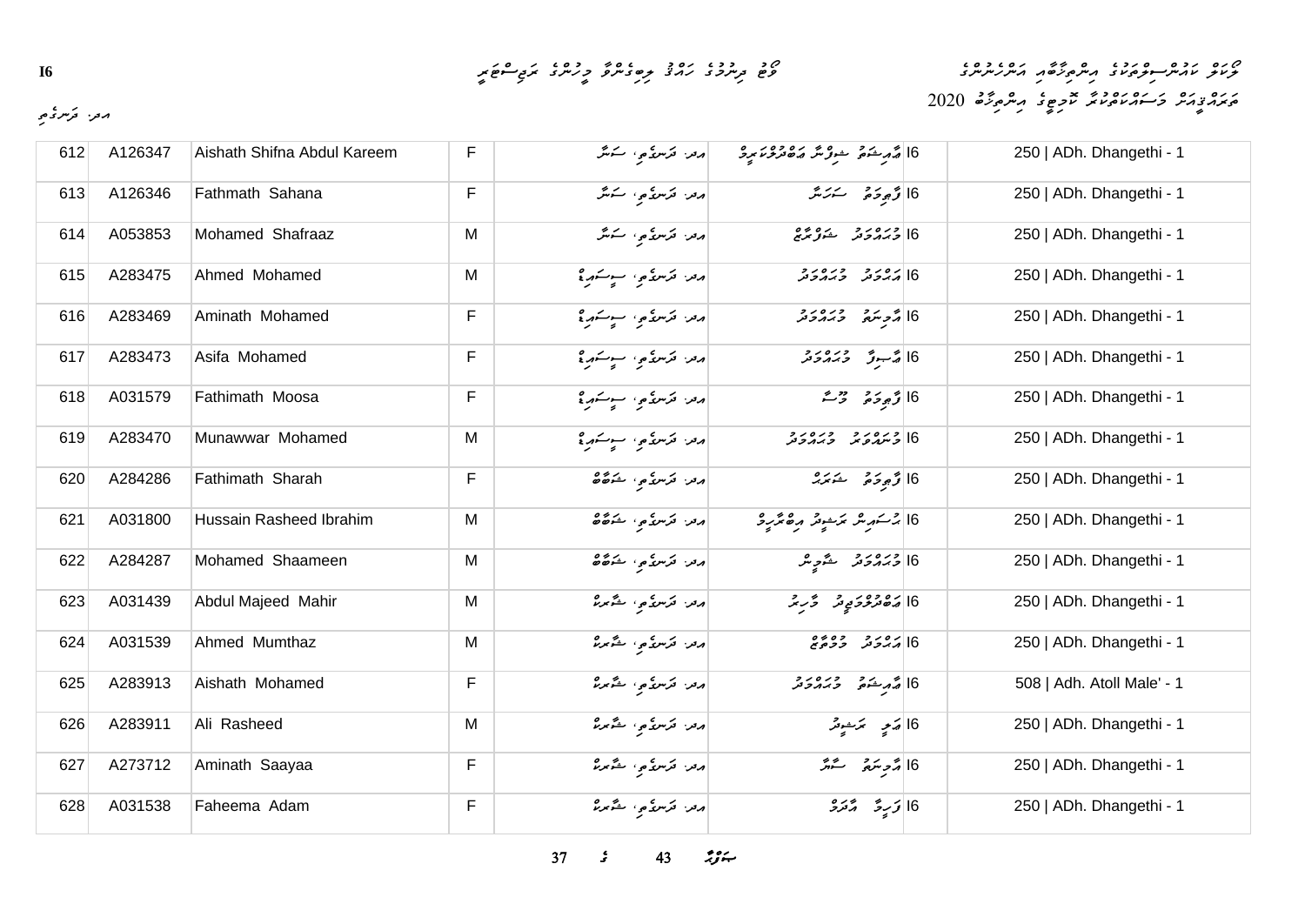| 612 | A126347 | Aishath Shifna Abdul Kareem | F | ދދ. ދަނގެތި، ސަނާ | I6 ޢާއިޝަތު ޝިފްނާ އަބްދުލްކަރީމް | 250 \| ADh. Dhangethi - 1 |
|---|---|---|---|---|---|---|
| 613 | A126346 | Fathmath Sahana | F | ދދ. ދަނގެތި، ސަނާ | I6 ފާތިމަތު ސަހަނާ | 250 \| ADh. Dhangethi - 1 |
| 614 | A053853 | Mohamed Shafraaz | M | ދދ. ދަނގެތި، ސަނާ | I6 މުހައްމަދު ޝަފްރާޒް | 250 \| ADh. Dhangethi - 1 |
| 615 | A283475 | Ahmed Mohamed | M | ދދ. ދަނގެތި، ސީސަންޑް | I6 އަހްމަދު މުހައްމަދު | 250 \| ADh. Dhangethi - 1 |
| 616 | A283469 | Aminath Mohamed | F | ދދ. ދަނގެތި، ސީސަންޑް | I6 އާމިނަތު މުހައްމަދު | 250 \| ADh. Dhangethi - 1 |
| 617 | A283473 | Asifa Mohamed | F | ދދ. ދަނގެތި، ސީސަންޑް | I6 އާސިފާ މުހައްމަދު | 250 \| ADh. Dhangethi - 1 |
| 618 | A031579 | Fathimath Moosa | F | ދދ. ދަނގެތި، ސީސަންޑް | I6 ފާތިމަތު މޫސާ | 250 \| ADh. Dhangethi - 1 |
| 619 | A283470 | Munawwar Mohamed | M | ދދ. ދަނގެތި، ސީސަންޑް | I6 މުނައްވަރު މުހައްމަދު | 250 \| ADh. Dhangethi - 1 |
| 620 | A284286 | Fathimath Sharah | F | ދދ. ދަނގެތި، ޝަބާބް | I6 ފާތިމަތު ޝަރަހް | 250 \| ADh. Dhangethi - 1 |
| 621 | A031800 | Hussain Rasheed Ibrahim | M | ދދ. ދަނގެތި، ޝަބާބް | I6 ހުސައިން ރަޝީދު އިބްރާހީމް | 250 \| ADh. Dhangethi - 1 |
| 622 | A284287 | Mohamed Shaameen | M | ދދ. ދަނގެތި، ޝަބާބް | I6 މުހައްމަދު ޝާމީން | 250 \| ADh. Dhangethi - 1 |
| 623 | A031439 | Abdul Majeed Mahir | M | ދދ. ދަނގެތި، ޝާރިކް | I6 އަބްދުލްމަޖީދު މާހިރު | 250 \| ADh. Dhangethi - 1 |
| 624 | A031539 | Ahmed Mumthaz | M | ދދ. ދަނގެތި، ޝާރިކް | I6 އަހްމަދު މުމްތާޒް | 250 \| ADh. Dhangethi - 1 |
| 625 | A283913 | Aishath Mohamed | F | ދދ. ދަނގެތި، ޝާރިކް | I6 އާއިޝަތު މުހައްމަދު | 508 \| Adh. Atoll Male' - 1 |
| 626 | A283911 | Ali Rasheed | M | ދދ. ދަނގެތި، ޝާރިކް | I6 އަލީ ރަޝީދު | 250 \| ADh. Dhangethi - 1 |
| 627 | A273712 | Aminath Saayaa | F | ދދ. ދަނގެތި، ޝާރިކް | I6 އާމިނަތު ސާޔާ | 250 \| ADh. Dhangethi - 1 |
| 628 | A031538 | Faheema Adam | F | ދދ. ދަނގެތި، ޝާރިކް | I6 ފަހީމާ އާދަމް | 250 \| ADh. Dhangethi - 1 |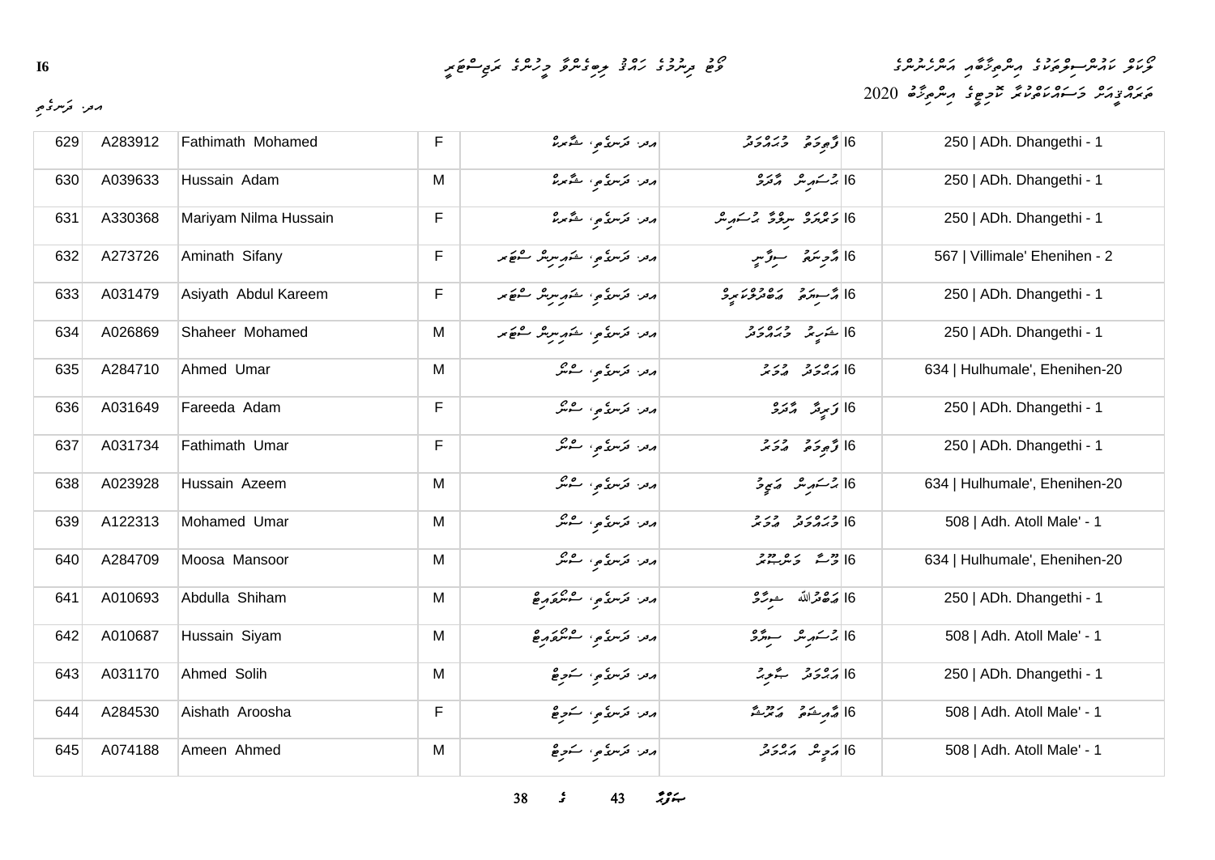| 629 | A283912 | Fathimath Mohamed | F | ދ. ދަނގެތި، ޝާރިސް | ފާތިމަތު މުހައްމަދު | 250 \| ADh. Dhangethi - 1 |
|---|---|---|---|---|---|---|
| 630 | A039633 | Hussain Adam | M | ދ. ދަނގެތި، ޝާރިސް | ހުސައިން އާދަމް | 250 \| ADh. Dhangethi - 1 |
| 631 | A330368 | Mariyam Nilma Hussain | F | ދ. ދަނގެތި، ޝާރިސް | މަރިޔަމް ނިލްމާ ހުސައިން | 250 \| ADh. Dhangethi - 1 |
| 632 | A273726 | Aminath Sifany | F | ދ. ދަނގެތި، ޝަރިނިން ސްޓަރ | އާމިނަތު ސިފާނީ | 567 \| Villimale' Ehenihen - 2 |
| 633 | A031479 | Asiyath Abdul Kareem | F | ދ. ދަނގެތި، ޝަރިނިން ސްޓަރ | އާސިޔަތު އަބްދުލްކަރީމް | 250 \| ADh. Dhangethi - 1 |
| 634 | A026869 | Shaheer Mohamed | M | ދ. ދަނގެތި، ޝަރިނިން ސްޓަރ | ޝަހީރު މުހައްމަދު | 250 \| ADh. Dhangethi - 1 |
| 635 | A284710 | Ahmed Umar | M | ދ. ދަނގެތި، ސޯން | އަހްމަދު އުމަރު | 634 \| Hulhumale', Ehenihen-20 |
| 636 | A031649 | Fareeda Adam | F | ދ. ދަނގެތި، ސޯން | ފަރީދާ އާދަމް | 250 \| ADh. Dhangethi - 1 |
| 637 | A031734 | Fathimath Umar | F | ދ. ދަނގެތި، ސޯން | ފާތިމަތު އުމަރު | 250 \| ADh. Dhangethi - 1 |
| 638 | A023928 | Hussain Azeem | M | ދ. ދަނގެތި، ސޯން | ހުސައިން އަޒީމް | 634 \| Hulhumale', Ehenihen-20 |
| 639 | A122313 | Mohamed Umar | M | ދ. ދަނގެތި، ސޯން | މުހައްމަދު އުމަރު | 508 \| Adh. Atoll Male' - 1 |
| 640 | A284709 | Moosa Mansoor | M | ދ. ދަނގެތި، ސޯން | މޫސާ މަންސޫރު | 634 \| Hulhumale', Ehenihen-20 |
| 641 | A010693 | Abdulla Shiham | M | ދ. ދަނގެތި، ސޮންމަރިޗް | އަބްދުﷲ ޝިހާމް | 250 \| ADh. Dhangethi - 1 |
| 642 | A010687 | Hussain Siyam | M | ދ. ދަނގެތި، ސޮންމަރިޗް | ހުސައިން ސިޔާމް | 508 \| Adh. Atoll Male' - 1 |
| 643 | A031170 | Ahmed Solih | M | ދ. ދަނގެތި، ސަވީޖް | އަހްމަދު ސާލިހު | 250 \| ADh. Dhangethi - 1 |
| 644 | A284530 | Aishath Aroosha | F | ދ. ދަނގެތި، ސަވީޖް | އާއިޝަތު އަރޫޝާ | 508 \| Adh. Atoll Male' - 1 |
| 645 | A074188 | Ameen Ahmed | M | ދ. ދަނގެތި، ސަވީޖް | އަމީން އަހްމަދު | 508 \| Adh. Atoll Male' - 1 |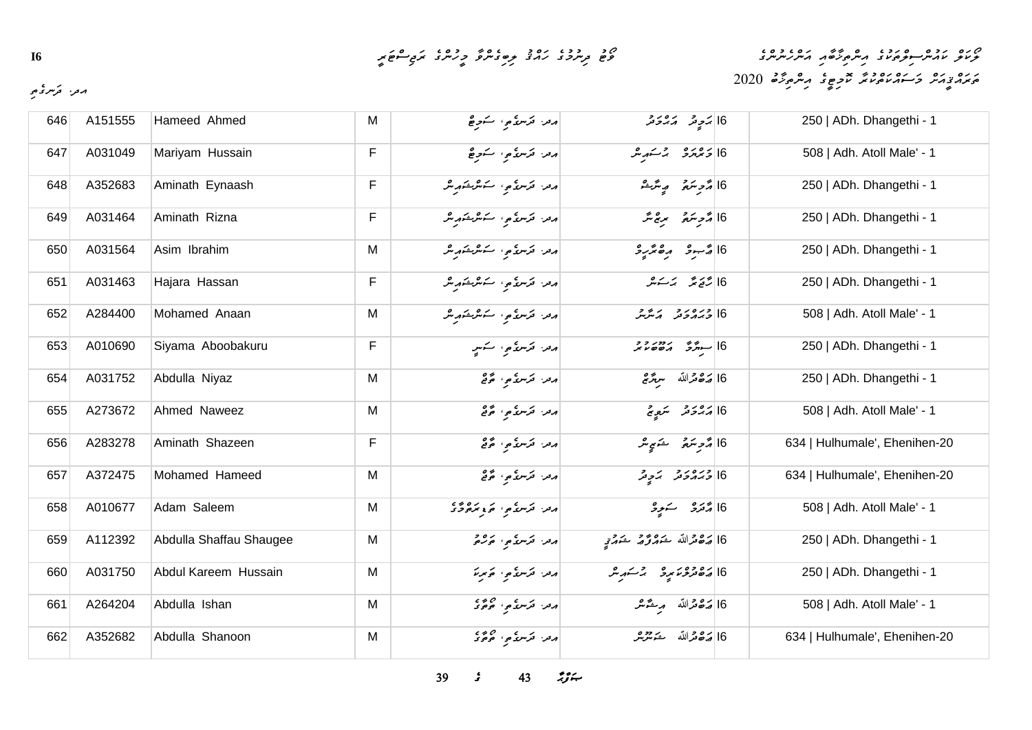ގާފު ދާއިރާގެ ރައްޔިތުންގެ މަޖިލީހުގެ އިންތިޚާބު 2020

ދ. ދަނގެތި

| 646 | A151555 | Hameed Ahmed | M | ދ. ދަނގެތި، ސަވީޓް | I6 ހަމީދު އަޙްމަދު | 250 \| ADh. Dhangethi - 1 |
|---|---|---|---|---|---|---|
| 647 | A031049 | Mariyam Hussain | F | ދ. ދަނގެތި، ސަވީޓް | I6 މަރިޔަމް ހުސައިން | 508 \| Adh. Atoll Male' - 1 |
| 648 | A352683 | Aminath Eynaash | F | ދ. ދަނގެތި، ސަންޝައިން | I6 އާމިނަތު އީނާޝް | 250 \| ADh. Dhangethi - 1 |
| 649 | A031464 | Aminath Rizna | F | ދ. ދަނގެތި، ސަންޝައިން | I6 އާމިނަތު ރިޒްނާ | 250 \| ADh. Dhangethi - 1 |
| 650 | A031564 | Asim Ibrahim | M | ދ. ދަނގެތި، ސަންޝައިން | I6 އާސިމް އިބްރާހީމް | 250 \| ADh. Dhangethi - 1 |
| 651 | A031463 | Hajara Hassan | F | ދ. ދަނގެތި، ސަންޝައިން | I6 ހާޖަރާ ހަސަން | 250 \| ADh. Dhangethi - 1 |
| 652 | A284400 | Mohamed Anaan | M | ދ. ދަނގެތި، ސަންޝައިން | I6 މުޙައްމަދު އަނާން | 508 \| Adh. Atoll Male' - 1 |
| 653 | A010690 | Siyama Aboobakuru | F | ދ. ދަނގެތި، ސަނި | I6 ސިޔާމާ އަބޫބަކުރު | 250 \| ADh. Dhangethi - 1 |
| 654 | A031752 | Abdulla Niyaz | M | ދ. ދަނގެތި، ތާޖް | I6 އަބްދުﷲ ނިޔާޒް | 250 \| ADh. Dhangethi - 1 |
| 655 | A273672 | Ahmed Naweez | M | ދ. ދަނގެތި، ތާޖް | I6 އަޙްމަދު ނަވީޒް | 508 \| Adh. Atoll Male' - 1 |
| 656 | A283278 | Aminath Shazeen | F | ދ. ދަނގެތި، ތާޖް | I6 އާމިނަތު ޝަޒީން | 634 \| Hulhumale', Ehenihen-20 |
| 657 | A372475 | Mohamed Hameed | M | ދ. ދަނގެތި، ތާޖް | I6 މުޙައްމަދު ހަމީދު | 634 \| Hulhumale', Ehenihen-20 |
| 658 | A010677 | Adam Saleem | M | ދ. ދަނގެތި، ތަޖުރިބާގޭ | I6 އާދަމް ސަލީމް | 508 \| Adh. Atoll Male' - 1 |
| 659 | A112392 | Abdulla Shaffau Shaugee | M | ދ. ދަނގެތި، ތަރުޙީ | I6 އަބްދުﷲ ޝައްފާޢު ޝައުޤީ | 250 \| ADh. Dhangethi - 1 |
| 660 | A031750 | Abdul Kareem Hussain | M | ދ. ދަނގެތި، ތަރިނާ | I6 އަބްދުލްކަރީމް ހުސައިން | 250 \| ADh. Dhangethi - 1 |
| 661 | A264204 | Abdulla Ishan | M | ދ. ދަނގެތި، ތޫލާގެ | I6 އަބްދުﷲ އިޝާން | 508 \| Adh. Atoll Male' - 1 |
| 662 | A352682 | Abdulla Shanoon | M | ދ. ދަނގެތި، ތޫލާގެ | I6 އަބްދުﷲ ޝަނޫން | 634 \| Hulhumale', Ehenihen-20 |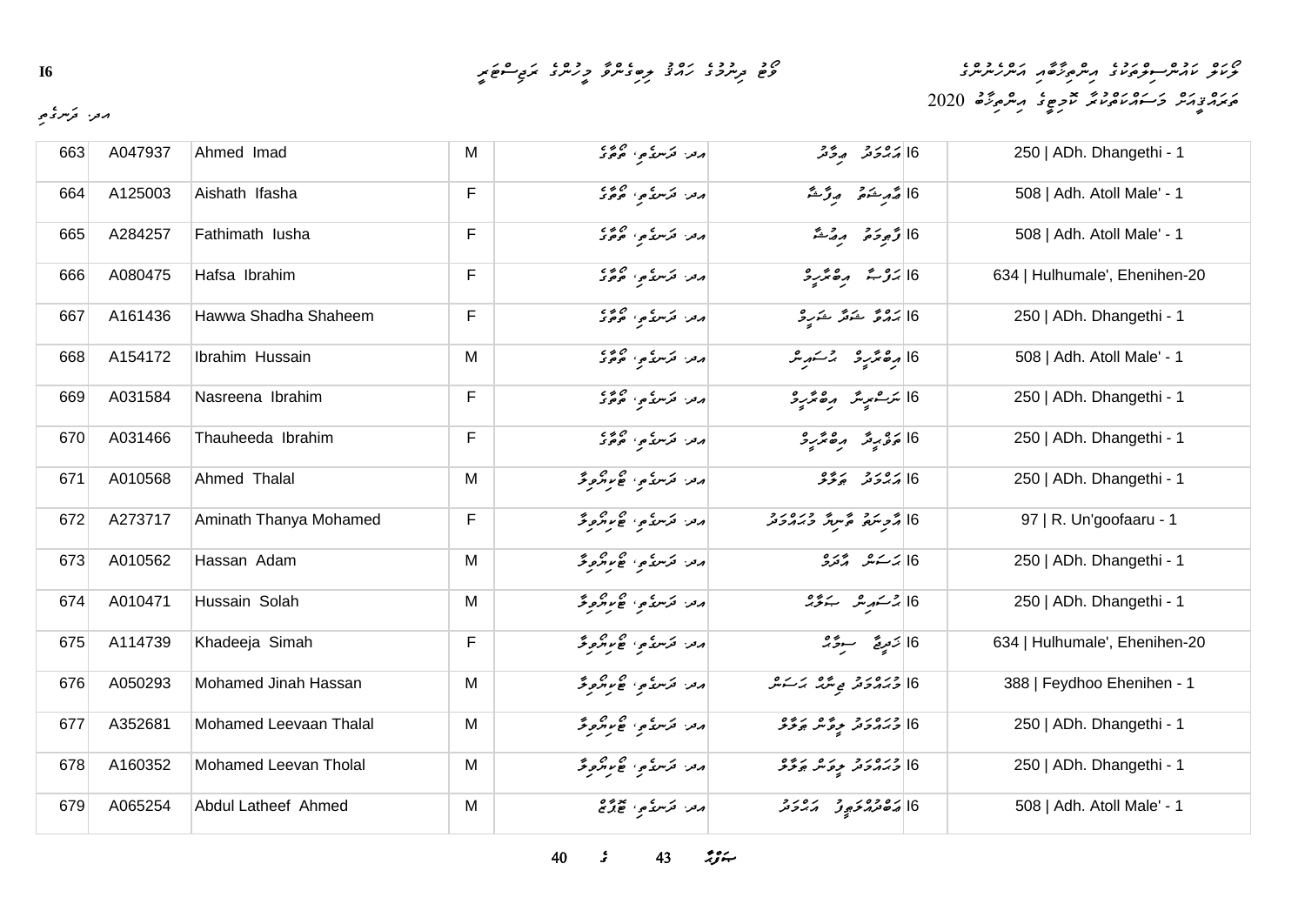| 663 | A047937 | Ahmed Imad | M | ހދ. ދަނގެތި، ތޮތޮގެ | I6 އަހުމަދު އިމާދު | 250 \| ADh. Dhangethi - 1 |
|---|---|---|---|---|---|---|
| 664 | A125003 | Aishath Ifasha | F | ހދ. ދަނގެތި، ތޮތޮގެ | I6 އާއިޝަތު އިފާޝާ | 508 \| Adh. Atoll Male' - 1 |
| 665 | A284257 | Fathimath Iusha | F | ހދ. ދަނގެތި، ތޮތޮގެ | I6 ފާތިމަތު އިއުޝާ | 508 \| Adh. Atoll Male' - 1 |
| 666 | A080475 | Hafsa Ibrahim | F | ހދ. ދަނގެތި، ތޮތޮގެ | I6 ހަފްސާ އިބްރާހީމް | 634 \| Hulhumale', Ehenihen-20 |
| 667 | A161436 | Hawwa Shadha Shaheem | F | ހދ. ދަނގެތި، ތޮތޮގެ | I6 ހައްވާ ޝަދާ ޝަހީމް | 250 \| ADh. Dhangethi - 1 |
| 668 | A154172 | Ibrahim Hussain | M | ހދ. ދަނގެތި، ތޮތޮގެ | I6 އިބްރާހީމް ހުސައިން | 508 \| Adh. Atoll Male' - 1 |
| 669 | A031584 | Nasreena Ibrahim | F | ހދ. ދަނގެތި، ތޮތޮގެ | I6 ނަސްރީނާ އިބްރާހީމް | 250 \| ADh. Dhangethi - 1 |
| 670 | A031466 | Thauheeda Ibrahim | F | ހދ. ދަނގެތި، ތޮތޮގެ | I6 ތައުހީދާ އިބްރާހީމް | 250 \| ADh. Dhangethi - 1 |
| 671 | A010568 | Ahmed Thalal | M | ހދ. ދަނގެތި، ޖާވިދުވިލާ | I6 އަހުމަދު ތަލާލް | 250 \| ADh. Dhangethi - 1 |
| 672 | A273717 | Aminath Thanya Mohamed | F | ހދ. ދަނގެތި، ޖާވިދުވިލާ | I6 އާމިނަތު ތާނިޔާ މުހައްމަދު | 97 \| R. Un'goofaaru - 1 |
| 673 | A010562 | Hassan Adam | M | ހދ. ދަނގެތި، ޖާވިދުވިލާ | I6 ހަސަން އާދަމް | 250 \| ADh. Dhangethi - 1 |
| 674 | A010471 | Hussain Solah | M | ހދ. ދަނގެތި، ޖާވިދުވިލާ | I6 ހުސައިން ޞަލާހް | 250 \| ADh. Dhangethi - 1 |
| 675 | A114739 | Khadeeja Simah | F | ހދ. ދަނގެތި، ޖާވިދުވިލާ | I6 ޚަދީޖާ ސިމާހް | 634 \| Hulhumale', Ehenihen-20 |
| 676 | A050293 | Mohamed Jinah Hassan | M | ހދ. ދަނގެތި، ޖާވިދުވިލާ | I6 މުހައްމަދު ޖިނާހް ހަސަން | 388 \| Feydhoo Ehenihen - 1 |
| 677 | A352681 | Mohamed Leevaan Thalal | M | ހދ. ދަނގެތި، ޖާވިދުވިލާ | I6 މުހައްމަދު ލީވާން ތަލާލް | 250 \| ADh. Dhangethi - 1 |
| 678 | A160352 | Mohamed Leevan Tholal | M | ހދ. ދަނގެތި، ޖާވިދުވިލާ | I6 މުހައްމަދު ލީވަން ތޮލާލް | 250 \| ADh. Dhangethi - 1 |
| 679 | A065254 | Abdul Latheef Ahmed | M | ހދ. ދަނގެތި، ޖޫޒާޗް | I6 އަބްދުއްލަތީފް އަހުމަދު | 508 \| Adh. Atoll Male' - 1 |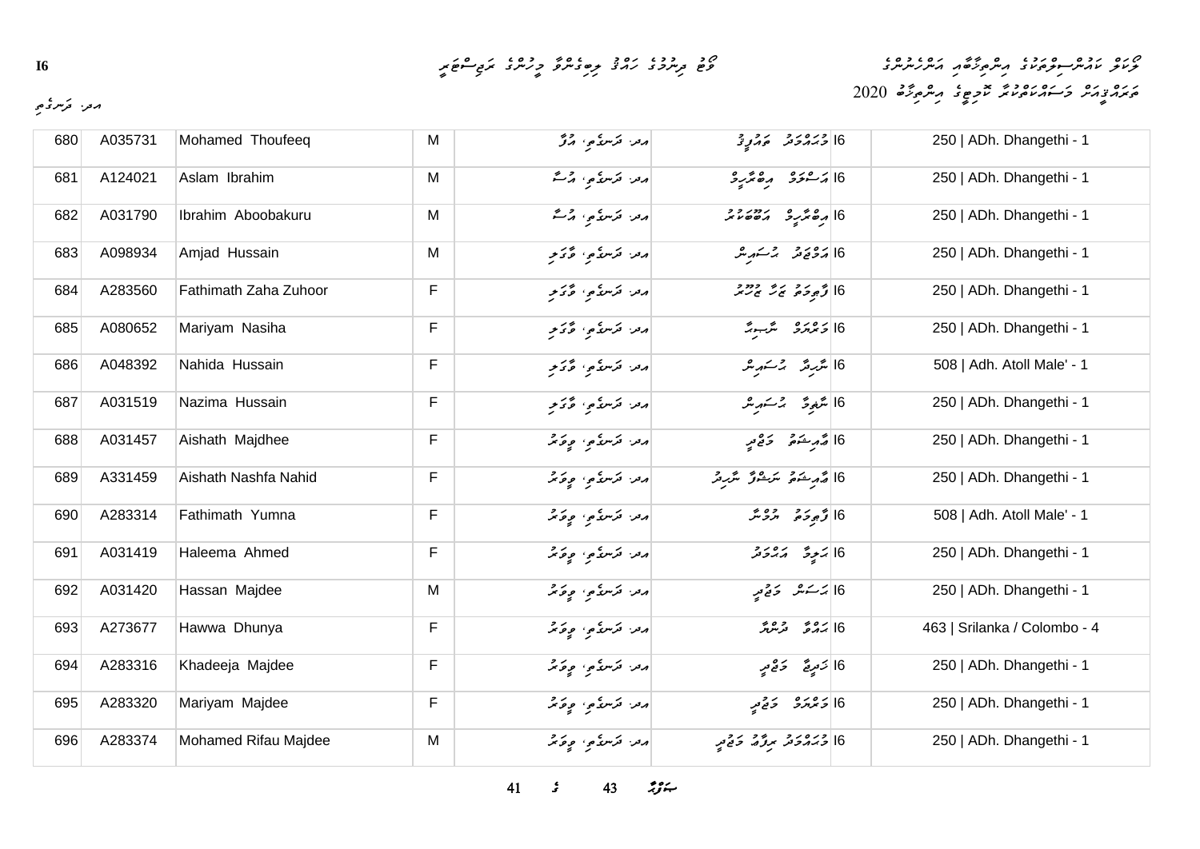| 680 | A035731 | Mohamed Thoufeeq | M | ދދ. ދަނގެތި، އުފާ | I6 މުހައްމަދު ތައުފީޤު | 250 \| ADh. Dhangethi - 1 |
|---|---|---|---|---|---|---|
| 681 | A124021 | Aslam Ibrahim | M | ދދ. ދަނގެތި، އުސާ | I6 އަސްލަމް އިބްރާހީމް | 250 \| ADh. Dhangethi - 1 |
| 682 | A031790 | Ibrahim Aboobakuru | M | ދދ. ދަނގެތި، އުސާ | I6 އިބްރާހީމް އަބޫބަކުރު | 250 \| ADh. Dhangethi - 1 |
| 683 | A098934 | Amjad Hussain | M | ދދ. ދަނގެތި، ވާދީ | I6 އަމްޖަދު ހުސައިން | 250 \| ADh. Dhangethi - 1 |
| 684 | A283560 | Fathimath Zaha Zuhoor | F | ދދ. ދަނގެތި، ވާދީ | I6 ފާތިމަތު ޒަހާ ޒުހޫރު | 250 \| ADh. Dhangethi - 1 |
| 685 | A080652 | Mariyam Nasiha | F | ދދ. ދަނގެތި، ވާދީ | I6 މަރިޔަމް ނާސިހާ | 250 \| ADh. Dhangethi - 1 |
| 686 | A048392 | Nahida Hussain | F | ދދ. ދަނގެތި، ވާދީ | I6 ނާހިދާ ހުސައިން | 508 \| Adh. Atoll Male' - 1 |
| 687 | A031519 | Nazima Hussain | F | ދދ. ދަނގެތި، ވާދީ | I6 ނާޒިމާ ހުސައިން | 250 \| ADh. Dhangethi - 1 |
| 688 | A031457 | Aishath Majdhee | F | ދދ. ދަނގެތި، ވިލަރު | I6 އާއިޝަތު މަޖްދީ | 250 \| ADh. Dhangethi - 1 |
| 689 | A331459 | Aishath Nashfa Nahid | F | ދދ. ދަނގެތި، ވިލަރު | I6 އާއިޝަތު ނަޝްފާ ނާހިދު | 250 \| ADh. Dhangethi - 1 |
| 690 | A283314 | Fathimath Yumna | F | ދދ. ދަނގެތި، ވިލަރު | I6 ފާތިމަތު ޔުމްނާ | 508 \| Adh. Atoll Male' - 1 |
| 691 | A031419 | Haleema Ahmed | F | ދދ. ދަނގެތި، ވިލަރު | I6 ހަލީމާ އަހުމަދު | 250 \| ADh. Dhangethi - 1 |
| 692 | A031420 | Hassan Majdee | M | ދދ. ދަނގެތި، ވިލަރު | I6 ހަސަން މަޖްދީ | 250 \| ADh. Dhangethi - 1 |
| 693 | A273677 | Hawwa Dhunya | F | ދދ. ދަނގެތި، ވިލަރު | I6 ހައްވާ ދުންޔާ | 463 \| Srilanka / Colombo - 4 |
| 694 | A283316 | Khadeeja Majdee | F | ދދ. ދަނގެތި، ވިލަރު | I6 ޚަދީޖާ މަޖްދީ | 250 \| ADh. Dhangethi - 1 |
| 695 | A283320 | Mariyam Majdee | F | ދދ. ދަނގެތި، ވިލަރު | I6 މަރިޔަމް މަޖްދީ | 250 \| ADh. Dhangethi - 1 |
| 696 | A283374 | Mohamed Rifau Majdee | M | ދދ. ދަނގެތި، ވިލަރު | I6 މުހައްމަދު ރިފާއު މަޖްދީ | 250 \| ADh. Dhangethi - 1 |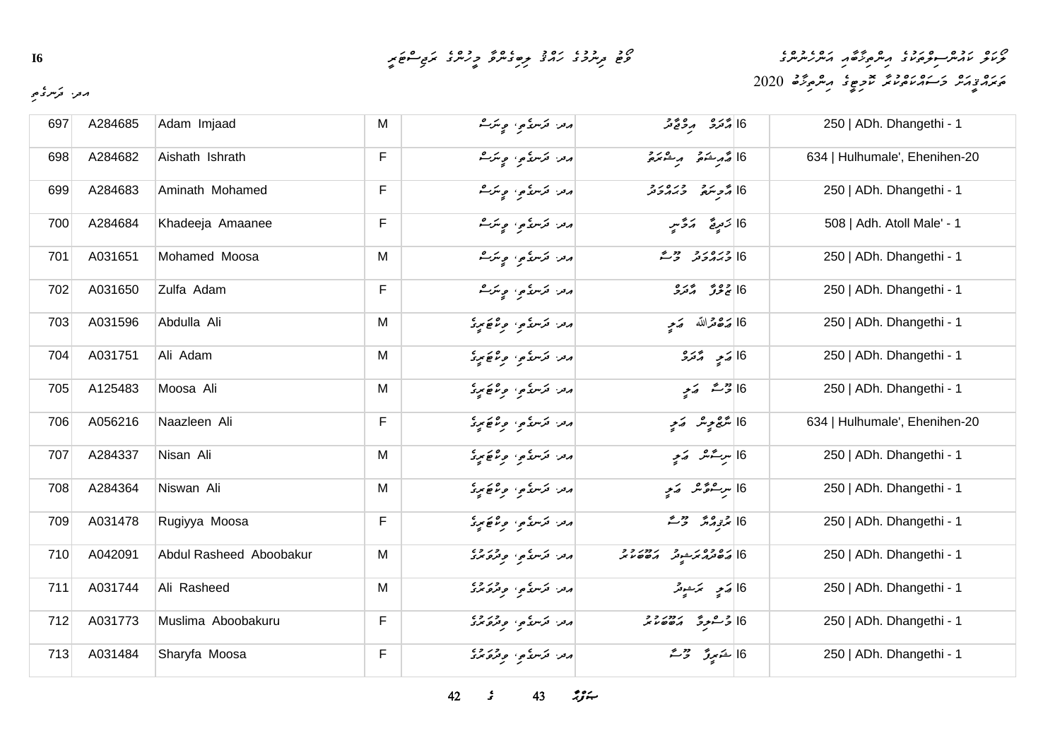| 697 | A284685 | Adam Imjaad | M | އދ. ދަނގެތި، ވިނަސް | I6 އާދަމް އިމްޖާދު | 250 \| ADh. Dhangethi - 1 |
|---|---|---|---|---|---|---|
| 698 | A284682 | Aishath Ishrath | F | އދ. ދަނގެތި، ވިނަސް | I6 އާއިޝަތު އިޝްރަތު | 634 \| Hulhumale', Ehenihen-20 |
| 699 | A284683 | Aminath Mohamed | F | އދ. ދަނގެތި، ވިނަސް | I6 އާމިނަތު މުޙައްމަދު | 250 \| ADh. Dhangethi - 1 |
| 700 | A284684 | Khadeeja Amaanee | F | އދ. ދަނގެތި، ވިނަސް | I6 ޚަދީޖާ އަމާނީ | 508 \| Adh. Atoll Male' - 1 |
| 701 | A031651 | Mohamed Moosa | M | އދ. ދަނގެތި، ވިނަސް | I6 މުޙައްމަދު މޫސާ | 250 \| ADh. Dhangethi - 1 |
| 702 | A031650 | Zulfa Adam | F | އދ. ދަނގެތި، ވިނަސް | I6 ޒުލްފާ އާދަމް | 250 \| ADh. Dhangethi - 1 |
| 703 | A031596 | Abdulla Ali | M | އދ. ދަނގެތި، ވިލާބަހާރު | I6 އަބްދުﷲ އަލި | 250 \| ADh. Dhangethi - 1 |
| 704 | A031751 | Ali Adam | M | އދ. ދަނގެތި، ވިލާބަހާރު | I6 އަލި އާދަމް | 250 \| ADh. Dhangethi - 1 |
| 705 | A125483 | Moosa Ali | M | އދ. ދަނގެތި، ވިލާބަހާރު | I6 މޫސާ އަލި | 250 \| ADh. Dhangethi - 1 |
| 706 | A056216 | Naazleen Ali | F | އދ. ދަނގެތި، ވިލާބަހާރު | I6 ނާޒްލީން އަލި | 634 \| Hulhumale', Ehenihen-20 |
| 707 | A284337 | Nisan Ali | M | އދ. ދަނގެތި، ވިލާބަހާރު | I6 ނިސާން އަލި | 250 \| ADh. Dhangethi - 1 |
| 708 | A284364 | Niswan Ali | M | އދ. ދަނގެތި، ވިލާބަހާރު | I6 ނިސްވާން އަލި | 250 \| ADh. Dhangethi - 1 |
| 709 | A031478 | Rugiyya Moosa | F | އދ. ދަނގެތި، ވިލާބަހާރު | I6 ރުޤިއްޔާ މޫސާ | 250 \| ADh. Dhangethi - 1 |
| 710 | A042091 | Abdul Rasheed Aboobakur | M | އދ. ދަނގެތި، ވިދުވަރާގެ | I6 އަބްދުއްރަޝީދު އަބޫބަކުރު | 250 \| ADh. Dhangethi - 1 |
| 711 | A031744 | Ali Rasheed | M | އދ. ދަނގެތި، ވިދުވަރާގެ | I6 އަލި ރަޝީދު | 250 \| ADh. Dhangethi - 1 |
| 712 | A031773 | Muslima Aboobakuru | F | އދ. ދަނގެތި، ވިދުވަރާގެ | I6 މުސްލިމާ އަބޫބަކުރު | 250 \| ADh. Dhangethi - 1 |
| 713 | A031484 | Sharyfa Moosa | F | އދ. ދަނގެތި، ވިދުވަރާގެ | I6 ޝަރީފާ މޫސާ | 250 \| ADh. Dhangethi - 1 |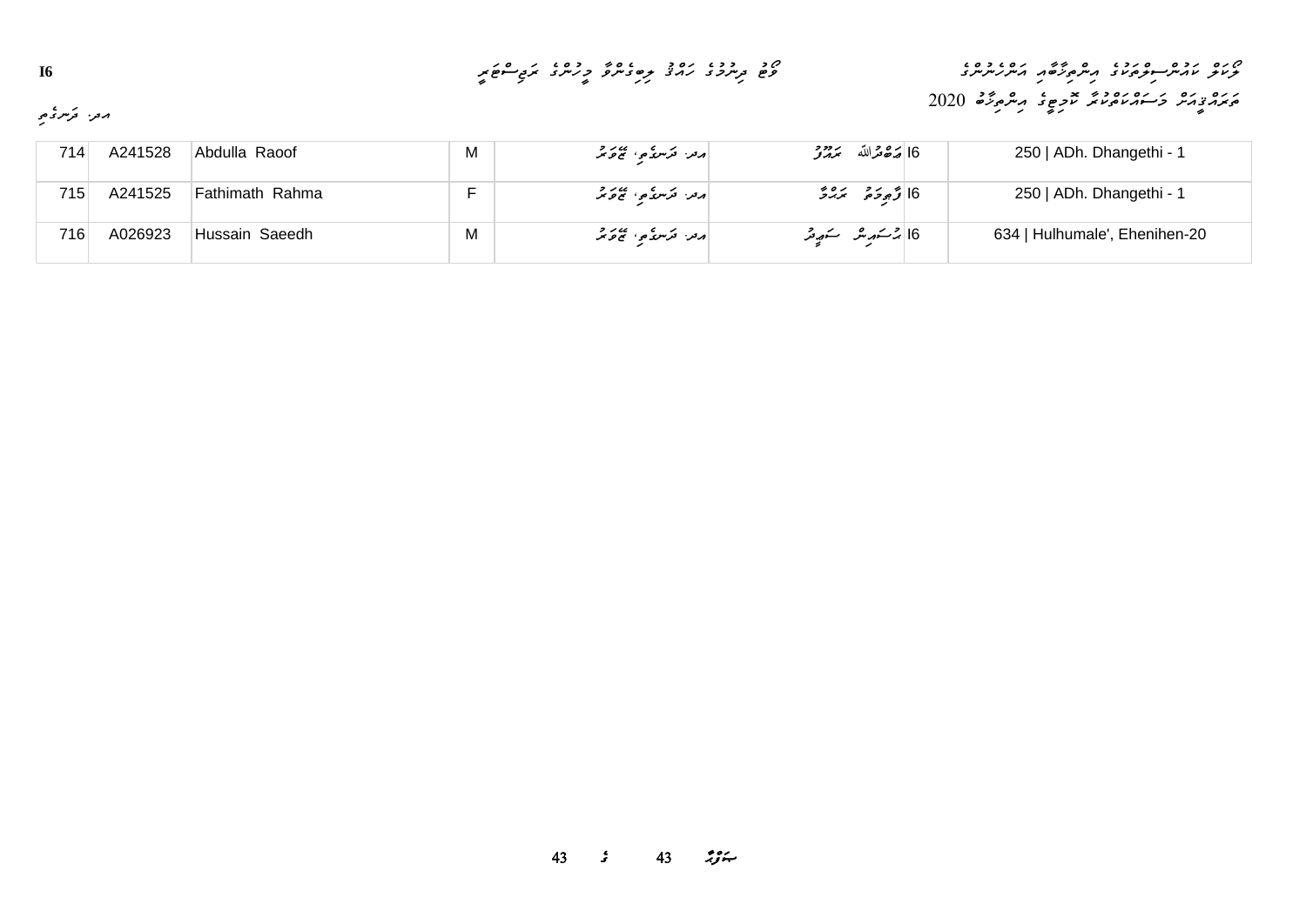ޢާންމު ކައުންސިލްތަކުގެ އިންތިޚާބާއި އަންހެނުންގެ ތަރައްޤީއަށް މަސައްކަތްކުރާ ކޮމިޓީގެ އިންތިޚާބު 2020

ށ. ދަނގެތި

| | | | | | | |
|---|---|---|---|---|---|---|
| 714 | A241528 | Abdulla Raoof | M | އދ. ދަނގެތި، ޖޭވަރ | I6 އަބްދުاللّه ރައޫފް | 250 \| ADh. Dhangethi - 1 |
| 715 | A241525 | Fathimath Rahma | F | އދ. ދަނގެތި، ޖޭވަރ | I6 ފާތިމަތު ރަޙްމާ | 250 \| ADh. Dhangethi - 1 |
| 716 | A026923 | Hussain Saeedh | M | އދ. ދަނގެތި، ޖޭވަރ | I6 ހުސައިން ސަޢީދު | 634 \| Hulhumale', Ehenihen-20 |